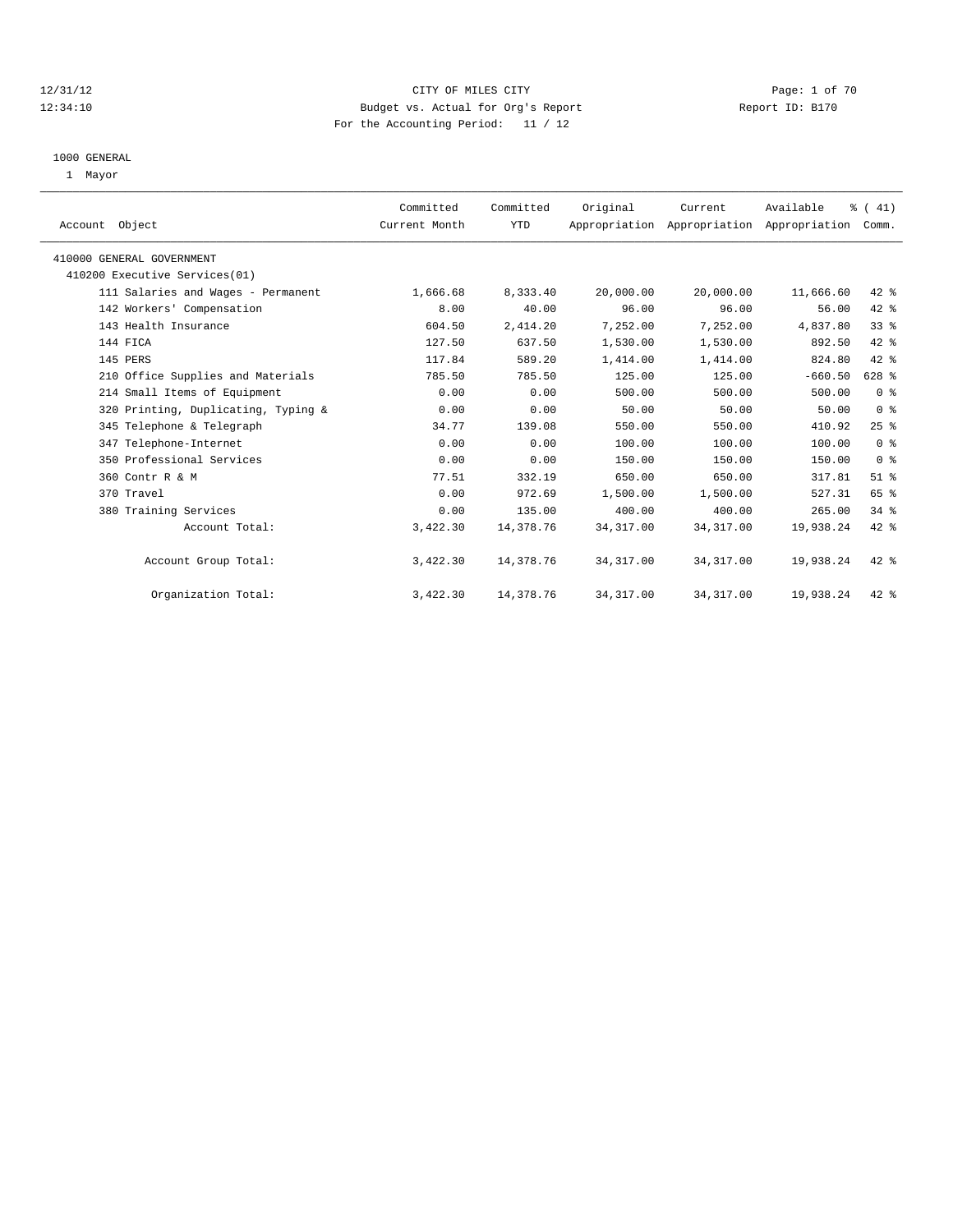12/31/12 CITY OF MILES CITY
12:34:10 Budget vs. Actual for Org's Report Report ID: B170
For the Accounting Period: 11 / 12

1000 GENERAL
1 Mayor

| Account Object | Committed Current Month | Committed YTD | Original Appropriation | Current Appropriation | Available Appropriation | % ( 41) Comm. |
|---|---|---|---|---|---|---|
| 410000 GENERAL GOVERNMENT | | | | | | |
| 410200 Executive Services(01) | | | | | | |
| 111 Salaries and Wages - Permanent | 1,666.68 | 8,333.40 | 20,000.00 | 20,000.00 | 11,666.60 | 42 % |
| 142 Workers' Compensation | 8.00 | 40.00 | 96.00 | 96.00 | 56.00 | 42 % |
| 143 Health Insurance | 604.50 | 2,414.20 | 7,252.00 | 7,252.00 | 4,837.80 | 33 % |
| 144 FICA | 127.50 | 637.50 | 1,530.00 | 1,530.00 | 892.50 | 42 % |
| 145 PERS | 117.84 | 589.20 | 1,414.00 | 1,414.00 | 824.80 | 42 % |
| 210 Office Supplies and Materials | 785.50 | 785.50 | 125.00 | 125.00 | -660.50 | 628 % |
| 214 Small Items of Equipment | 0.00 | 0.00 | 500.00 | 500.00 | 500.00 | 0 % |
| 320 Printing, Duplicating, Typing & | 0.00 | 0.00 | 50.00 | 50.00 | 50.00 | 0 % |
| 345 Telephone & Telegraph | 34.77 | 139.08 | 550.00 | 550.00 | 410.92 | 25 % |
| 347 Telephone-Internet | 0.00 | 0.00 | 100.00 | 100.00 | 100.00 | 0 % |
| 350 Professional Services | 0.00 | 0.00 | 150.00 | 150.00 | 150.00 | 0 % |
| 360 Contr R & M | 77.51 | 332.19 | 650.00 | 650.00 | 317.81 | 51 % |
| 370 Travel | 0.00 | 972.69 | 1,500.00 | 1,500.00 | 527.31 | 65 % |
| 380 Training Services | 0.00 | 135.00 | 400.00 | 400.00 | 265.00 | 34 % |
| Account Total: | 3,422.30 | 14,378.76 | 34,317.00 | 34,317.00 | 19,938.24 | 42 % |
| Account Group Total: | 3,422.30 | 14,378.76 | 34,317.00 | 34,317.00 | 19,938.24 | 42 % |
| Organization Total: | 3,422.30 | 14,378.76 | 34,317.00 | 34,317.00 | 19,938.24 | 42 % |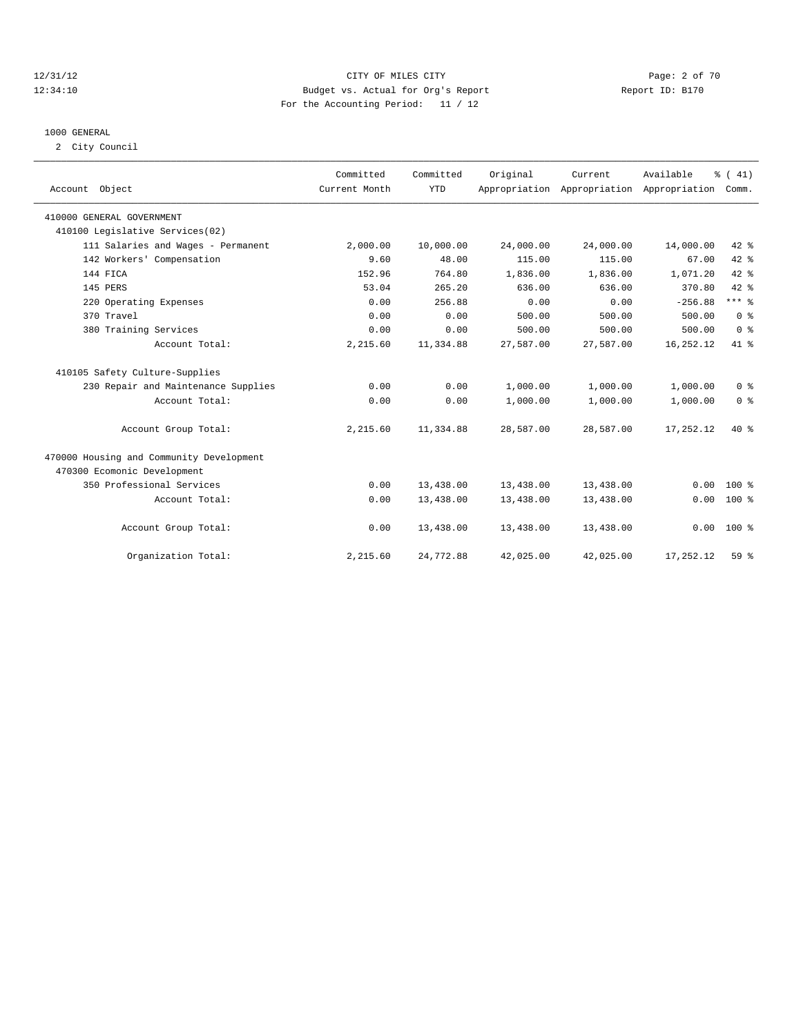12/31/12 CITY OF MILES CITY
12:34:10 Budget vs. Actual for Org's Report Report ID: B170
For the Accounting Period: 11 / 12

1000 GENERAL

2 City Council

| Account Object | Committed Current Month | Committed YTD | Original Appropriation | Current Appropriation | Available Appropriation | % ( 41) Comm. |
|---|---|---|---|---|---|---|
| 410000 GENERAL GOVERNMENT | | | | | | |
| 410100 Legislative Services(02) | | | | | | |
| 111 Salaries and Wages - Permanent | 2,000.00 | 10,000.00 | 24,000.00 | 24,000.00 | 14,000.00 | 42 % |
| 142 Workers' Compensation | 9.60 | 48.00 | 115.00 | 115.00 | 67.00 | 42 % |
| 144 FICA | 152.96 | 764.80 | 1,836.00 | 1,836.00 | 1,071.20 | 42 % |
| 145 PERS | 53.04 | 265.20 | 636.00 | 636.00 | 370.80 | 42 % |
| 220 Operating Expenses | 0.00 | 256.88 | 0.00 | 0.00 | -256.88 | *** % |
| 370 Travel | 0.00 | 0.00 | 500.00 | 500.00 | 500.00 | 0 % |
| 380 Training Services | 0.00 | 0.00 | 500.00 | 500.00 | 500.00 | 0 % |
| Account Total: | 2,215.60 | 11,334.88 | 27,587.00 | 27,587.00 | 16,252.12 | 41 % |
| 410105 Safety Culture-Supplies | | | | | | |
| 230 Repair and Maintenance Supplies | 0.00 | 0.00 | 1,000.00 | 1,000.00 | 1,000.00 | 0 % |
| Account Total: | 0.00 | 0.00 | 1,000.00 | 1,000.00 | 1,000.00 | 0 % |
| Account Group Total: | 2,215.60 | 11,334.88 | 28,587.00 | 28,587.00 | 17,252.12 | 40 % |
| 470000 Housing and Community Development | | | | | | |
| 470300 Ecomonic Development | | | | | | |
| 350 Professional Services | 0.00 | 13,438.00 | 13,438.00 | 13,438.00 | 0.00 | 100 % |
| Account Total: | 0.00 | 13,438.00 | 13,438.00 | 13,438.00 | 0.00 | 100 % |
| Account Group Total: | 0.00 | 13,438.00 | 13,438.00 | 13,438.00 | 0.00 | 100 % |
| Organization Total: | 2,215.60 | 24,772.88 | 42,025.00 | 42,025.00 | 17,252.12 | 59 % |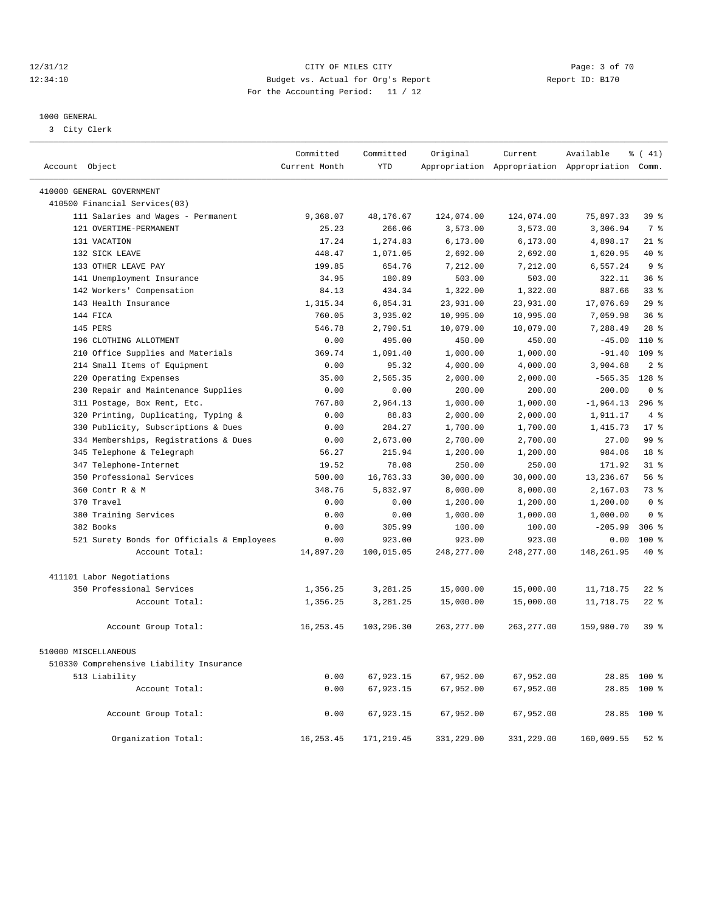CITY OF MILES CITY
Budget vs. Actual for Org's Report
For the Accounting Period: 11 / 12

12/31/12
12:34:10

Report ID: B170

## 1000 GENERAL

3 City Clerk

| Account Object | Committed Current Month | Committed YTD | Original Appropriation | Current Appropriation | Available Appropriation | % ( 41) Comm. |
|---|---|---|---|---|---|---|
| 410000 GENERAL GOVERNMENT | | | | | | |
| 410500 Financial Services(03) | | | | | | |
| 111 Salaries and Wages - Permanent | 9,368.07 | 48,176.67 | 124,074.00 | 124,074.00 | 75,897.33 | 39 % |
| 121 OVERTIME-PERMANENT | 25.23 | 266.06 | 3,573.00 | 3,573.00 | 3,306.94 | 7 % |
| 131 VACATION | 17.24 | 1,274.83 | 6,173.00 | 6,173.00 | 4,898.17 | 21 % |
| 132 SICK LEAVE | 448.47 | 1,071.05 | 2,692.00 | 2,692.00 | 1,620.95 | 40 % |
| 133 OTHER LEAVE PAY | 199.85 | 654.76 | 7,212.00 | 7,212.00 | 6,557.24 | 9 % |
| 141 Unemployment Insurance | 34.95 | 180.89 | 503.00 | 503.00 | 322.11 | 36 % |
| 142 Workers' Compensation | 84.13 | 434.34 | 1,322.00 | 1,322.00 | 887.66 | 33 % |
| 143 Health Insurance | 1,315.34 | 6,854.31 | 23,931.00 | 23,931.00 | 17,076.69 | 29 % |
| 144 FICA | 760.05 | 3,935.02 | 10,995.00 | 10,995.00 | 7,059.98 | 36 % |
| 145 PERS | 546.78 | 2,790.51 | 10,079.00 | 10,079.00 | 7,288.49 | 28 % |
| 196 CLOTHING ALLOTMENT | 0.00 | 495.00 | 450.00 | 450.00 | -45.00 | 110 % |
| 210 Office Supplies and Materials | 369.74 | 1,091.40 | 1,000.00 | 1,000.00 | -91.40 | 109 % |
| 214 Small Items of Equipment | 0.00 | 95.32 | 4,000.00 | 4,000.00 | 3,904.68 | 2 % |
| 220 Operating Expenses | 35.00 | 2,565.35 | 2,000.00 | 2,000.00 | -565.35 | 128 % |
| 230 Repair and Maintenance Supplies | 0.00 | 0.00 | 200.00 | 200.00 | 200.00 | 0 % |
| 311 Postage, Box Rent, Etc. | 767.80 | 2,964.13 | 1,000.00 | 1,000.00 | -1,964.13 | 296 % |
| 320 Printing, Duplicating, Typing & | 0.00 | 88.83 | 2,000.00 | 2,000.00 | 1,911.17 | 4 % |
| 330 Publicity, Subscriptions & Dues | 0.00 | 284.27 | 1,700.00 | 1,700.00 | 1,415.73 | 17 % |
| 334 Memberships, Registrations & Dues | 0.00 | 2,673.00 | 2,700.00 | 2,700.00 | 27.00 | 99 % |
| 345 Telephone & Telegraph | 56.27 | 215.94 | 1,200.00 | 1,200.00 | 984.06 | 18 % |
| 347 Telephone-Internet | 19.52 | 78.08 | 250.00 | 250.00 | 171.92 | 31 % |
| 350 Professional Services | 500.00 | 16,763.33 | 30,000.00 | 30,000.00 | 13,236.67 | 56 % |
| 360 Contr R & M | 348.76 | 5,832.97 | 8,000.00 | 8,000.00 | 2,167.03 | 73 % |
| 370 Travel | 0.00 | 0.00 | 1,200.00 | 1,200.00 | 1,200.00 | 0 % |
| 380 Training Services | 0.00 | 0.00 | 1,000.00 | 1,000.00 | 1,000.00 | 0 % |
| 382 Books | 0.00 | 305.99 | 100.00 | 100.00 | -205.99 | 306 % |
| 521 Surety Bonds for Officials & Employees | 0.00 | 923.00 | 923.00 | 923.00 | 0.00 | 100 % |
| Account Total: | 14,897.20 | 100,015.05 | 248,277.00 | 248,277.00 | 148,261.95 | 40 % |
| 411101 Labor Negotiations | | | | | | |
| 350 Professional Services | 1,356.25 | 3,281.25 | 15,000.00 | 15,000.00 | 11,718.75 | 22 % |
| Account Total: | 1,356.25 | 3,281.25 | 15,000.00 | 15,000.00 | 11,718.75 | 22 % |
| Account Group Total: | 16,253.45 | 103,296.30 | 263,277.00 | 263,277.00 | 159,980.70 | 39 % |
| 510000 MISCELLANEOUS | | | | | | |
| 510330 Comprehensive Liability Insurance | | | | | | |
| 513 Liability | 0.00 | 67,923.15 | 67,952.00 | 67,952.00 | 28.85 | 100 % |
| Account Total: | 0.00 | 67,923.15 | 67,952.00 | 67,952.00 | 28.85 | 100 % |
| Account Group Total: | 0.00 | 67,923.15 | 67,952.00 | 67,952.00 | 28.85 | 100 % |
| Organization Total: | 16,253.45 | 171,219.45 | 331,229.00 | 331,229.00 | 160,009.55 | 52 % |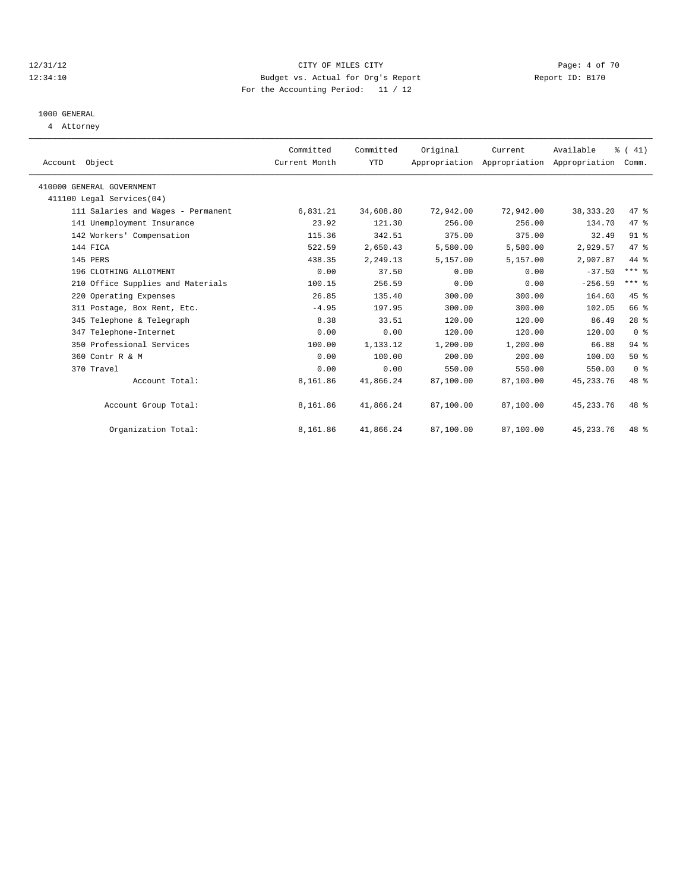CITY OF MILES CITY
Budget vs. Actual for Org's Report
For the Accounting Period: 11 / 12

12/31/12
12:34:10

Report ID: B170

1000 GENERAL
4 Attorney

| Account Object | Committed Current Month | Committed YTD | Original Appropriation | Current Appropriation | Available Appropriation | % ( 41) Comm. |
|---|---|---|---|---|---|---|
| 410000 GENERAL GOVERNMENT | | | | | | |
| 411100 Legal Services(04) | | | | | | |
| 111 Salaries and Wages - Permanent | 6,831.21 | 34,608.80 | 72,942.00 | 72,942.00 | 38,333.20 | 47 % |
| 141 Unemployment Insurance | 23.92 | 121.30 | 256.00 | 256.00 | 134.70 | 47 % |
| 142 Workers' Compensation | 115.36 | 342.51 | 375.00 | 375.00 | 32.49 | 91 % |
| 144 FICA | 522.59 | 2,650.43 | 5,580.00 | 5,580.00 | 2,929.57 | 47 % |
| 145 PERS | 438.35 | 2,249.13 | 5,157.00 | 5,157.00 | 2,907.87 | 44 % |
| 196 CLOTHING ALLOTMENT | 0.00 | 37.50 | 0.00 | 0.00 | -37.50 | *** % |
| 210 Office Supplies and Materials | 100.15 | 256.59 | 0.00 | 0.00 | -256.59 | *** % |
| 220 Operating Expenses | 26.85 | 135.40 | 300.00 | 300.00 | 164.60 | 45 % |
| 311 Postage, Box Rent, Etc. | -4.95 | 197.95 | 300.00 | 300.00 | 102.05 | 66 % |
| 345 Telephone & Telegraph | 8.38 | 33.51 | 120.00 | 120.00 | 86.49 | 28 % |
| 347 Telephone-Internet | 0.00 | 0.00 | 120.00 | 120.00 | 120.00 | 0 % |
| 350 Professional Services | 100.00 | 1,133.12 | 1,200.00 | 1,200.00 | 66.88 | 94 % |
| 360 Contr R & M | 0.00 | 100.00 | 200.00 | 200.00 | 100.00 | 50 % |
| 370 Travel | 0.00 | 0.00 | 550.00 | 550.00 | 550.00 | 0 % |
| Account Total: | 8,161.86 | 41,866.24 | 87,100.00 | 87,100.00 | 45,233.76 | 48 % |
| Account Group Total: | 8,161.86 | 41,866.24 | 87,100.00 | 87,100.00 | 45,233.76 | 48 % |
| Organization Total: | 8,161.86 | 41,866.24 | 87,100.00 | 87,100.00 | 45,233.76 | 48 % |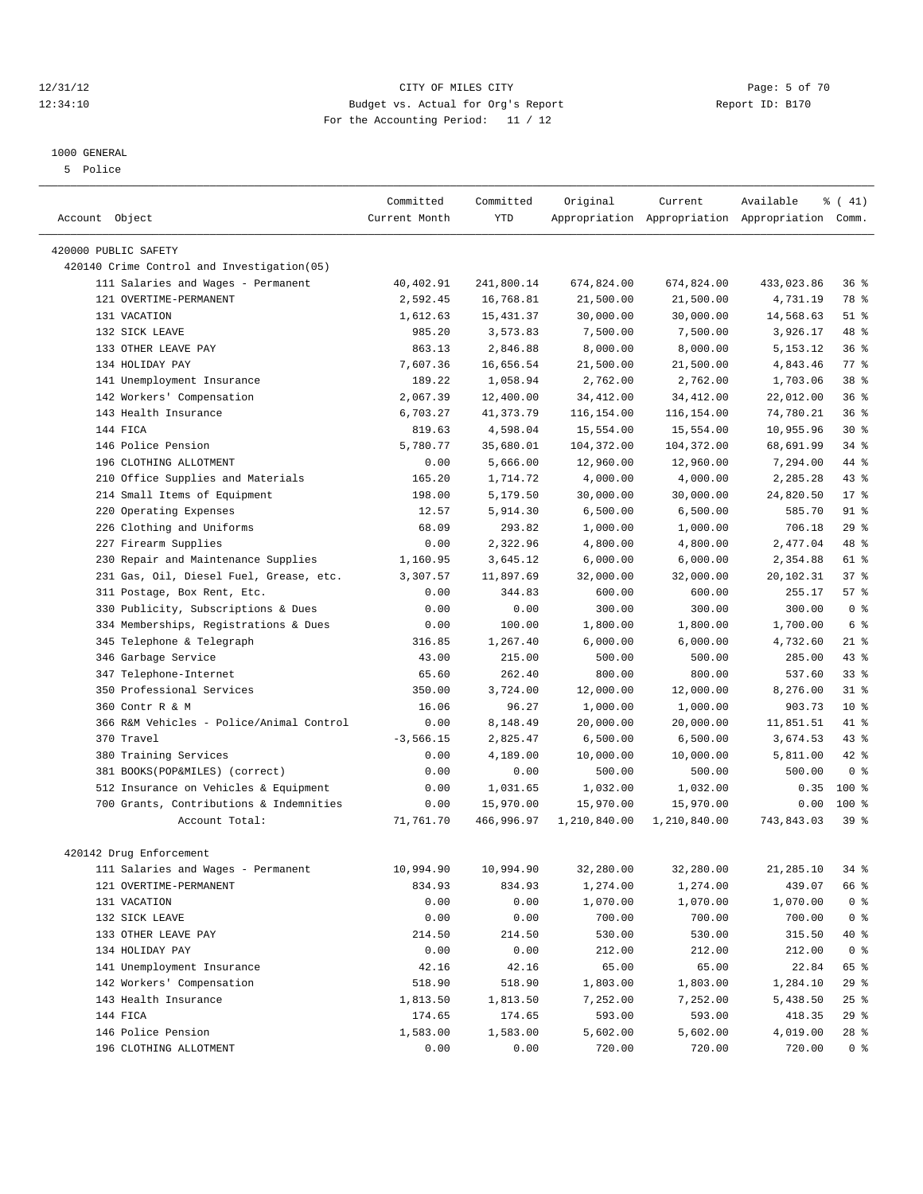CITY OF MILES CITY
Budget vs. Actual for Org's Report
For the Accounting Period: 11 / 12

Report ID: B170

12/31/12
12:34:10

1000 GENERAL
5 Police

| Account Object | Committed Current Month | Committed YTD | Original Appropriation | Current Appropriation | Available Appropriation | % ( 41) Comm. |
|---|---|---|---|---|---|---|
| 420000 PUBLIC SAFETY | | | | | | |
| 420140 Crime Control and Investigation(05) | | | | | | |
| 111 Salaries and Wages - Permanent | 40,402.91 | 241,800.14 | 674,824.00 | 674,824.00 | 433,023.86 | 36 % |
| 121 OVERTIME-PERMANENT | 2,592.45 | 16,768.81 | 21,500.00 | 21,500.00 | 4,731.19 | 78 % |
| 131 VACATION | 1,612.63 | 15,431.37 | 30,000.00 | 30,000.00 | 14,568.63 | 51 % |
| 132 SICK LEAVE | 985.20 | 3,573.83 | 7,500.00 | 7,500.00 | 3,926.17 | 48 % |
| 133 OTHER LEAVE PAY | 863.13 | 2,846.88 | 8,000.00 | 8,000.00 | 5,153.12 | 36 % |
| 134 HOLIDAY PAY | 7,607.36 | 16,656.54 | 21,500.00 | 21,500.00 | 4,843.46 | 77 % |
| 141 Unemployment Insurance | 189.22 | 1,058.94 | 2,762.00 | 2,762.00 | 1,703.06 | 38 % |
| 142 Workers' Compensation | 2,067.39 | 12,400.00 | 34,412.00 | 34,412.00 | 22,012.00 | 36 % |
| 143 Health Insurance | 6,703.27 | 41,373.79 | 116,154.00 | 116,154.00 | 74,780.21 | 36 % |
| 144 FICA | 819.63 | 4,598.04 | 15,554.00 | 15,554.00 | 10,955.96 | 30 % |
| 146 Police Pension | 5,780.77 | 35,680.01 | 104,372.00 | 104,372.00 | 68,691.99 | 34 % |
| 196 CLOTHING ALLOTMENT | 0.00 | 5,666.00 | 12,960.00 | 12,960.00 | 7,294.00 | 44 % |
| 210 Office Supplies and Materials | 165.20 | 1,714.72 | 4,000.00 | 4,000.00 | 2,285.28 | 43 % |
| 214 Small Items of Equipment | 198.00 | 5,179.50 | 30,000.00 | 30,000.00 | 24,820.50 | 17 % |
| 220 Operating Expenses | 12.57 | 5,914.30 | 6,500.00 | 6,500.00 | 585.70 | 91 % |
| 226 Clothing and Uniforms | 68.09 | 293.82 | 1,000.00 | 1,000.00 | 706.18 | 29 % |
| 227 Firearm Supplies | 0.00 | 2,322.96 | 4,800.00 | 4,800.00 | 2,477.04 | 48 % |
| 230 Repair and Maintenance Supplies | 1,160.95 | 3,645.12 | 6,000.00 | 6,000.00 | 2,354.88 | 61 % |
| 231 Gas, Oil, Diesel Fuel, Grease, etc. | 3,307.57 | 11,897.69 | 32,000.00 | 32,000.00 | 20,102.31 | 37 % |
| 311 Postage, Box Rent, Etc. | 0.00 | 344.83 | 600.00 | 600.00 | 255.17 | 57 % |
| 330 Publicity, Subscriptions & Dues | 0.00 | 0.00 | 300.00 | 300.00 | 300.00 | 0 % |
| 334 Memberships, Registrations & Dues | 0.00 | 100.00 | 1,800.00 | 1,800.00 | 1,700.00 | 6 % |
| 345 Telephone & Telegraph | 316.85 | 1,267.40 | 6,000.00 | 6,000.00 | 4,732.60 | 21 % |
| 346 Garbage Service | 43.00 | 215.00 | 500.00 | 500.00 | 285.00 | 43 % |
| 347 Telephone-Internet | 65.60 | 262.40 | 800.00 | 800.00 | 537.60 | 33 % |
| 350 Professional Services | 350.00 | 3,724.00 | 12,000.00 | 12,000.00 | 8,276.00 | 31 % |
| 360 Contr R & M | 16.06 | 96.27 | 1,000.00 | 1,000.00 | 903.73 | 10 % |
| 366 R&M Vehicles - Police/Animal Control | 0.00 | 8,148.49 | 20,000.00 | 20,000.00 | 11,851.51 | 41 % |
| 370 Travel | -3,566.15 | 2,825.47 | 6,500.00 | 6,500.00 | 3,674.53 | 43 % |
| 380 Training Services | 0.00 | 4,189.00 | 10,000.00 | 10,000.00 | 5,811.00 | 42 % |
| 381 BOOKS(POP&MILES) (correct) | 0.00 | 0.00 | 500.00 | 500.00 | 500.00 | 0 % |
| 512 Insurance on Vehicles & Equipment | 0.00 | 1,031.65 | 1,032.00 | 1,032.00 | 0.35 | 100 % |
| 700 Grants, Contributions & Indemnities | 0.00 | 15,970.00 | 15,970.00 | 15,970.00 | 0.00 | 100 % |
| Account Total: | 71,761.70 | 466,996.97 | 1,210,840.00 | 1,210,840.00 | 743,843.03 | 39 % |
| 420142 Drug Enforcement | | | | | | |
| 111 Salaries and Wages - Permanent | 10,994.90 | 10,994.90 | 32,280.00 | 32,280.00 | 21,285.10 | 34 % |
| 121 OVERTIME-PERMANENT | 834.93 | 834.93 | 1,274.00 | 1,274.00 | 439.07 | 66 % |
| 131 VACATION | 0.00 | 0.00 | 1,070.00 | 1,070.00 | 1,070.00 | 0 % |
| 132 SICK LEAVE | 0.00 | 0.00 | 700.00 | 700.00 | 700.00 | 0 % |
| 133 OTHER LEAVE PAY | 214.50 | 214.50 | 530.00 | 530.00 | 315.50 | 40 % |
| 134 HOLIDAY PAY | 0.00 | 0.00 | 212.00 | 212.00 | 212.00 | 0 % |
| 141 Unemployment Insurance | 42.16 | 42.16 | 65.00 | 65.00 | 22.84 | 65 % |
| 142 Workers' Compensation | 518.90 | 518.90 | 1,803.00 | 1,803.00 | 1,284.10 | 29 % |
| 143 Health Insurance | 1,813.50 | 1,813.50 | 7,252.00 | 7,252.00 | 5,438.50 | 25 % |
| 144 FICA | 174.65 | 174.65 | 593.00 | 593.00 | 418.35 | 29 % |
| 146 Police Pension | 1,583.00 | 1,583.00 | 5,602.00 | 5,602.00 | 4,019.00 | 28 % |
| 196 CLOTHING ALLOTMENT | 0.00 | 0.00 | 720.00 | 720.00 | 720.00 | 0 % |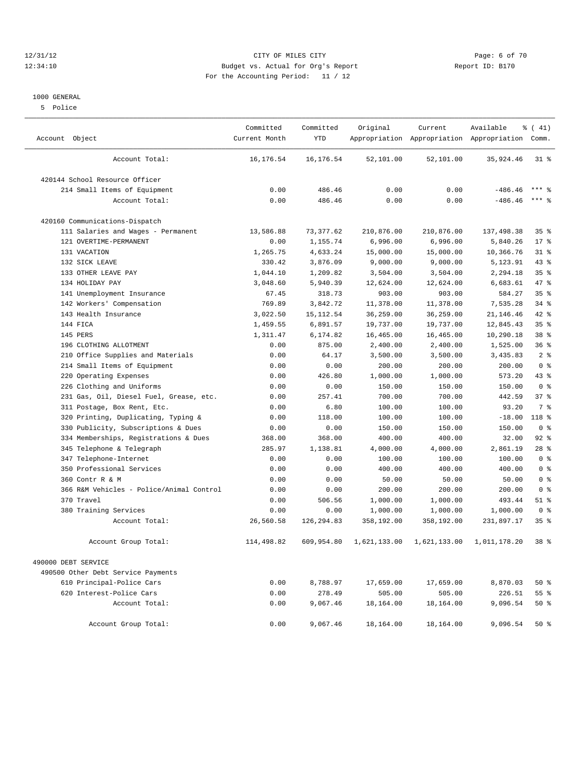# CITY OF MILES CITY

Budget vs. Actual for Org's Report

For the Accounting Period: 11 / 12

12/31/12
12:34:10

Report ID: B170

## 1000 GENERAL

5 Police

| Account Object | Committed Current Month | Committed YTD | Original Appropriation | Current Appropriation | Available Appropriation | % ( 41) Comm. |
|---|---|---|---|---|---|---|
| Account Total: | 16,176.54 | 16,176.54 | 52,101.00 | 52,101.00 | 35,924.46 | 31 % |
| 420144 School Resource Officer | | | | | | |
| 214 Small Items of Equipment | 0.00 | 486.46 | 0.00 | 0.00 | -486.46 | *** % |
| Account Total: | 0.00 | 486.46 | 0.00 | 0.00 | -486.46 | *** % |
| 420160 Communications-Dispatch | | | | | | |
| 111 Salaries and Wages - Permanent | 13,586.88 | 73,377.62 | 210,876.00 | 210,876.00 | 137,498.38 | 35 % |
| 121 OVERTIME-PERMANENT | 0.00 | 1,155.74 | 6,996.00 | 6,996.00 | 5,840.26 | 17 % |
| 131 VACATION | 1,265.75 | 4,633.24 | 15,000.00 | 15,000.00 | 10,366.76 | 31 % |
| 132 SICK LEAVE | 330.42 | 3,876.09 | 9,000.00 | 9,000.00 | 5,123.91 | 43 % |
| 133 OTHER LEAVE PAY | 1,044.10 | 1,209.82 | 3,504.00 | 3,504.00 | 2,294.18 | 35 % |
| 134 HOLIDAY PAY | 3,048.60 | 5,940.39 | 12,624.00 | 12,624.00 | 6,683.61 | 47 % |
| 141 Unemployment Insurance | 67.45 | 318.73 | 903.00 | 903.00 | 584.27 | 35 % |
| 142 Workers' Compensation | 769.89 | 3,842.72 | 11,378.00 | 11,378.00 | 7,535.28 | 34 % |
| 143 Health Insurance | 3,022.50 | 15,112.54 | 36,259.00 | 36,259.00 | 21,146.46 | 42 % |
| 144 FICA | 1,459.55 | 6,891.57 | 19,737.00 | 19,737.00 | 12,845.43 | 35 % |
| 145 PERS | 1,311.47 | 6,174.82 | 16,465.00 | 16,465.00 | 10,290.18 | 38 % |
| 196 CLOTHING ALLOTMENT | 0.00 | 875.00 | 2,400.00 | 2,400.00 | 1,525.00 | 36 % |
| 210 Office Supplies and Materials | 0.00 | 64.17 | 3,500.00 | 3,500.00 | 3,435.83 | 2 % |
| 214 Small Items of Equipment | 0.00 | 0.00 | 200.00 | 200.00 | 200.00 | 0 % |
| 220 Operating Expenses | 0.00 | 426.80 | 1,000.00 | 1,000.00 | 573.20 | 43 % |
| 226 Clothing and Uniforms | 0.00 | 0.00 | 150.00 | 150.00 | 150.00 | 0 % |
| 231 Gas, Oil, Diesel Fuel, Grease, etc. | 0.00 | 257.41 | 700.00 | 700.00 | 442.59 | 37 % |
| 311 Postage, Box Rent, Etc. | 0.00 | 6.80 | 100.00 | 100.00 | 93.20 | 7 % |
| 320 Printing, Duplicating, Typing & | 0.00 | 118.00 | 100.00 | 100.00 | -18.00 | 118 % |
| 330 Publicity, Subscriptions & Dues | 0.00 | 0.00 | 150.00 | 150.00 | 150.00 | 0 % |
| 334 Memberships, Registrations & Dues | 368.00 | 368.00 | 400.00 | 400.00 | 32.00 | 92 % |
| 345 Telephone & Telegraph | 285.97 | 1,138.81 | 4,000.00 | 4,000.00 | 2,861.19 | 28 % |
| 347 Telephone-Internet | 0.00 | 0.00 | 100.00 | 100.00 | 100.00 | 0 % |
| 350 Professional Services | 0.00 | 0.00 | 400.00 | 400.00 | 400.00 | 0 % |
| 360 Contr R & M | 0.00 | 0.00 | 50.00 | 50.00 | 50.00 | 0 % |
| 366 R&M Vehicles - Police/Animal Control | 0.00 | 0.00 | 200.00 | 200.00 | 200.00 | 0 % |
| 370 Travel | 0.00 | 506.56 | 1,000.00 | 1,000.00 | 493.44 | 51 % |
| 380 Training Services | 0.00 | 0.00 | 1,000.00 | 1,000.00 | 1,000.00 | 0 % |
| Account Total: | 26,560.58 | 126,294.83 | 358,192.00 | 358,192.00 | 231,897.17 | 35 % |
| Account Group Total: | 114,498.82 | 609,954.80 | 1,621,133.00 | 1,621,133.00 | 1,011,178.20 | 38 % |
| 490000 DEBT SERVICE | | | | | | |
| 490500 Other Debt Service Payments | | | | | | |
| 610 Principal-Police Cars | 0.00 | 8,788.97 | 17,659.00 | 17,659.00 | 8,870.03 | 50 % |
| 620 Interest-Police Cars | 0.00 | 278.49 | 505.00 | 505.00 | 226.51 | 55 % |
| Account Total: | 0.00 | 9,067.46 | 18,164.00 | 18,164.00 | 9,096.54 | 50 % |
| Account Group Total: | 0.00 | 9,067.46 | 18,164.00 | 18,164.00 | 9,096.54 | 50 % |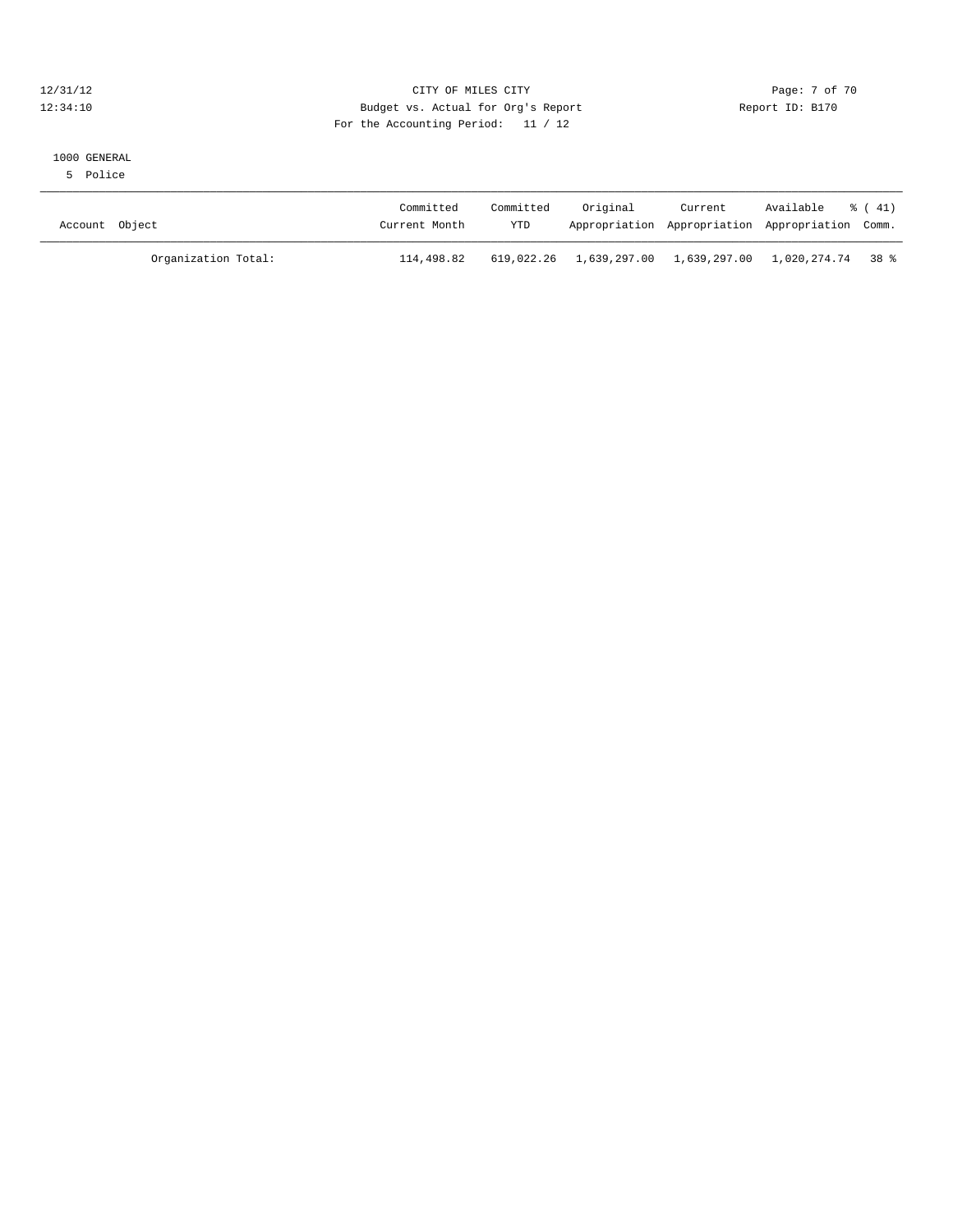CITY OF MILES CITY

Budget vs. Actual for Org's Report

For the Accounting Period: 11 / 12

12/31/12
12:34:10

Report ID: B170

1000 GENERAL

5 Police

| Account Object | Committed Current Month | Committed YTD | Original Appropriation | Current Appropriation | Available Appropriation | % ( 41) Comm. |
|---|---|---|---|---|---|---|
| Organization Total: | 114,498.82 | 619,022.26 | 1,639,297.00 | 1,639,297.00 | 1,020,274.74 | 38 % |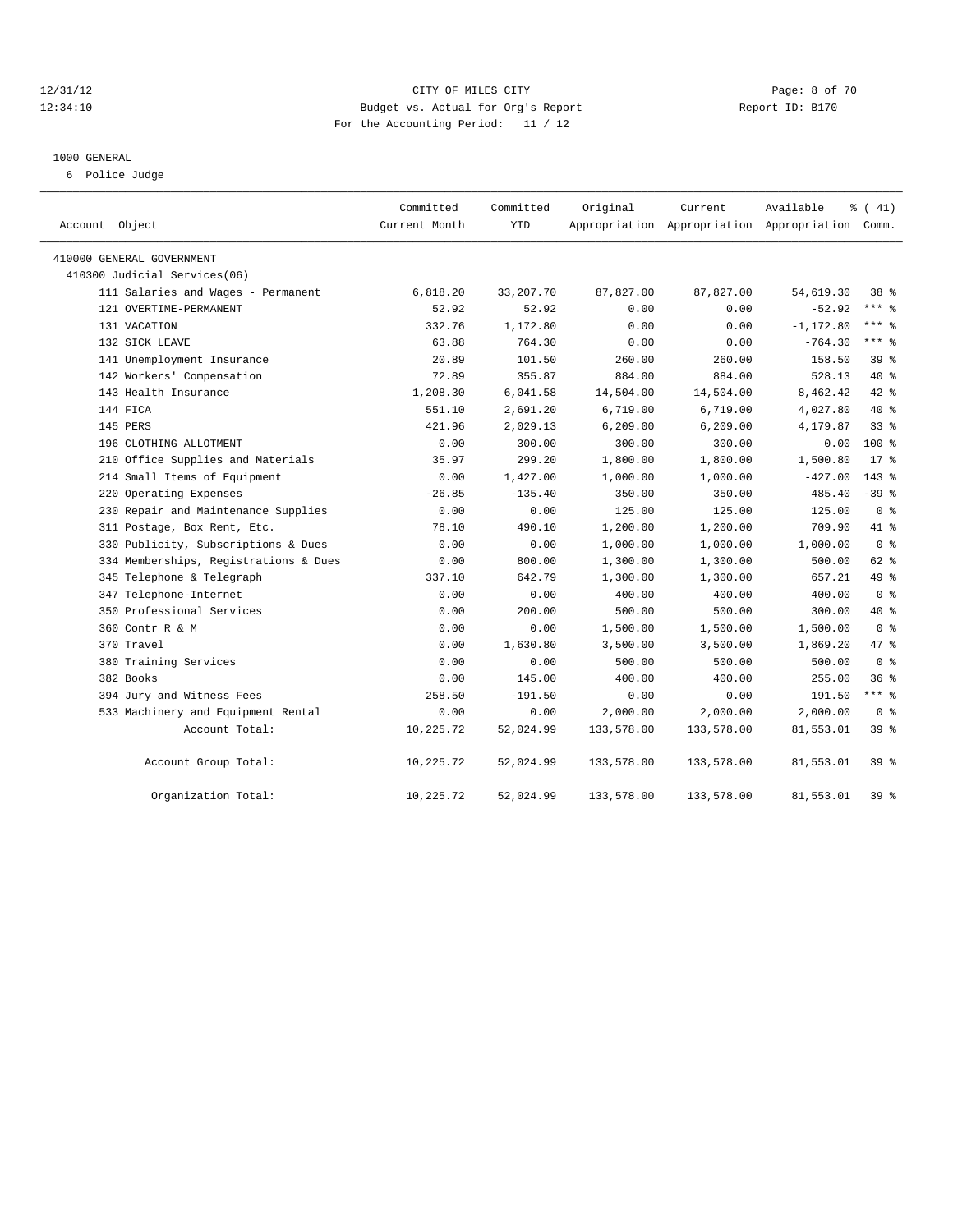CITY OF MILES CITY
Budget vs. Actual for Org's Report
For the Accounting Period: 11 / 12

12/31/12
12:34:10

Report ID: B170

## 1000 GENERAL

6 Police Judge

| Account Object | Committed Current Month | Committed YTD | Original Appropriation | Current Appropriation | Available Appropriation | % ( 41) Comm. |
|---|---|---|---|---|---|---|
| 410000 GENERAL GOVERNMENT | | | | | | |
| 410300 Judicial Services(06) | | | | | | |
| 111 Salaries and Wages - Permanent | 6,818.20 | 33,207.70 | 87,827.00 | 87,827.00 | 54,619.30 | 38 % |
| 121 OVERTIME-PERMANENT | 52.92 | 52.92 | 0.00 | 0.00 | -52.92 | *** % |
| 131 VACATION | 332.76 | 1,172.80 | 0.00 | 0.00 | -1,172.80 | *** % |
| 132 SICK LEAVE | 63.88 | 764.30 | 0.00 | 0.00 | -764.30 | *** % |
| 141 Unemployment Insurance | 20.89 | 101.50 | 260.00 | 260.00 | 158.50 | 39 % |
| 142 Workers' Compensation | 72.89 | 355.87 | 884.00 | 884.00 | 528.13 | 40 % |
| 143 Health Insurance | 1,208.30 | 6,041.58 | 14,504.00 | 14,504.00 | 8,462.42 | 42 % |
| 144 FICA | 551.10 | 2,691.20 | 6,719.00 | 6,719.00 | 4,027.80 | 40 % |
| 145 PERS | 421.96 | 2,029.13 | 6,209.00 | 6,209.00 | 4,179.87 | 33 % |
| 196 CLOTHING ALLOTMENT | 0.00 | 300.00 | 300.00 | 300.00 | 0.00 | 100 % |
| 210 Office Supplies and Materials | 35.97 | 299.20 | 1,800.00 | 1,800.00 | 1,500.80 | 17 % |
| 214 Small Items of Equipment | 0.00 | 1,427.00 | 1,000.00 | 1,000.00 | -427.00 | 143 % |
| 220 Operating Expenses | -26.85 | -135.40 | 350.00 | 350.00 | 485.40 | -39 % |
| 230 Repair and Maintenance Supplies | 0.00 | 0.00 | 125.00 | 125.00 | 125.00 | 0 % |
| 311 Postage, Box Rent, Etc. | 78.10 | 490.10 | 1,200.00 | 1,200.00 | 709.90 | 41 % |
| 330 Publicity, Subscriptions & Dues | 0.00 | 0.00 | 1,000.00 | 1,000.00 | 1,000.00 | 0 % |
| 334 Memberships, Registrations & Dues | 0.00 | 800.00 | 1,300.00 | 1,300.00 | 500.00 | 62 % |
| 345 Telephone & Telegraph | 337.10 | 642.79 | 1,300.00 | 1,300.00 | 657.21 | 49 % |
| 347 Telephone-Internet | 0.00 | 0.00 | 400.00 | 400.00 | 400.00 | 0 % |
| 350 Professional Services | 0.00 | 200.00 | 500.00 | 500.00 | 300.00 | 40 % |
| 360 Contr R & M | 0.00 | 0.00 | 1,500.00 | 1,500.00 | 1,500.00 | 0 % |
| 370 Travel | 0.00 | 1,630.80 | 3,500.00 | 3,500.00 | 1,869.20 | 47 % |
| 380 Training Services | 0.00 | 0.00 | 500.00 | 500.00 | 500.00 | 0 % |
| 382 Books | 0.00 | 145.00 | 400.00 | 400.00 | 255.00 | 36 % |
| 394 Jury and Witness Fees | 258.50 | -191.50 | 0.00 | 0.00 | 191.50 | *** % |
| 533 Machinery and Equipment Rental | 0.00 | 0.00 | 2,000.00 | 2,000.00 | 2,000.00 | 0 % |
| Account Total: | 10,225.72 | 52,024.99 | 133,578.00 | 133,578.00 | 81,553.01 | 39 % |
| Account Group Total: | 10,225.72 | 52,024.99 | 133,578.00 | 133,578.00 | 81,553.01 | 39 % |
| Organization Total: | 10,225.72 | 52,024.99 | 133,578.00 | 133,578.00 | 81,553.01 | 39 % |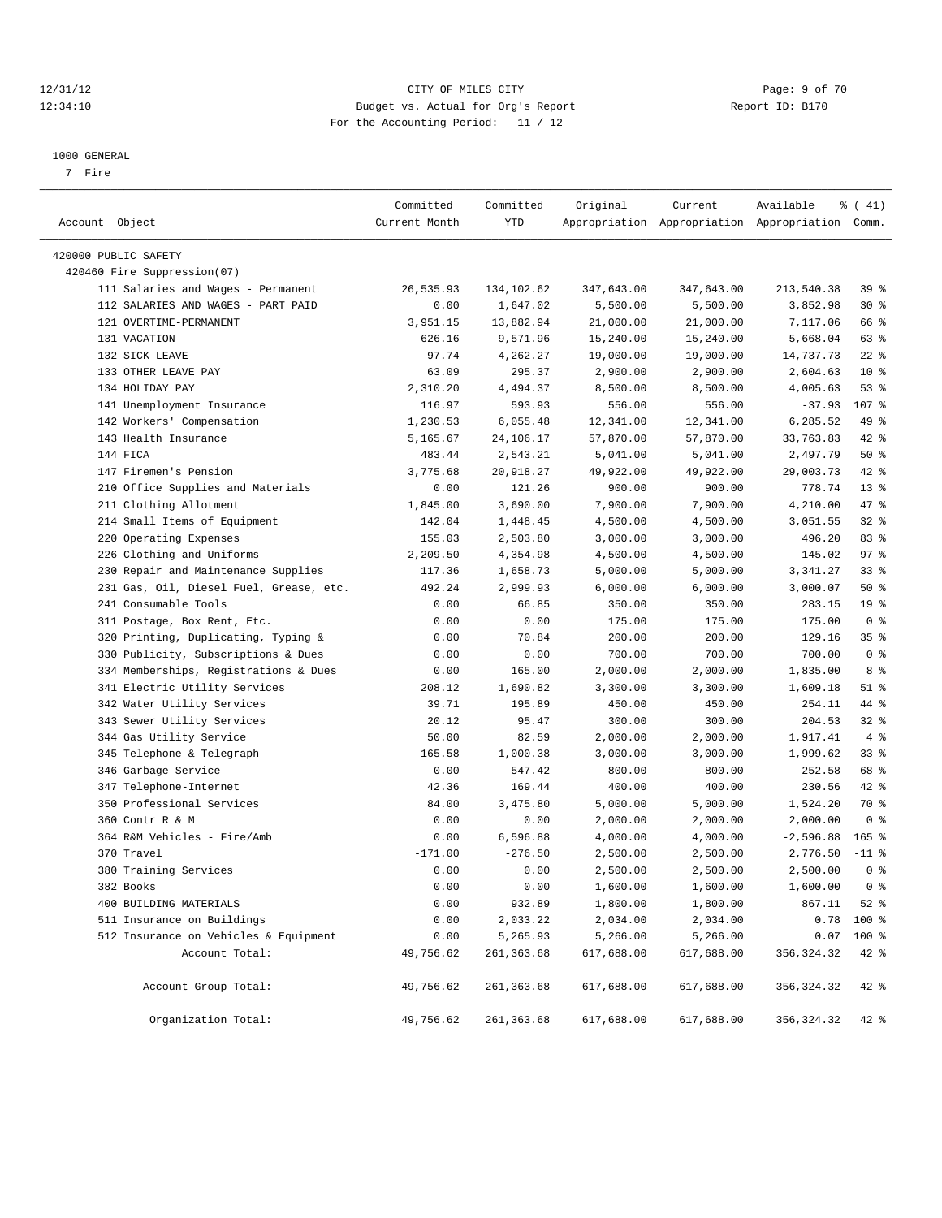CITY OF MILES CITY
Budget vs. Actual for Org's Report
For the Accounting Period: 11 / 12

12/31/12
12:34:10

Report ID: B170

1000 GENERAL
7 Fire

| Account Object | Committed Current Month | Committed YTD | Original Appropriation | Current Appropriation | Available Appropriation | % ( 41) Comm. |
|---|---|---|---|---|---|---|
| 420000 PUBLIC SAFETY | | | | | | |
| 420460 Fire Suppression(07) | | | | | | |
| 111 Salaries and Wages - Permanent | 26,535.93 | 134,102.62 | 347,643.00 | 347,643.00 | 213,540.38 | 39 % |
| 112 SALARIES AND WAGES - PART PAID | 0.00 | 1,647.02 | 5,500.00 | 5,500.00 | 3,852.98 | 30 % |
| 121 OVERTIME-PERMANENT | 3,951.15 | 13,882.94 | 21,000.00 | 21,000.00 | 7,117.06 | 66 % |
| 131 VACATION | 626.16 | 9,571.96 | 15,240.00 | 15,240.00 | 5,668.04 | 63 % |
| 132 SICK LEAVE | 97.74 | 4,262.27 | 19,000.00 | 19,000.00 | 14,737.73 | 22 % |
| 133 OTHER LEAVE PAY | 63.09 | 295.37 | 2,900.00 | 2,900.00 | 2,604.63 | 10 % |
| 134 HOLIDAY PAY | 2,310.20 | 4,494.37 | 8,500.00 | 8,500.00 | 4,005.63 | 53 % |
| 141 Unemployment Insurance | 116.97 | 593.93 | 556.00 | 556.00 | -37.93 | 107 % |
| 142 Workers' Compensation | 1,230.53 | 6,055.48 | 12,341.00 | 12,341.00 | 6,285.52 | 49 % |
| 143 Health Insurance | 5,165.67 | 24,106.17 | 57,870.00 | 57,870.00 | 33,763.83 | 42 % |
| 144 FICA | 483.44 | 2,543.21 | 5,041.00 | 5,041.00 | 2,497.79 | 50 % |
| 147 Firemen's Pension | 3,775.68 | 20,918.27 | 49,922.00 | 49,922.00 | 29,003.73 | 42 % |
| 210 Office Supplies and Materials | 0.00 | 121.26 | 900.00 | 900.00 | 778.74 | 13 % |
| 211 Clothing Allotment | 1,845.00 | 3,690.00 | 7,900.00 | 7,900.00 | 4,210.00 | 47 % |
| 214 Small Items of Equipment | 142.04 | 1,448.45 | 4,500.00 | 4,500.00 | 3,051.55 | 32 % |
| 220 Operating Expenses | 155.03 | 2,503.80 | 3,000.00 | 3,000.00 | 496.20 | 83 % |
| 226 Clothing and Uniforms | 2,209.50 | 4,354.98 | 4,500.00 | 4,500.00 | 145.02 | 97 % |
| 230 Repair and Maintenance Supplies | 117.36 | 1,658.73 | 5,000.00 | 5,000.00 | 3,341.27 | 33 % |
| 231 Gas, Oil, Diesel Fuel, Grease, etc. | 492.24 | 2,999.93 | 6,000.00 | 6,000.00 | 3,000.07 | 50 % |
| 241 Consumable Tools | 0.00 | 66.85 | 350.00 | 350.00 | 283.15 | 19 % |
| 311 Postage, Box Rent, Etc. | 0.00 | 0.00 | 175.00 | 175.00 | 175.00 | 0 % |
| 320 Printing, Duplicating, Typing & | 0.00 | 70.84 | 200.00 | 200.00 | 129.16 | 35 % |
| 330 Publicity, Subscriptions & Dues | 0.00 | 0.00 | 700.00 | 700.00 | 700.00 | 0 % |
| 334 Memberships, Registrations & Dues | 0.00 | 165.00 | 2,000.00 | 2,000.00 | 1,835.00 | 8 % |
| 341 Electric Utility Services | 208.12 | 1,690.82 | 3,300.00 | 3,300.00 | 1,609.18 | 51 % |
| 342 Water Utility Services | 39.71 | 195.89 | 450.00 | 450.00 | 254.11 | 44 % |
| 343 Sewer Utility Services | 20.12 | 95.47 | 300.00 | 300.00 | 204.53 | 32 % |
| 344 Gas Utility Service | 50.00 | 82.59 | 2,000.00 | 2,000.00 | 1,917.41 | 4 % |
| 345 Telephone & Telegraph | 165.58 | 1,000.38 | 3,000.00 | 3,000.00 | 1,999.62 | 33 % |
| 346 Garbage Service | 0.00 | 547.42 | 800.00 | 800.00 | 252.58 | 68 % |
| 347 Telephone-Internet | 42.36 | 169.44 | 400.00 | 400.00 | 230.56 | 42 % |
| 350 Professional Services | 84.00 | 3,475.80 | 5,000.00 | 5,000.00 | 1,524.20 | 70 % |
| 360 Contr R & M | 0.00 | 0.00 | 2,000.00 | 2,000.00 | 2,000.00 | 0 % |
| 364 R&M Vehicles - Fire/Amb | 0.00 | 6,596.88 | 4,000.00 | 4,000.00 | -2,596.88 | 165 % |
| 370 Travel | -171.00 | -276.50 | 2,500.00 | 2,500.00 | 2,776.50 | -11 % |
| 380 Training Services | 0.00 | 0.00 | 2,500.00 | 2,500.00 | 2,500.00 | 0 % |
| 382 Books | 0.00 | 0.00 | 1,600.00 | 1,600.00 | 1,600.00 | 0 % |
| 400 BUILDING MATERIALS | 0.00 | 932.89 | 1,800.00 | 1,800.00 | 867.11 | 52 % |
| 511 Insurance on Buildings | 0.00 | 2,033.22 | 2,034.00 | 2,034.00 | 0.78 | 100 % |
| 512 Insurance on Vehicles & Equipment | 0.00 | 5,265.93 | 5,266.00 | 5,266.00 | 0.07 | 100 % |
| Account Total: | 49,756.62 | 261,363.68 | 617,688.00 | 617,688.00 | 356,324.32 | 42 % |
| Account Group Total: | 49,756.62 | 261,363.68 | 617,688.00 | 617,688.00 | 356,324.32 | 42 % |
| Organization Total: | 49,756.62 | 261,363.68 | 617,688.00 | 617,688.00 | 356,324.32 | 42 % |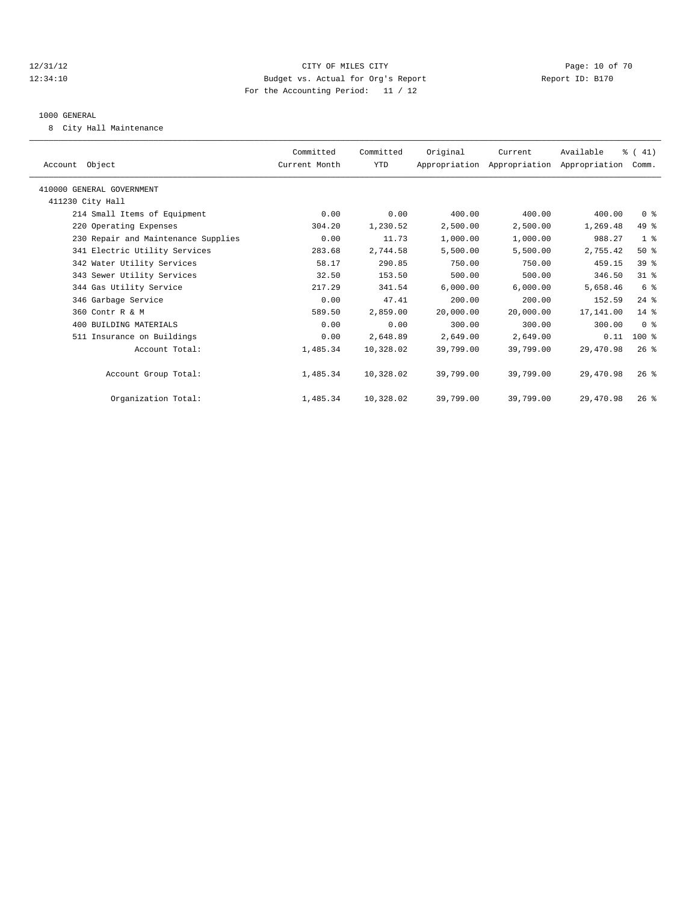CITY OF MILES CITY
Budget vs. Actual for Org's Report
For the Accounting Period: 11 / 12

12/31/12
12:34:10

Report ID: B170

1000 GENERAL

8 City Hall Maintenance

| Account Object | Committed Current Month | Committed YTD | Original Appropriation | Current Appropriation | Available Appropriation | % ( 41) Comm. |
|---|---|---|---|---|---|---|
| 410000 GENERAL GOVERNMENT | | | | | | |
| 411230 City Hall | | | | | | |
| 214 Small Items of Equipment | 0.00 | 0.00 | 400.00 | 400.00 | 400.00 | 0 % |
| 220 Operating Expenses | 304.20 | 1,230.52 | 2,500.00 | 2,500.00 | 1,269.48 | 49 % |
| 230 Repair and Maintenance Supplies | 0.00 | 11.73 | 1,000.00 | 1,000.00 | 988.27 | 1 % |
| 341 Electric Utility Services | 283.68 | 2,744.58 | 5,500.00 | 5,500.00 | 2,755.42 | 50 % |
| 342 Water Utility Services | 58.17 | 290.85 | 750.00 | 750.00 | 459.15 | 39 % |
| 343 Sewer Utility Services | 32.50 | 153.50 | 500.00 | 500.00 | 346.50 | 31 % |
| 344 Gas Utility Service | 217.29 | 341.54 | 6,000.00 | 6,000.00 | 5,658.46 | 6 % |
| 346 Garbage Service | 0.00 | 47.41 | 200.00 | 200.00 | 152.59 | 24 % |
| 360 Contr R & M | 589.50 | 2,859.00 | 20,000.00 | 20,000.00 | 17,141.00 | 14 % |
| 400 BUILDING MATERIALS | 0.00 | 0.00 | 300.00 | 300.00 | 300.00 | 0 % |
| 511 Insurance on Buildings | 0.00 | 2,648.89 | 2,649.00 | 2,649.00 | 0.11 | 100 % |
| Account Total: | 1,485.34 | 10,328.02 | 39,799.00 | 39,799.00 | 29,470.98 | 26 % |
| Account Group Total: | 1,485.34 | 10,328.02 | 39,799.00 | 39,799.00 | 29,470.98 | 26 % |
| Organization Total: | 1,485.34 | 10,328.02 | 39,799.00 | 39,799.00 | 29,470.98 | 26 % |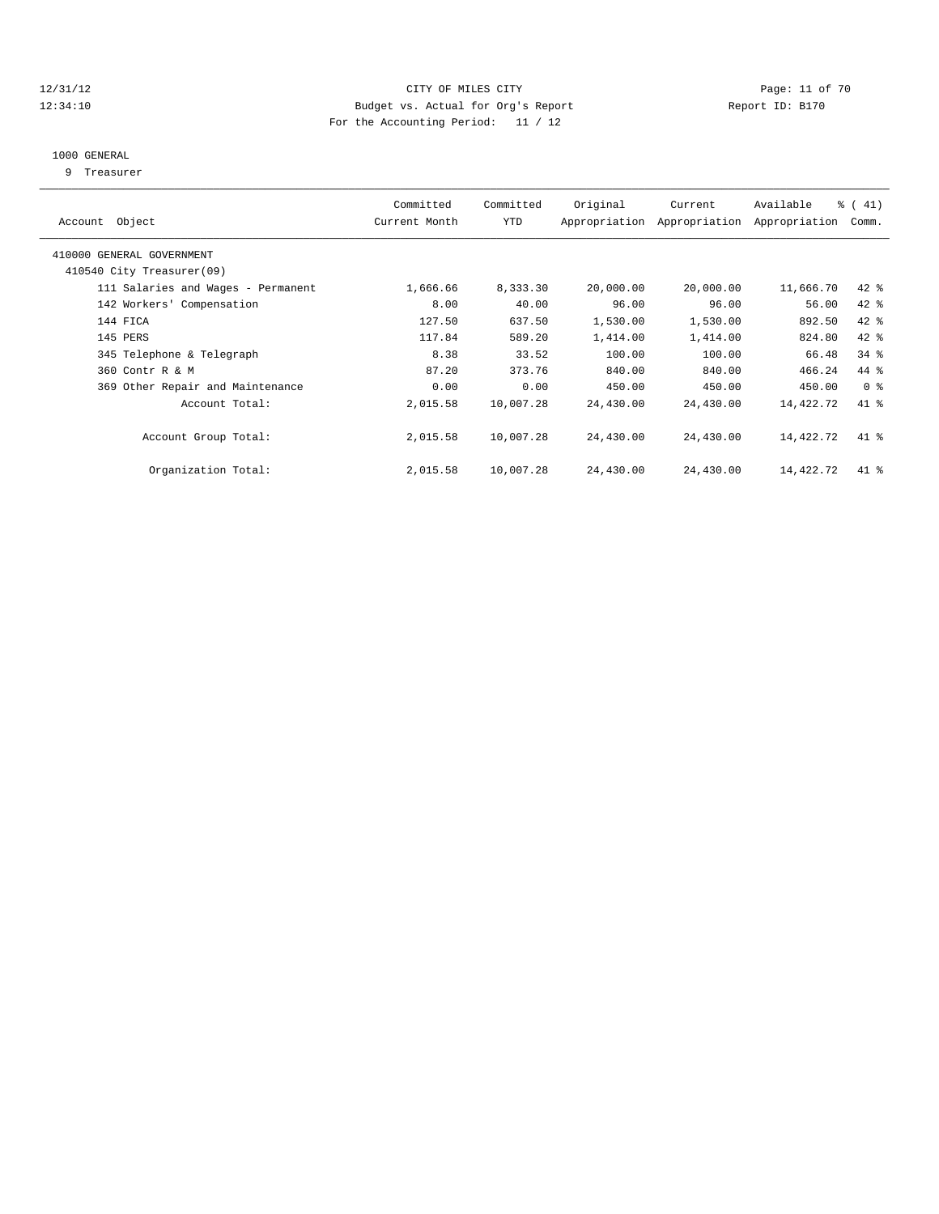CITY OF MILES CITY
Budget vs. Actual for Org's Report
For the Accounting Period: 11 / 12

12/31/12
12:34:10

Report ID: B170

1000 GENERAL
9 Treasurer

| Account Object | Committed Current Month | Committed YTD | Original Appropriation | Current Appropriation | Available Appropriation | % ( 41) Comm. |
|---|---|---|---|---|---|---|
| 410000 GENERAL GOVERNMENT | | | | | | |
| 410540 City Treasurer(09) | | | | | | |
| 111 Salaries and Wages - Permanent | 1,666.66 | 8,333.30 | 20,000.00 | 20,000.00 | 11,666.70 | 42 % |
| 142 Workers' Compensation | 8.00 | 40.00 | 96.00 | 96.00 | 56.00 | 42 % |
| 144 FICA | 127.50 | 637.50 | 1,530.00 | 1,530.00 | 892.50 | 42 % |
| 145 PERS | 117.84 | 589.20 | 1,414.00 | 1,414.00 | 824.80 | 42 % |
| 345 Telephone & Telegraph | 8.38 | 33.52 | 100.00 | 100.00 | 66.48 | 34 % |
| 360 Contr R & M | 87.20 | 373.76 | 840.00 | 840.00 | 466.24 | 44 % |
| 369 Other Repair and Maintenance | 0.00 | 0.00 | 450.00 | 450.00 | 450.00 | 0 % |
| Account Total: | 2,015.58 | 10,007.28 | 24,430.00 | 24,430.00 | 14,422.72 | 41 % |
| Account Group Total: | 2,015.58 | 10,007.28 | 24,430.00 | 24,430.00 | 14,422.72 | 41 % |
| Organization Total: | 2,015.58 | 10,007.28 | 24,430.00 | 24,430.00 | 14,422.72 | 41 % |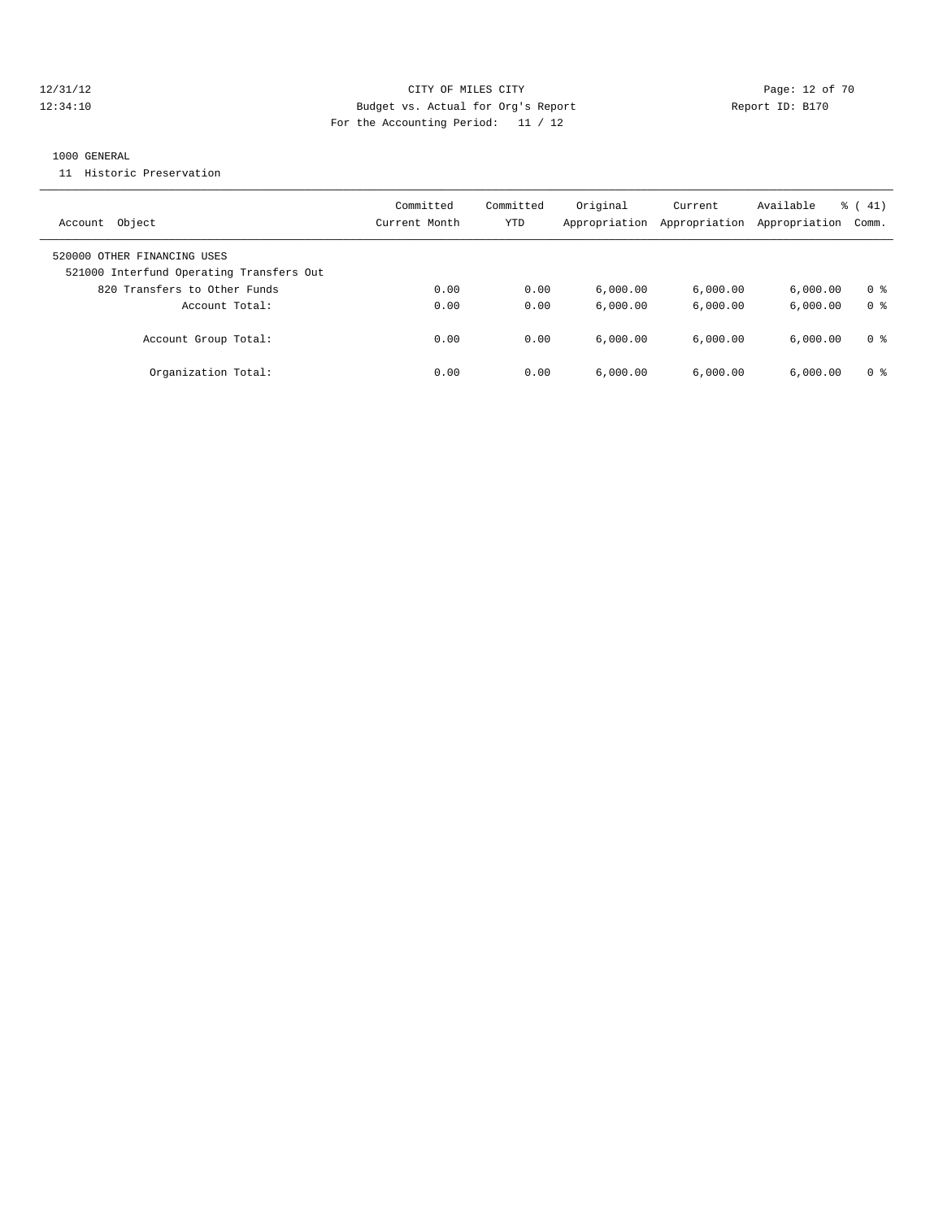CITY OF MILES CITY
Budget vs. Actual for Org's Report
For the Accounting Period: 11 / 12

12/31/12
12:34:10

Report ID: B170

1000 GENERAL

11 Historic Preservation

| Account Object | Committed Current Month | Committed YTD | Original Appropriation | Current Appropriation | Available Appropriation | % ( 41) Comm. |
|---|---|---|---|---|---|---|
| 520000 OTHER FINANCING USES | | | | | | |
| 521000 Interfund Operating Transfers Out | | | | | | |
| 820 Transfers to Other Funds | 0.00 | 0.00 | 6,000.00 | 6,000.00 | 6,000.00 | 0 % |
| Account Total: | 0.00 | 0.00 | 6,000.00 | 6,000.00 | 6,000.00 | 0 % |
| Account Group Total: | 0.00 | 0.00 | 6,000.00 | 6,000.00 | 6,000.00 | 0 % |
| Organization Total: | 0.00 | 0.00 | 6,000.00 | 6,000.00 | 6,000.00 | 0 % |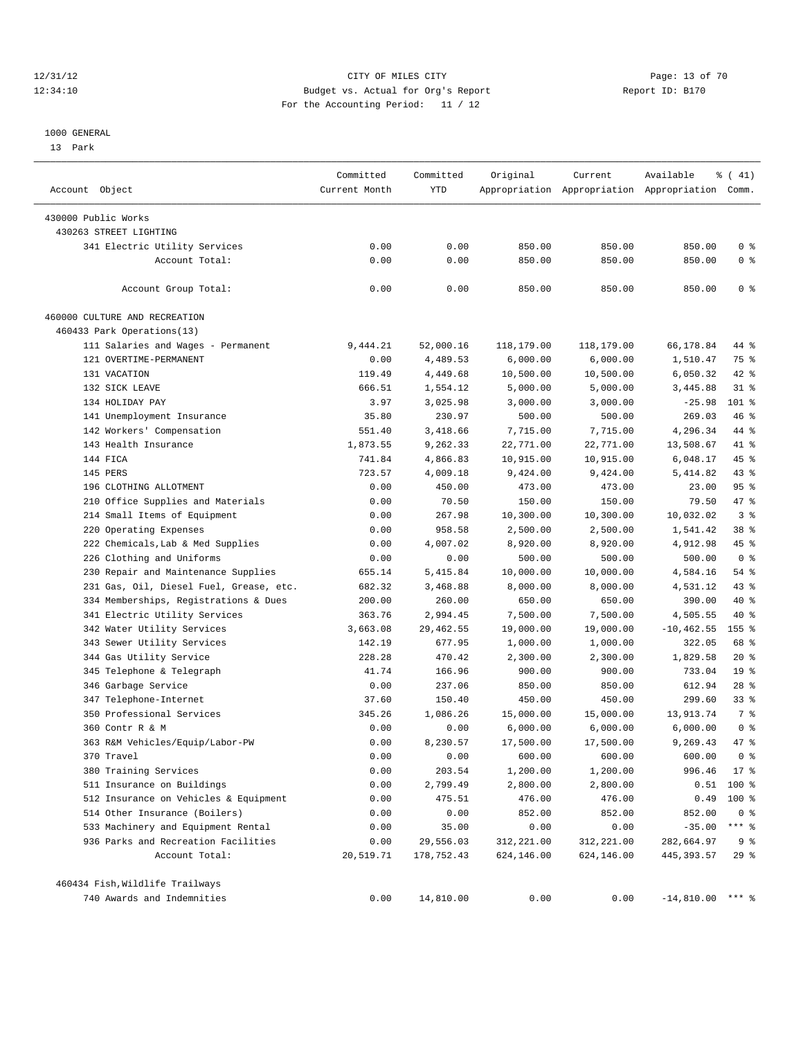12/31/12 CITY OF MILES CITY
12:34:10 Budget vs. Actual for Org's Report Report ID: B170
For the Accounting Period: 11 / 12

1000 GENERAL
13 Park

| Account Object | Committed Current Month | Committed YTD | Original Appropriation | Current Appropriation | Available Appropriation | % ( 41) Comm. |
|---|---|---|---|---|---|---|
| 430000 Public Works | | | | | | |
| 430263 STREET LIGHTING | | | | | | |
| 341 Electric Utility Services | 0.00 | 0.00 | 850.00 | 850.00 | 850.00 | 0 % |
| Account Total: | 0.00 | 0.00 | 850.00 | 850.00 | 850.00 | 0 % |
| Account Group Total: | 0.00 | 0.00 | 850.00 | 850.00 | 850.00 | 0 % |
| 460000 CULTURE AND RECREATION | | | | | | |
| 460433 Park Operations(13) | | | | | | |
| 111 Salaries and Wages - Permanent | 9,444.21 | 52,000.16 | 118,179.00 | 118,179.00 | 66,178.84 | 44 % |
| 121 OVERTIME-PERMANENT | 0.00 | 4,489.53 | 6,000.00 | 6,000.00 | 1,510.47 | 75 % |
| 131 VACATION | 119.49 | 4,449.68 | 10,500.00 | 10,500.00 | 6,050.32 | 42 % |
| 132 SICK LEAVE | 666.51 | 1,554.12 | 5,000.00 | 5,000.00 | 3,445.88 | 31 % |
| 134 HOLIDAY PAY | 3.97 | 3,025.98 | 3,000.00 | 3,000.00 | -25.98 | 101 % |
| 141 Unemployment Insurance | 35.80 | 230.97 | 500.00 | 500.00 | 269.03 | 46 % |
| 142 Workers' Compensation | 551.40 | 3,418.66 | 7,715.00 | 7,715.00 | 4,296.34 | 44 % |
| 143 Health Insurance | 1,873.55 | 9,262.33 | 22,771.00 | 22,771.00 | 13,508.67 | 41 % |
| 144 FICA | 741.84 | 4,866.83 | 10,915.00 | 10,915.00 | 6,048.17 | 45 % |
| 145 PERS | 723.57 | 4,009.18 | 9,424.00 | 9,424.00 | 5,414.82 | 43 % |
| 196 CLOTHING ALLOTMENT | 0.00 | 450.00 | 473.00 | 473.00 | 23.00 | 95 % |
| 210 Office Supplies and Materials | 0.00 | 70.50 | 150.00 | 150.00 | 79.50 | 47 % |
| 214 Small Items of Equipment | 0.00 | 267.98 | 10,300.00 | 10,300.00 | 10,032.02 | 3 % |
| 220 Operating Expenses | 0.00 | 958.58 | 2,500.00 | 2,500.00 | 1,541.42 | 38 % |
| 222 Chemicals,Lab & Med Supplies | 0.00 | 4,007.02 | 8,920.00 | 8,920.00 | 4,912.98 | 45 % |
| 226 Clothing and Uniforms | 0.00 | 0.00 | 500.00 | 500.00 | 500.00 | 0 % |
| 230 Repair and Maintenance Supplies | 655.14 | 5,415.84 | 10,000.00 | 10,000.00 | 4,584.16 | 54 % |
| 231 Gas, Oil, Diesel Fuel, Grease, etc. | 682.32 | 3,468.88 | 8,000.00 | 8,000.00 | 4,531.12 | 43 % |
| 334 Memberships, Registrations & Dues | 200.00 | 260.00 | 650.00 | 650.00 | 390.00 | 40 % |
| 341 Electric Utility Services | 363.76 | 2,994.45 | 7,500.00 | 7,500.00 | 4,505.55 | 40 % |
| 342 Water Utility Services | 3,663.08 | 29,462.55 | 19,000.00 | 19,000.00 | -10,462.55 | 155 % |
| 343 Sewer Utility Services | 142.19 | 677.95 | 1,000.00 | 1,000.00 | 322.05 | 68 % |
| 344 Gas Utility Service | 228.28 | 470.42 | 2,300.00 | 2,300.00 | 1,829.58 | 20 % |
| 345 Telephone & Telegraph | 41.74 | 166.96 | 900.00 | 900.00 | 733.04 | 19 % |
| 346 Garbage Service | 0.00 | 237.06 | 850.00 | 850.00 | 612.94 | 28 % |
| 347 Telephone-Internet | 37.60 | 150.40 | 450.00 | 450.00 | 299.60 | 33 % |
| 350 Professional Services | 345.26 | 1,086.26 | 15,000.00 | 15,000.00 | 13,913.74 | 7 % |
| 360 Contr R & M | 0.00 | 0.00 | 6,000.00 | 6,000.00 | 6,000.00 | 0 % |
| 363 R&M Vehicles/Equip/Labor-PW | 0.00 | 8,230.57 | 17,500.00 | 17,500.00 | 9,269.43 | 47 % |
| 370 Travel | 0.00 | 0.00 | 600.00 | 600.00 | 600.00 | 0 % |
| 380 Training Services | 0.00 | 203.54 | 1,200.00 | 1,200.00 | 996.46 | 17 % |
| 511 Insurance on Buildings | 0.00 | 2,799.49 | 2,800.00 | 2,800.00 | 0.51 | 100 % |
| 512 Insurance on Vehicles & Equipment | 0.00 | 475.51 | 476.00 | 476.00 | 0.49 | 100 % |
| 514 Other Insurance (Boilers) | 0.00 | 0.00 | 852.00 | 852.00 | 852.00 | 0 % |
| 533 Machinery and Equipment Rental | 0.00 | 35.00 | 0.00 | 0.00 | -35.00 | *** % |
| 936 Parks and Recreation Facilities | 0.00 | 29,556.03 | 312,221.00 | 312,221.00 | 282,664.97 | 9 % |
| Account Total: | 20,519.71 | 178,752.43 | 624,146.00 | 624,146.00 | 445,393.57 | 29 % |
| 460434 Fish,Wildlife Trailways | | | | | | |
| 740 Awards and Indemnities | 0.00 | 14,810.00 | 0.00 | 0.00 | -14,810.00 | *** % |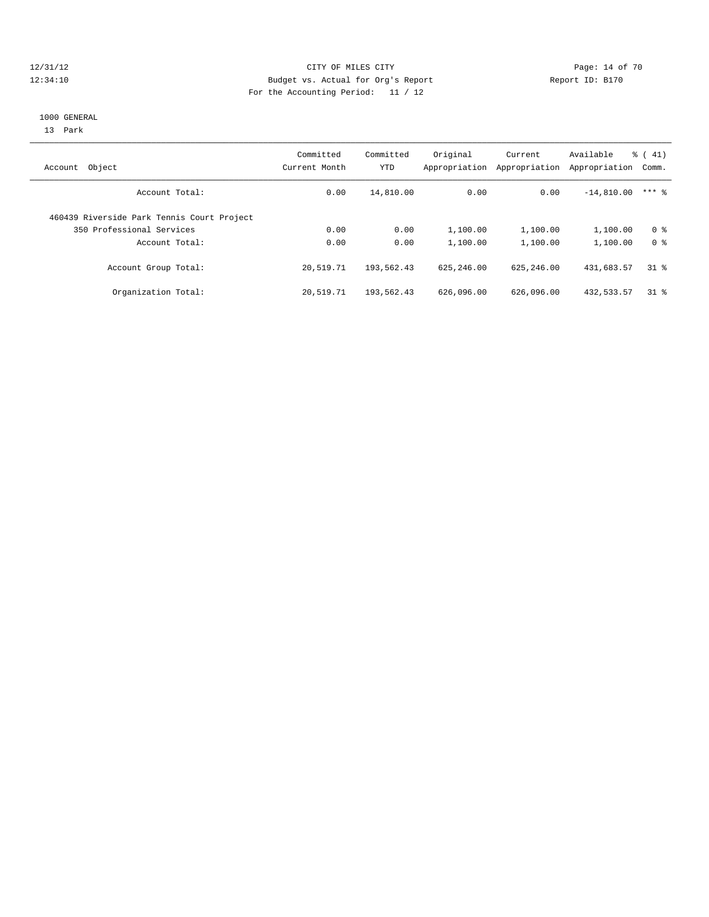12/31/12 CITY OF MILES CITY
12:34:10 Budget vs. Actual for Org's Report Report ID: B170
For the Accounting Period: 11 / 12

1000 GENERAL
13 Park

| Account Object | Committed Current Month | Committed YTD | Original Appropriation | Current Appropriation | Available Appropriation | % ( 41) Comm. |
|---|---|---|---|---|---|---|
| Account Total: | 0.00 | 14,810.00 | 0.00 | 0.00 | -14,810.00 | *** % |
| 460439 Riverside Park Tennis Court Project | | | | | | |
| 350 Professional Services | 0.00 | 0.00 | 1,100.00 | 1,100.00 | 1,100.00 | 0 % |
| Account Total: | 0.00 | 0.00 | 1,100.00 | 1,100.00 | 1,100.00 | 0 % |
| Account Group Total: | 20,519.71 | 193,562.43 | 625,246.00 | 625,246.00 | 431,683.57 | 31 % |
| Organization Total: | 20,519.71 | 193,562.43 | 626,096.00 | 626,096.00 | 432,533.57 | 31 % |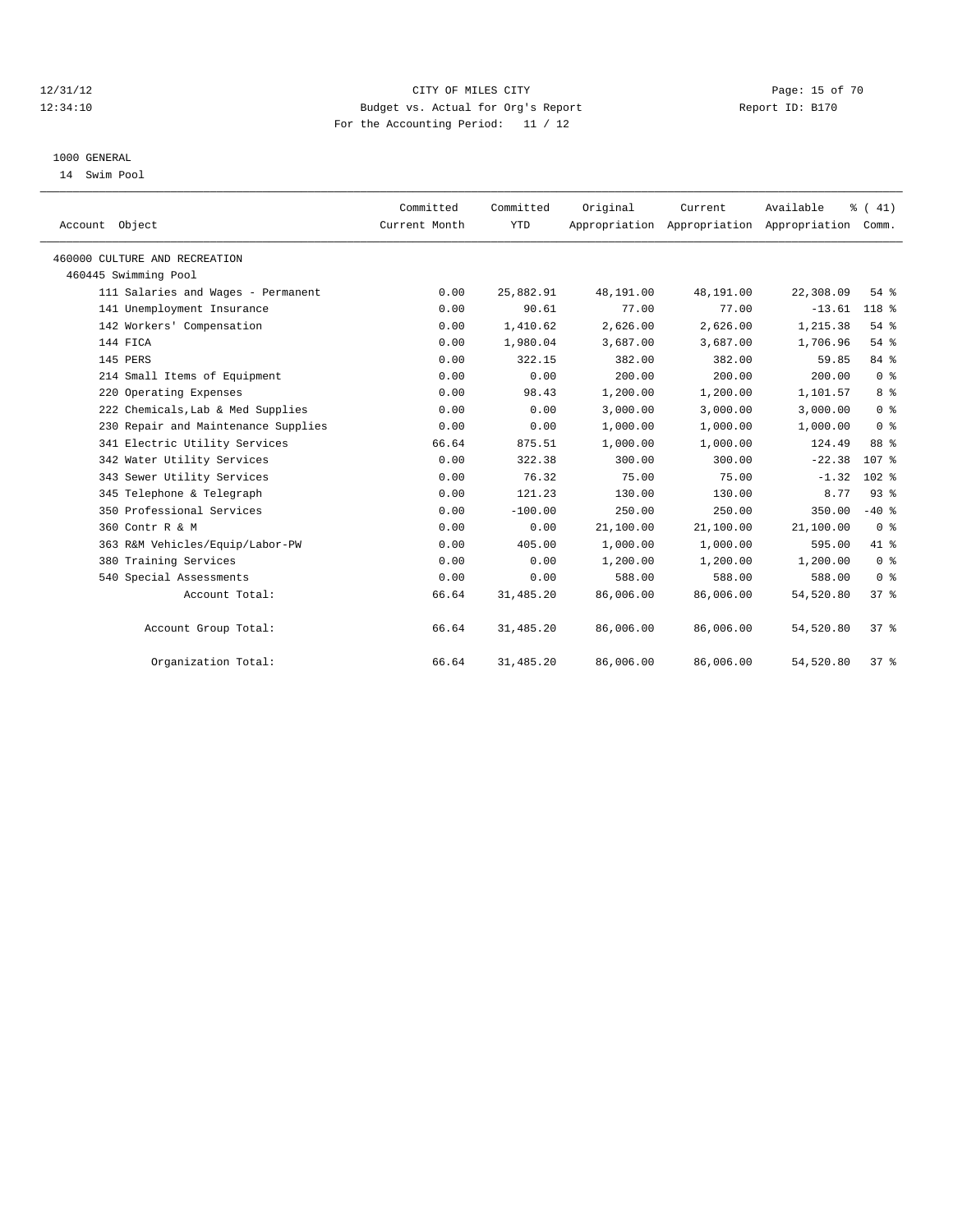CITY OF MILES CITY
Budget vs. Actual for Org's Report
For the Accounting Period: 11 / 12

12/31/12
12:34:10

Report ID: B170

1000 GENERAL
14 Swim Pool

| Account Object | Committed Current Month | Committed YTD | Original Appropriation | Current Appropriation | Available Appropriation | % ( 41) Comm. |
|---|---|---|---|---|---|---|
| 460000 CULTURE AND RECREATION | | | | | | |
| 460445 Swimming Pool | | | | | | |
| 111 Salaries and Wages - Permanent | 0.00 | 25,882.91 | 48,191.00 | 48,191.00 | 22,308.09 | 54 % |
| 141 Unemployment Insurance | 0.00 | 90.61 | 77.00 | 77.00 | -13.61 | 118 % |
| 142 Workers' Compensation | 0.00 | 1,410.62 | 2,626.00 | 2,626.00 | 1,215.38 | 54 % |
| 144 FICA | 0.00 | 1,980.04 | 3,687.00 | 3,687.00 | 1,706.96 | 54 % |
| 145 PERS | 0.00 | 322.15 | 382.00 | 382.00 | 59.85 | 84 % |
| 214 Small Items of Equipment | 0.00 | 0.00 | 200.00 | 200.00 | 200.00 | 0 % |
| 220 Operating Expenses | 0.00 | 98.43 | 1,200.00 | 1,200.00 | 1,101.57 | 8 % |
| 222 Chemicals,Lab & Med Supplies | 0.00 | 0.00 | 3,000.00 | 3,000.00 | 3,000.00 | 0 % |
| 230 Repair and Maintenance Supplies | 0.00 | 0.00 | 1,000.00 | 1,000.00 | 1,000.00 | 0 % |
| 341 Electric Utility Services | 66.64 | 875.51 | 1,000.00 | 1,000.00 | 124.49 | 88 % |
| 342 Water Utility Services | 0.00 | 322.38 | 300.00 | 300.00 | -22.38 | 107 % |
| 343 Sewer Utility Services | 0.00 | 76.32 | 75.00 | 75.00 | -1.32 | 102 % |
| 345 Telephone & Telegraph | 0.00 | 121.23 | 130.00 | 130.00 | 8.77 | 93 % |
| 350 Professional Services | 0.00 | -100.00 | 250.00 | 250.00 | 350.00 | -40 % |
| 360 Contr R & M | 0.00 | 0.00 | 21,100.00 | 21,100.00 | 21,100.00 | 0 % |
| 363 R&M Vehicles/Equip/Labor-PW | 0.00 | 405.00 | 1,000.00 | 1,000.00 | 595.00 | 41 % |
| 380 Training Services | 0.00 | 0.00 | 1,200.00 | 1,200.00 | 1,200.00 | 0 % |
| 540 Special Assessments | 0.00 | 0.00 | 588.00 | 588.00 | 588.00 | 0 % |
| Account Total: | 66.64 | 31,485.20 | 86,006.00 | 86,006.00 | 54,520.80 | 37 % |
| Account Group Total: | 66.64 | 31,485.20 | 86,006.00 | 86,006.00 | 54,520.80 | 37 % |
| Organization Total: | 66.64 | 31,485.20 | 86,006.00 | 86,006.00 | 54,520.80 | 37 % |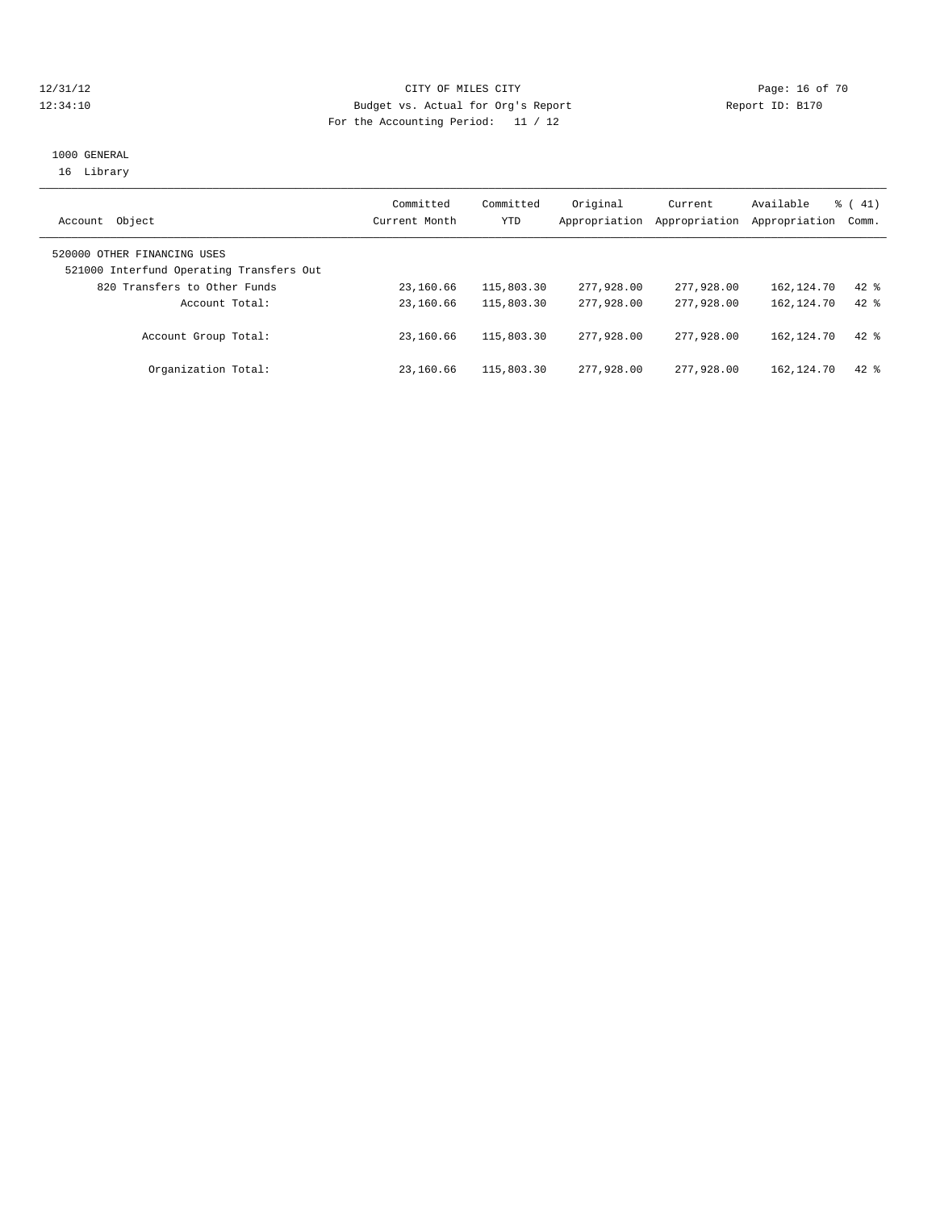CITY OF MILES CITY
Budget vs. Actual for Org's Report
For the Accounting Period: 11 / 12

12/31/12
12:34:10

Report ID: B170

1000 GENERAL
16 Library

| Account Object | Committed Current Month | Committed YTD | Original Appropriation | Current Appropriation | Available Appropriation | % ( 41) Comm. |
|---|---|---|---|---|---|---|
| 520000 OTHER FINANCING USES | | | | | | |
| 521000 Interfund Operating Transfers Out | | | | | | |
| 820 Transfers to Other Funds | 23,160.66 | 115,803.30 | 277,928.00 | 277,928.00 | 162,124.70 | 42 % |
| Account Total: | 23,160.66 | 115,803.30 | 277,928.00 | 277,928.00 | 162,124.70 | 42 % |
| Account Group Total: | 23,160.66 | 115,803.30 | 277,928.00 | 277,928.00 | 162,124.70 | 42 % |
| Organization Total: | 23,160.66 | 115,803.30 | 277,928.00 | 277,928.00 | 162,124.70 | 42 % |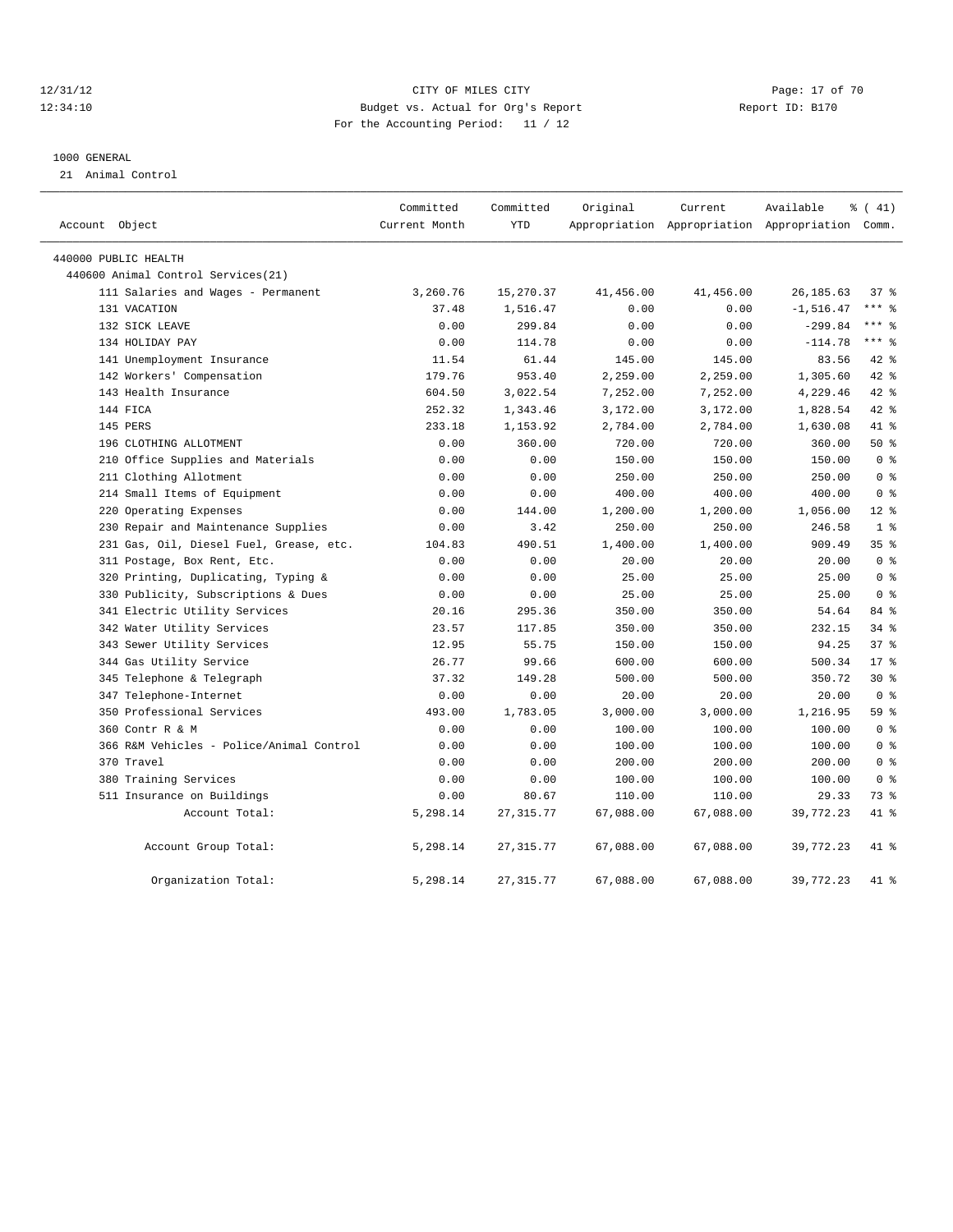12/31/12
12:34:10

# CITY OF MILES CITY

Budget vs. Actual for Org's Report

For the Accounting Period: 11 / 12

Report ID: B170

## 1000 GENERAL

21 Animal Control

| Account Object | Committed Current Month | Committed YTD | Original Appropriation | Current Appropriation | Available Appropriation | % ( 41) Comm. |
|---|---|---|---|---|---|---|
| 440000 PUBLIC HEALTH | | | | | | |
| 440600 Animal Control Services(21) | | | | | | |
| 111 Salaries and Wages - Permanent | 3,260.76 | 15,270.37 | 41,456.00 | 41,456.00 | 26,185.63 | 37 % |
| 131 VACATION | 37.48 | 1,516.47 | 0.00 | 0.00 | -1,516.47 | *** % |
| 132 SICK LEAVE | 0.00 | 299.84 | 0.00 | 0.00 | -299.84 | *** % |
| 134 HOLIDAY PAY | 0.00 | 114.78 | 0.00 | 0.00 | -114.78 | *** % |
| 141 Unemployment Insurance | 11.54 | 61.44 | 145.00 | 145.00 | 83.56 | 42 % |
| 142 Workers' Compensation | 179.76 | 953.40 | 2,259.00 | 2,259.00 | 1,305.60 | 42 % |
| 143 Health Insurance | 604.50 | 3,022.54 | 7,252.00 | 7,252.00 | 4,229.46 | 42 % |
| 144 FICA | 252.32 | 1,343.46 | 3,172.00 | 3,172.00 | 1,828.54 | 42 % |
| 145 PERS | 233.18 | 1,153.92 | 2,784.00 | 2,784.00 | 1,630.08 | 41 % |
| 196 CLOTHING ALLOTMENT | 0.00 | 360.00 | 720.00 | 720.00 | 360.00 | 50 % |
| 210 Office Supplies and Materials | 0.00 | 0.00 | 150.00 | 150.00 | 150.00 | 0 % |
| 211 Clothing Allotment | 0.00 | 0.00 | 250.00 | 250.00 | 250.00 | 0 % |
| 214 Small Items of Equipment | 0.00 | 0.00 | 400.00 | 400.00 | 400.00 | 0 % |
| 220 Operating Expenses | 0.00 | 144.00 | 1,200.00 | 1,200.00 | 1,056.00 | 12 % |
| 230 Repair and Maintenance Supplies | 0.00 | 3.42 | 250.00 | 250.00 | 246.58 | 1 % |
| 231 Gas, Oil, Diesel Fuel, Grease, etc. | 104.83 | 490.51 | 1,400.00 | 1,400.00 | 909.49 | 35 % |
| 311 Postage, Box Rent, Etc. | 0.00 | 0.00 | 20.00 | 20.00 | 20.00 | 0 % |
| 320 Printing, Duplicating, Typing & | 0.00 | 0.00 | 25.00 | 25.00 | 25.00 | 0 % |
| 330 Publicity, Subscriptions & Dues | 0.00 | 0.00 | 25.00 | 25.00 | 25.00 | 0 % |
| 341 Electric Utility Services | 20.16 | 295.36 | 350.00 | 350.00 | 54.64 | 84 % |
| 342 Water Utility Services | 23.57 | 117.85 | 350.00 | 350.00 | 232.15 | 34 % |
| 343 Sewer Utility Services | 12.95 | 55.75 | 150.00 | 150.00 | 94.25 | 37 % |
| 344 Gas Utility Service | 26.77 | 99.66 | 600.00 | 600.00 | 500.34 | 17 % |
| 345 Telephone & Telegraph | 37.32 | 149.28 | 500.00 | 500.00 | 350.72 | 30 % |
| 347 Telephone-Internet | 0.00 | 0.00 | 20.00 | 20.00 | 20.00 | 0 % |
| 350 Professional Services | 493.00 | 1,783.05 | 3,000.00 | 3,000.00 | 1,216.95 | 59 % |
| 360 Contr R & M | 0.00 | 0.00 | 100.00 | 100.00 | 100.00 | 0 % |
| 366 R&M Vehicles - Police/Animal Control | 0.00 | 0.00 | 100.00 | 100.00 | 100.00 | 0 % |
| 370 Travel | 0.00 | 0.00 | 200.00 | 200.00 | 200.00 | 0 % |
| 380 Training Services | 0.00 | 0.00 | 100.00 | 100.00 | 100.00 | 0 % |
| 511 Insurance on Buildings | 0.00 | 80.67 | 110.00 | 110.00 | 29.33 | 73 % |
| Account Total: | 5,298.14 | 27,315.77 | 67,088.00 | 67,088.00 | 39,772.23 | 41 % |
| Account Group Total: | 5,298.14 | 27,315.77 | 67,088.00 | 67,088.00 | 39,772.23 | 41 % |
| Organization Total: | 5,298.14 | 27,315.77 | 67,088.00 | 67,088.00 | 39,772.23 | 41 % |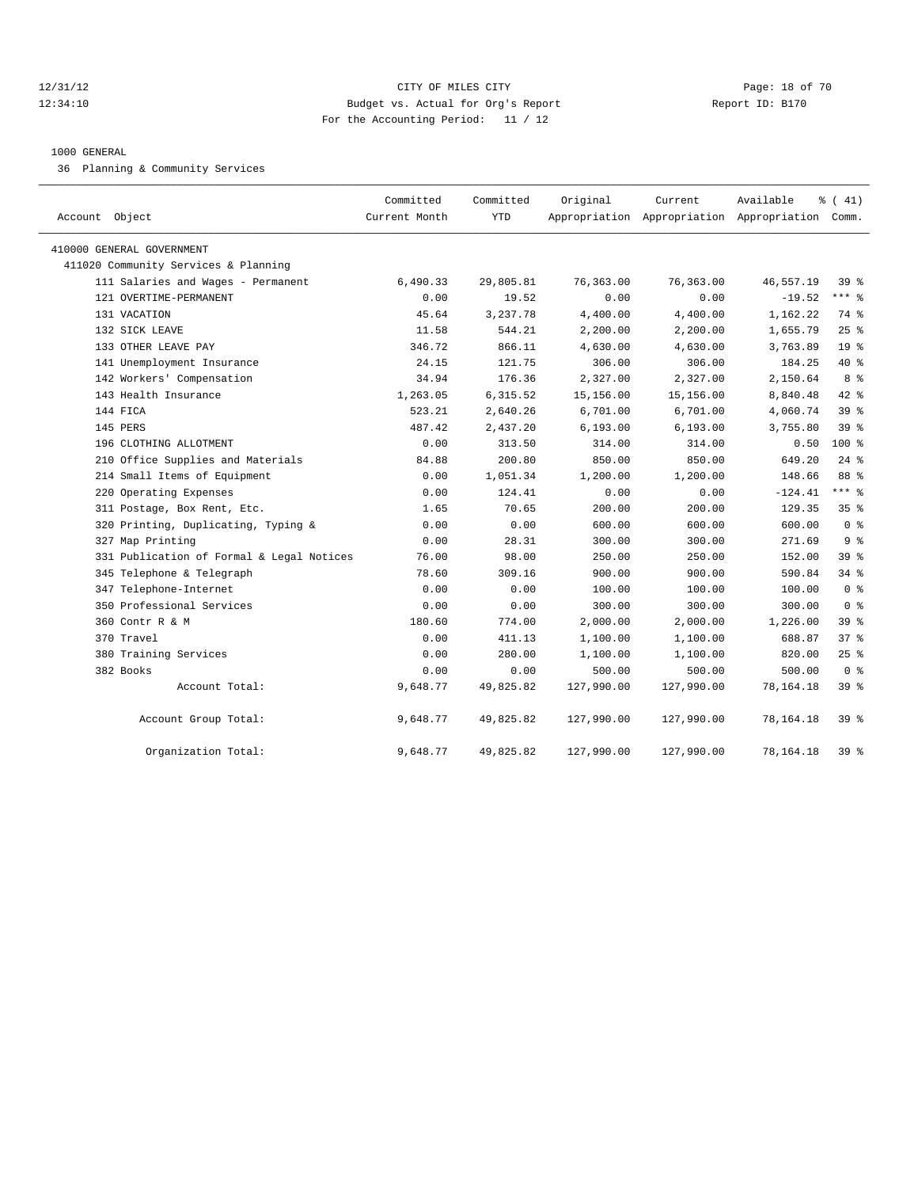CITY OF MILES CITY
Budget vs. Actual for Org's Report
For the Accounting Period: 11 / 12

12/31/12
12:34:10

Report ID: B170

1000 GENERAL

36 Planning & Community Services

| Account Object | Committed Current Month | Committed YTD | Original Appropriation | Current Appropriation | Available Appropriation | % ( 41) Comm. |
|---|---|---|---|---|---|---|
| 410000 GENERAL GOVERNMENT | | | | | | |
| 411020 Community Services & Planning | | | | | | |
| 111 Salaries and Wages - Permanent | 6,490.33 | 29,805.81 | 76,363.00 | 76,363.00 | 46,557.19 | 39 % |
| 121 OVERTIME-PERMANENT | 0.00 | 19.52 | 0.00 | 0.00 | -19.52 | *** % |
| 131 VACATION | 45.64 | 3,237.78 | 4,400.00 | 4,400.00 | 1,162.22 | 74 % |
| 132 SICK LEAVE | 11.58 | 544.21 | 2,200.00 | 2,200.00 | 1,655.79 | 25 % |
| 133 OTHER LEAVE PAY | 346.72 | 866.11 | 4,630.00 | 4,630.00 | 3,763.89 | 19 % |
| 141 Unemployment Insurance | 24.15 | 121.75 | 306.00 | 306.00 | 184.25 | 40 % |
| 142 Workers' Compensation | 34.94 | 176.36 | 2,327.00 | 2,327.00 | 2,150.64 | 8 % |
| 143 Health Insurance | 1,263.05 | 6,315.52 | 15,156.00 | 15,156.00 | 8,840.48 | 42 % |
| 144 FICA | 523.21 | 2,640.26 | 6,701.00 | 6,701.00 | 4,060.74 | 39 % |
| 145 PERS | 487.42 | 2,437.20 | 6,193.00 | 6,193.00 | 3,755.80 | 39 % |
| 196 CLOTHING ALLOTMENT | 0.00 | 313.50 | 314.00 | 314.00 | 0.50 | 100 % |
| 210 Office Supplies and Materials | 84.88 | 200.80 | 850.00 | 850.00 | 649.20 | 24 % |
| 214 Small Items of Equipment | 0.00 | 1,051.34 | 1,200.00 | 1,200.00 | 148.66 | 88 % |
| 220 Operating Expenses | 0.00 | 124.41 | 0.00 | 0.00 | -124.41 | *** % |
| 311 Postage, Box Rent, Etc. | 1.65 | 70.65 | 200.00 | 200.00 | 129.35 | 35 % |
| 320 Printing, Duplicating, Typing & | 0.00 | 0.00 | 600.00 | 600.00 | 600.00 | 0 % |
| 327 Map Printing | 0.00 | 28.31 | 300.00 | 300.00 | 271.69 | 9 % |
| 331 Publication of Formal & Legal Notices | 76.00 | 98.00 | 250.00 | 250.00 | 152.00 | 39 % |
| 345 Telephone & Telegraph | 78.60 | 309.16 | 900.00 | 900.00 | 590.84 | 34 % |
| 347 Telephone-Internet | 0.00 | 0.00 | 100.00 | 100.00 | 100.00 | 0 % |
| 350 Professional Services | 0.00 | 0.00 | 300.00 | 300.00 | 300.00 | 0 % |
| 360 Contr R & M | 180.60 | 774.00 | 2,000.00 | 2,000.00 | 1,226.00 | 39 % |
| 370 Travel | 0.00 | 411.13 | 1,100.00 | 1,100.00 | 688.87 | 37 % |
| 380 Training Services | 0.00 | 280.00 | 1,100.00 | 1,100.00 | 820.00 | 25 % |
| 382 Books | 0.00 | 0.00 | 500.00 | 500.00 | 500.00 | 0 % |
| Account Total: | 9,648.77 | 49,825.82 | 127,990.00 | 127,990.00 | 78,164.18 | 39 % |
| Account Group Total: | 9,648.77 | 49,825.82 | 127,990.00 | 127,990.00 | 78,164.18 | 39 % |
| Organization Total: | 9,648.77 | 49,825.82 | 127,990.00 | 127,990.00 | 78,164.18 | 39 % |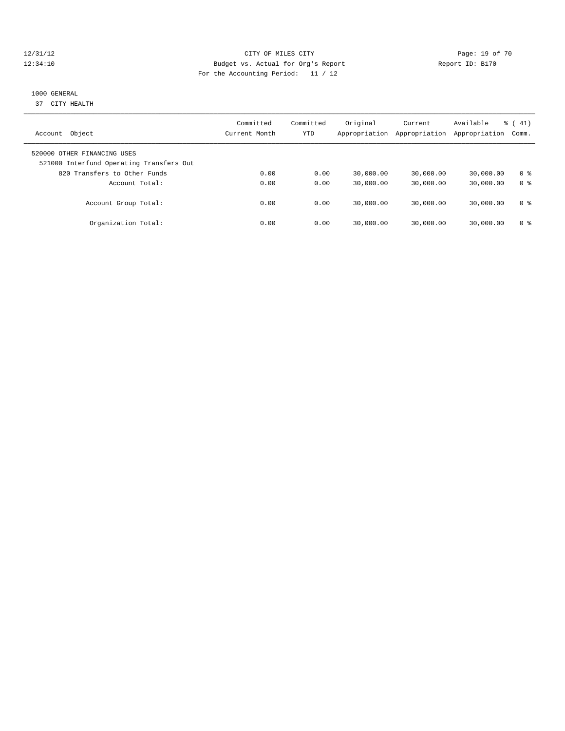CITY OF MILES CITY
Budget vs. Actual for Org's Report
For the Accounting Period: 11 / 12

12/31/12
12:34:10

Report ID: B170

1000 GENERAL
37 CITY HEALTH

| Account Object | Committed Current Month | Committed YTD | Original Appropriation | Current Appropriation | Available Appropriation | % ( 41) Comm. |
|---|---|---|---|---|---|---|
| 520000 OTHER FINANCING USES | | | | | | |
| 521000 Interfund Operating Transfers Out | | | | | | |
| 820 Transfers to Other Funds | 0.00 | 0.00 | 30,000.00 | 30,000.00 | 30,000.00 | 0 % |
| Account Total: | 0.00 | 0.00 | 30,000.00 | 30,000.00 | 30,000.00 | 0 % |
| Account Group Total: | 0.00 | 0.00 | 30,000.00 | 30,000.00 | 30,000.00 | 0 % |
| Organization Total: | 0.00 | 0.00 | 30,000.00 | 30,000.00 | 30,000.00 | 0 % |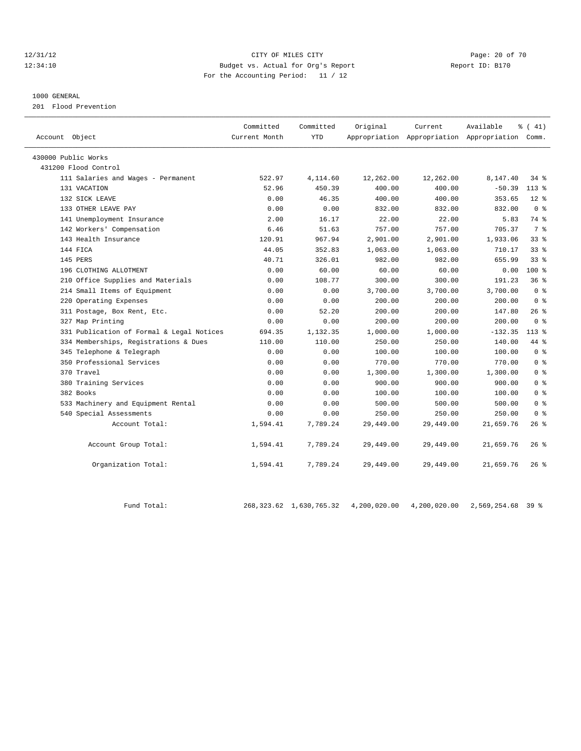CITY OF MILES CITY
Budget vs. Actual for Org's Report
For the Accounting Period: 11 / 12

12/31/12
12:34:10

Report ID: B170

1000 GENERAL

201 Flood Prevention

| Account Object | Committed Current Month | Committed YTD | Original Appropriation | Current Appropriation | Available Appropriation | % ( 41) Comm. |
|---|---|---|---|---|---|---|
| 430000 Public Works | | | | | | |
| 431200 Flood Control | | | | | | |
| 111 Salaries and Wages - Permanent | 522.97 | 4,114.60 | 12,262.00 | 12,262.00 | 8,147.40 | 34 % |
| 131 VACATION | 52.96 | 450.39 | 400.00 | 400.00 | -50.39 | 113 % |
| 132 SICK LEAVE | 0.00 | 46.35 | 400.00 | 400.00 | 353.65 | 12 % |
| 133 OTHER LEAVE PAY | 0.00 | 0.00 | 832.00 | 832.00 | 832.00 | 0 % |
| 141 Unemployment Insurance | 2.00 | 16.17 | 22.00 | 22.00 | 5.83 | 74 % |
| 142 Workers' Compensation | 6.46 | 51.63 | 757.00 | 757.00 | 705.37 | 7 % |
| 143 Health Insurance | 120.91 | 967.94 | 2,901.00 | 2,901.00 | 1,933.06 | 33 % |
| 144 FICA | 44.05 | 352.83 | 1,063.00 | 1,063.00 | 710.17 | 33 % |
| 145 PERS | 40.71 | 326.01 | 982.00 | 982.00 | 655.99 | 33 % |
| 196 CLOTHING ALLOTMENT | 0.00 | 60.00 | 60.00 | 60.00 | 0.00 | 100 % |
| 210 Office Supplies and Materials | 0.00 | 108.77 | 300.00 | 300.00 | 191.23 | 36 % |
| 214 Small Items of Equipment | 0.00 | 0.00 | 3,700.00 | 3,700.00 | 3,700.00 | 0 % |
| 220 Operating Expenses | 0.00 | 0.00 | 200.00 | 200.00 | 200.00 | 0 % |
| 311 Postage, Box Rent, Etc. | 0.00 | 52.20 | 200.00 | 200.00 | 147.80 | 26 % |
| 327 Map Printing | 0.00 | 0.00 | 200.00 | 200.00 | 200.00 | 0 % |
| 331 Publication of Formal & Legal Notices | 694.35 | 1,132.35 | 1,000.00 | 1,000.00 | -132.35 | 113 % |
| 334 Memberships, Registrations & Dues | 110.00 | 110.00 | 250.00 | 250.00 | 140.00 | 44 % |
| 345 Telephone & Telegraph | 0.00 | 0.00 | 100.00 | 100.00 | 100.00 | 0 % |
| 350 Professional Services | 0.00 | 0.00 | 770.00 | 770.00 | 770.00 | 0 % |
| 370 Travel | 0.00 | 0.00 | 1,300.00 | 1,300.00 | 1,300.00 | 0 % |
| 380 Training Services | 0.00 | 0.00 | 900.00 | 900.00 | 900.00 | 0 % |
| 382 Books | 0.00 | 0.00 | 100.00 | 100.00 | 100.00 | 0 % |
| 533 Machinery and Equipment Rental | 0.00 | 0.00 | 500.00 | 500.00 | 500.00 | 0 % |
| 540 Special Assessments | 0.00 | 0.00 | 250.00 | 250.00 | 250.00 | 0 % |
| Account Total: | 1,594.41 | 7,789.24 | 29,449.00 | 29,449.00 | 21,659.76 | 26 % |
| Account Group Total: | 1,594.41 | 7,789.24 | 29,449.00 | 29,449.00 | 21,659.76 | 26 % |
| Organization Total: | 1,594.41 | 7,789.24 | 29,449.00 | 29,449.00 | 21,659.76 | 26 % |
| Fund Total: | 268,323.62 | 1,630,765.32 | 4,200,020.00 | 4,200,020.00 | 2,569,254.68 | 39 % |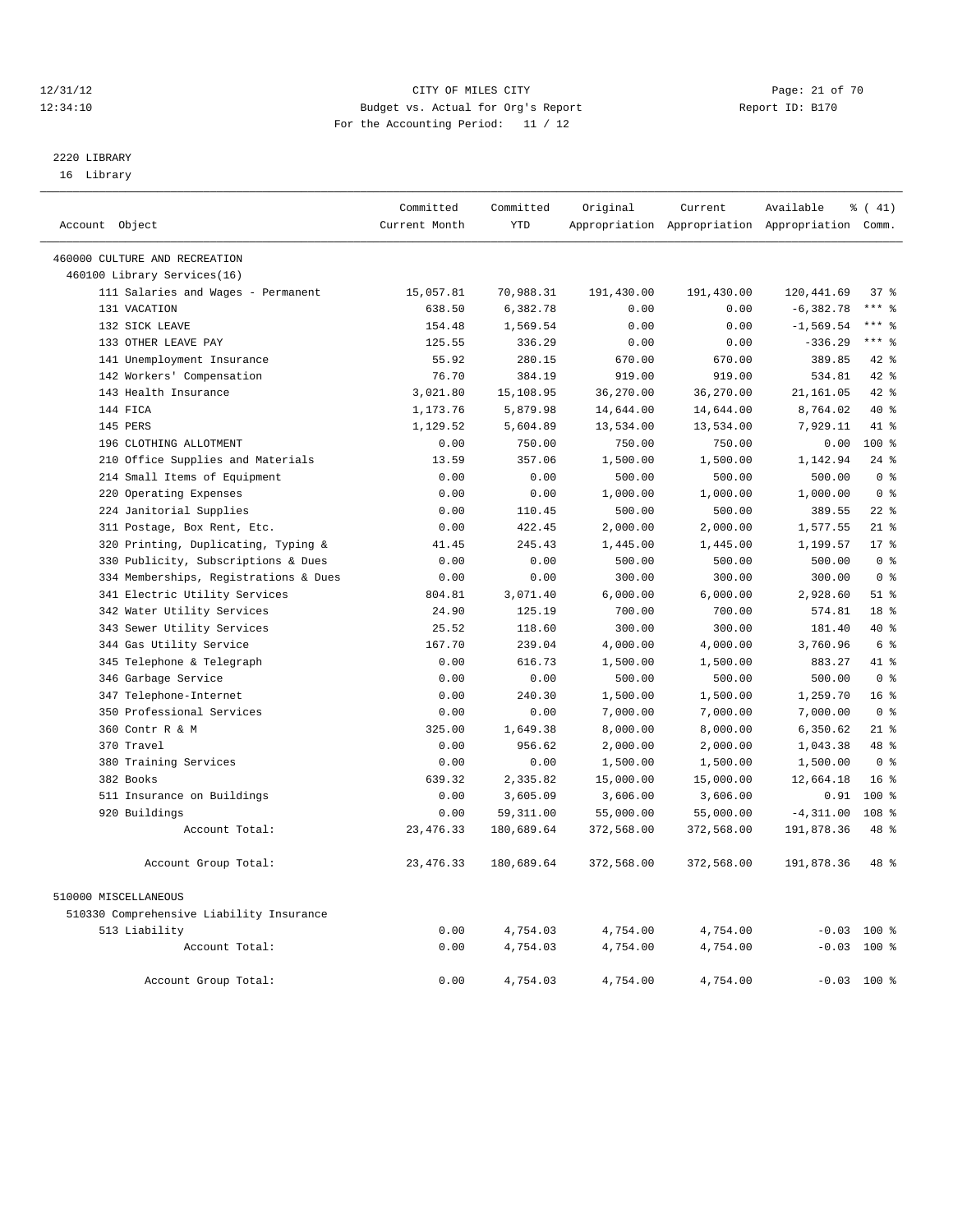12/31/12 CITY OF MILES CITY
12:34:10 Budget vs. Actual for Org's Report Report ID: B170
For the Accounting Period: 11 / 12

2220 LIBRARY
16 Library

| Account Object | Committed Current Month | Committed YTD | Original Appropriation | Current Appropriation | Available Appropriation | % ( 41) Comm. |
|---|---|---|---|---|---|---|
| 460000 CULTURE AND RECREATION | | | | | | |
| 460100 Library Services(16) | | | | | | |
| 111 Salaries and Wages - Permanent | 15,057.81 | 70,988.31 | 191,430.00 | 191,430.00 | 120,441.69 | 37 % |
| 131 VACATION | 638.50 | 6,382.78 | 0.00 | 0.00 | -6,382.78 | *** % |
| 132 SICK LEAVE | 154.48 | 1,569.54 | 0.00 | 0.00 | -1,569.54 | *** % |
| 133 OTHER LEAVE PAY | 125.55 | 336.29 | 0.00 | 0.00 | -336.29 | *** % |
| 141 Unemployment Insurance | 55.92 | 280.15 | 670.00 | 670.00 | 389.85 | 42 % |
| 142 Workers' Compensation | 76.70 | 384.19 | 919.00 | 919.00 | 534.81 | 42 % |
| 143 Health Insurance | 3,021.80 | 15,108.95 | 36,270.00 | 36,270.00 | 21,161.05 | 42 % |
| 144 FICA | 1,173.76 | 5,879.98 | 14,644.00 | 14,644.00 | 8,764.02 | 40 % |
| 145 PERS | 1,129.52 | 5,604.89 | 13,534.00 | 13,534.00 | 7,929.11 | 41 % |
| 196 CLOTHING ALLOTMENT | 0.00 | 750.00 | 750.00 | 750.00 | 0.00 | 100 % |
| 210 Office Supplies and Materials | 13.59 | 357.06 | 1,500.00 | 1,500.00 | 1,142.94 | 24 % |
| 214 Small Items of Equipment | 0.00 | 0.00 | 500.00 | 500.00 | 500.00 | 0 % |
| 220 Operating Expenses | 0.00 | 0.00 | 1,000.00 | 1,000.00 | 1,000.00 | 0 % |
| 224 Janitorial Supplies | 0.00 | 110.45 | 500.00 | 500.00 | 389.55 | 22 % |
| 311 Postage, Box Rent, Etc. | 0.00 | 422.45 | 2,000.00 | 2,000.00 | 1,577.55 | 21 % |
| 320 Printing, Duplicating, Typing & | 41.45 | 245.43 | 1,445.00 | 1,445.00 | 1,199.57 | 17 % |
| 330 Publicity, Subscriptions & Dues | 0.00 | 0.00 | 500.00 | 500.00 | 500.00 | 0 % |
| 334 Memberships, Registrations & Dues | 0.00 | 0.00 | 300.00 | 300.00 | 300.00 | 0 % |
| 341 Electric Utility Services | 804.81 | 3,071.40 | 6,000.00 | 6,000.00 | 2,928.60 | 51 % |
| 342 Water Utility Services | 24.90 | 125.19 | 700.00 | 700.00 | 574.81 | 18 % |
| 343 Sewer Utility Services | 25.52 | 118.60 | 300.00 | 300.00 | 181.40 | 40 % |
| 344 Gas Utility Service | 167.70 | 239.04 | 4,000.00 | 4,000.00 | 3,760.96 | 6 % |
| 345 Telephone & Telegraph | 0.00 | 616.73 | 1,500.00 | 1,500.00 | 883.27 | 41 % |
| 346 Garbage Service | 0.00 | 0.00 | 500.00 | 500.00 | 500.00 | 0 % |
| 347 Telephone-Internet | 0.00 | 240.30 | 1,500.00 | 1,500.00 | 1,259.70 | 16 % |
| 350 Professional Services | 0.00 | 0.00 | 7,000.00 | 7,000.00 | 7,000.00 | 0 % |
| 360 Contr R & M | 325.00 | 1,649.38 | 8,000.00 | 8,000.00 | 6,350.62 | 21 % |
| 370 Travel | 0.00 | 956.62 | 2,000.00 | 2,000.00 | 1,043.38 | 48 % |
| 380 Training Services | 0.00 | 0.00 | 1,500.00 | 1,500.00 | 1,500.00 | 0 % |
| 382 Books | 639.32 | 2,335.82 | 15,000.00 | 15,000.00 | 12,664.18 | 16 % |
| 511 Insurance on Buildings | 0.00 | 3,605.09 | 3,606.00 | 3,606.00 | 0.91 | 100 % |
| 920 Buildings | 0.00 | 59,311.00 | 55,000.00 | 55,000.00 | -4,311.00 | 108 % |
| Account Total: | 23,476.33 | 180,689.64 | 372,568.00 | 372,568.00 | 191,878.36 | 48 % |
| Account Group Total: | 23,476.33 | 180,689.64 | 372,568.00 | 372,568.00 | 191,878.36 | 48 % |
| 510000 MISCELLANEOUS | | | | | | |
| 510330 Comprehensive Liability Insurance | | | | | | |
| 513 Liability | 0.00 | 4,754.03 | 4,754.00 | 4,754.00 | -0.03 | 100 % |
| Account Total: | 0.00 | 4,754.03 | 4,754.00 | 4,754.00 | -0.03 | 100 % |
| Account Group Total: | 0.00 | 4,754.03 | 4,754.00 | 4,754.00 | -0.03 | 100 % |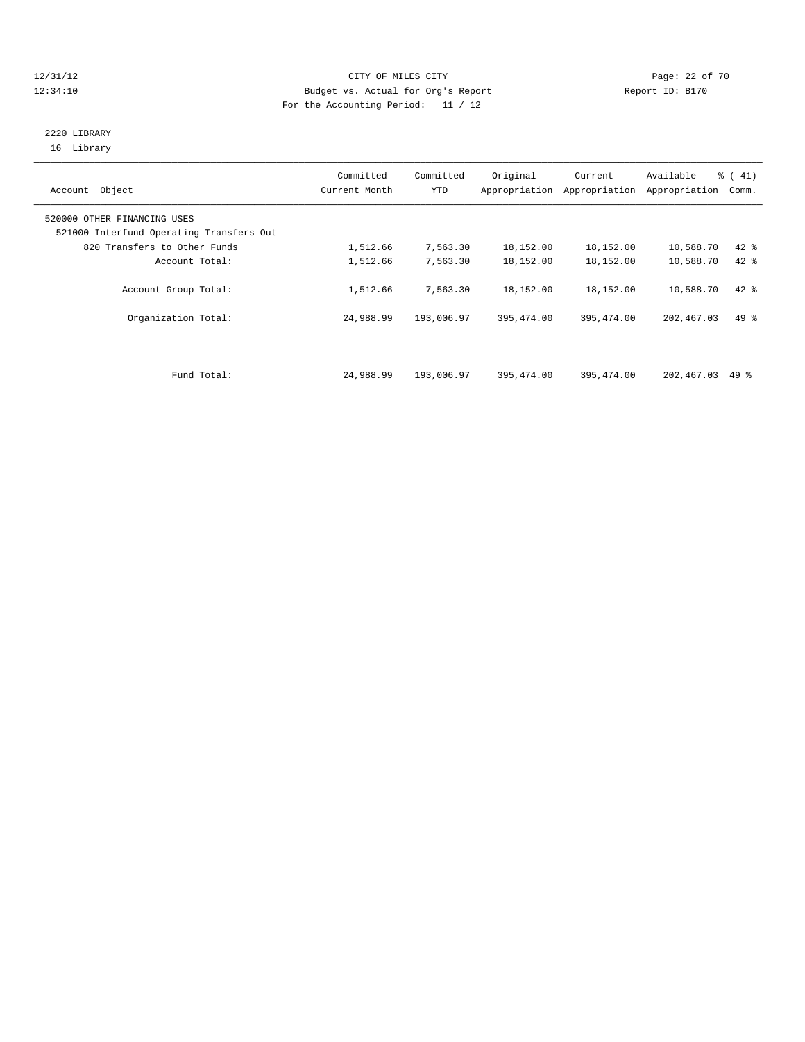CITY OF MILES CITY
Budget vs. Actual for Org's Report
For the Accounting Period: 11 / 12

12/31/12
12:34:10

Report ID: B170

2220 LIBRARY
16 Library

| Account Object | Committed Current Month | Committed YTD | Original Appropriation | Current Appropriation | Available Appropriation | % ( 41) Comm. |
|---|---|---|---|---|---|---|
| 520000 OTHER FINANCING USES | | | | | | |
| 521000 Interfund Operating Transfers Out | | | | | | |
| 820 Transfers to Other Funds | 1,512.66 | 7,563.30 | 18,152.00 | 18,152.00 | 10,588.70 | 42 % |
| Account Total: | 1,512.66 | 7,563.30 | 18,152.00 | 18,152.00 | 10,588.70 | 42 % |
| Account Group Total: | 1,512.66 | 7,563.30 | 18,152.00 | 18,152.00 | 10,588.70 | 42 % |
| Organization Total: | 24,988.99 | 193,006.97 | 395,474.00 | 395,474.00 | 202,467.03 | 49 % |
| Fund Total: | 24,988.99 | 193,006.97 | 395,474.00 | 395,474.00 | 202,467.03 | 49 % |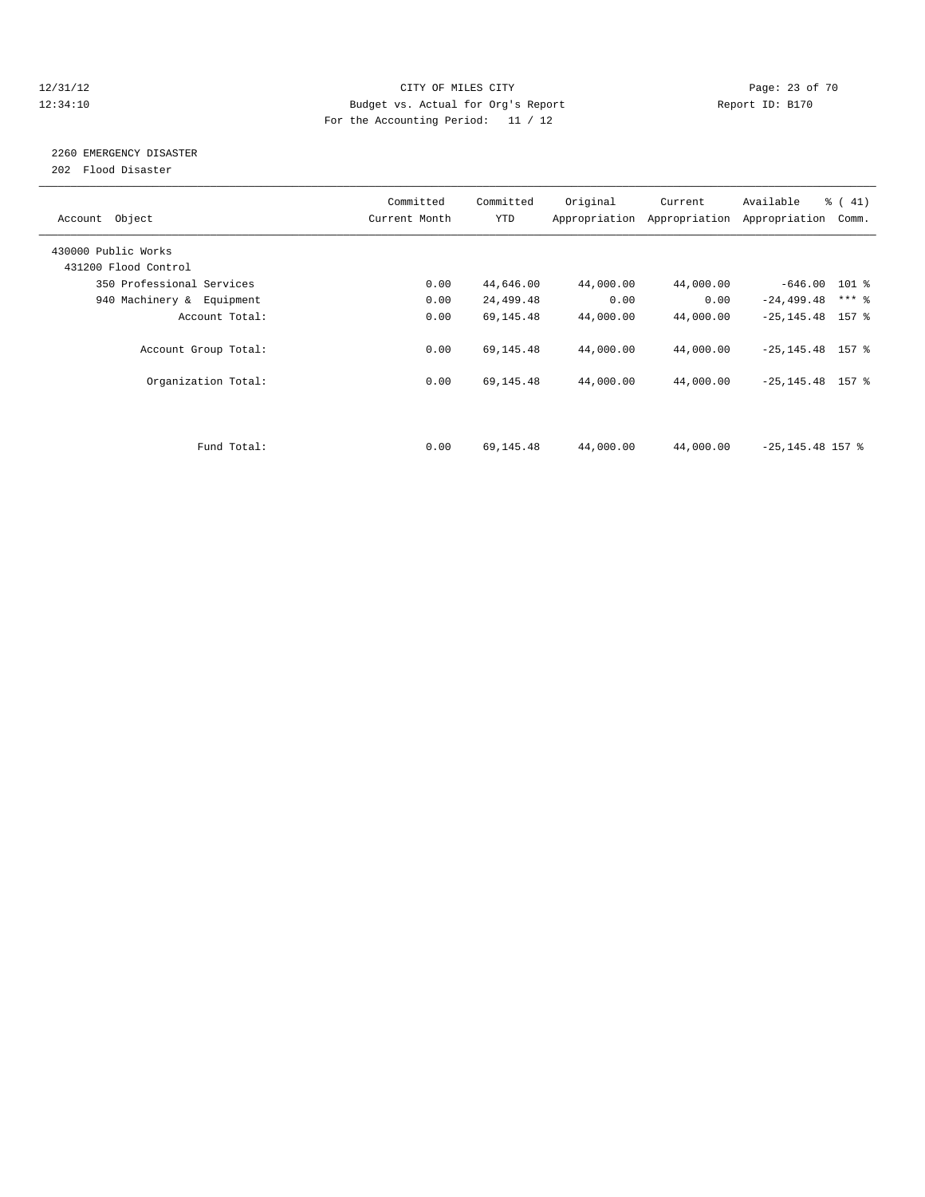CITY OF MILES CITY
Budget vs. Actual for Org's Report
For the Accounting Period: 11 / 12

12/31/12
12:34:10

Report ID: B170

## 2260 EMERGENCY DISASTER

202 Flood Disaster

| Account Object | Committed Current Month | Committed YTD | Original Appropriation | Current Appropriation | Available Appropriation | % ( 41) Comm. |
|---|---|---|---|---|---|---|
| 430000 Public Works | | | | | | |
| 431200 Flood Control | | | | | | |
| 350 Professional Services | 0.00 | 44,646.00 | 44,000.00 | 44,000.00 | -646.00 | 101 % |
| 940 Machinery & Equipment | 0.00 | 24,499.48 | 0.00 | 0.00 | -24,499.48 | *** % |
| Account Total: | 0.00 | 69,145.48 | 44,000.00 | 44,000.00 | -25,145.48 | 157 % |
| Account Group Total: | 0.00 | 69,145.48 | 44,000.00 | 44,000.00 | -25,145.48 | 157 % |
| Organization Total: | 0.00 | 69,145.48 | 44,000.00 | 44,000.00 | -25,145.48 | 157 % |
| Fund Total: | 0.00 | 69,145.48 | 44,000.00 | 44,000.00 | -25,145.48 | 157 % |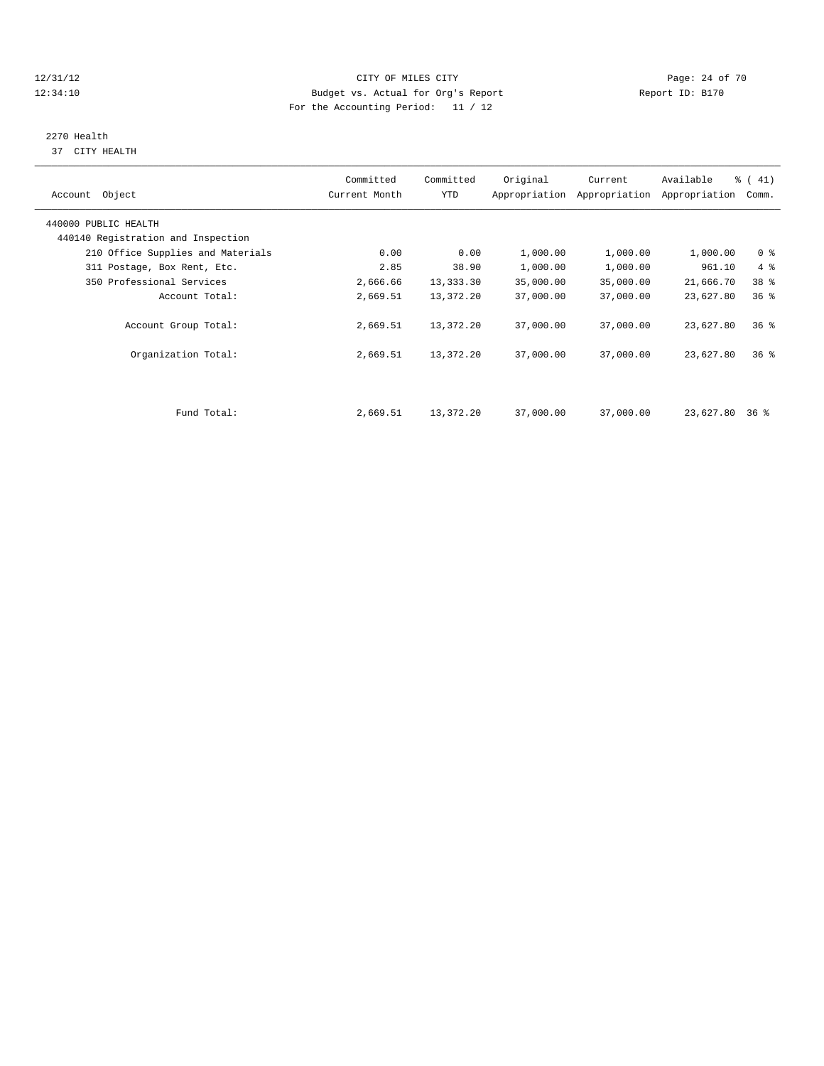12/31/12 CITY OF MILES CITY
12:34:10 Budget vs. Actual for Org's Report Report ID: B170
For the Accounting Period: 11 / 12

2270 Health
37 CITY HEALTH

| Account Object | Committed Current Month | Committed YTD | Original Appropriation | Current Appropriation | Available Appropriation | % ( 41) Comm. |
|---|---|---|---|---|---|---|
| 440000 PUBLIC HEALTH | | | | | | |
| 440140 Registration and Inspection | | | | | | |
| 210 Office Supplies and Materials | 0.00 | 0.00 | 1,000.00 | 1,000.00 | 1,000.00 | 0 % |
| 311 Postage, Box Rent, Etc. | 2.85 | 38.90 | 1,000.00 | 1,000.00 | 961.10 | 4 % |
| 350 Professional Services | 2,666.66 | 13,333.30 | 35,000.00 | 35,000.00 | 21,666.70 | 38 % |
| Account Total: | 2,669.51 | 13,372.20 | 37,000.00 | 37,000.00 | 23,627.80 | 36 % |
| Account Group Total: | 2,669.51 | 13,372.20 | 37,000.00 | 37,000.00 | 23,627.80 | 36 % |
| Organization Total: | 2,669.51 | 13,372.20 | 37,000.00 | 37,000.00 | 23,627.80 | 36 % |
| Fund Total: | 2,669.51 | 13,372.20 | 37,000.00 | 37,000.00 | 23,627.80 | 36 % |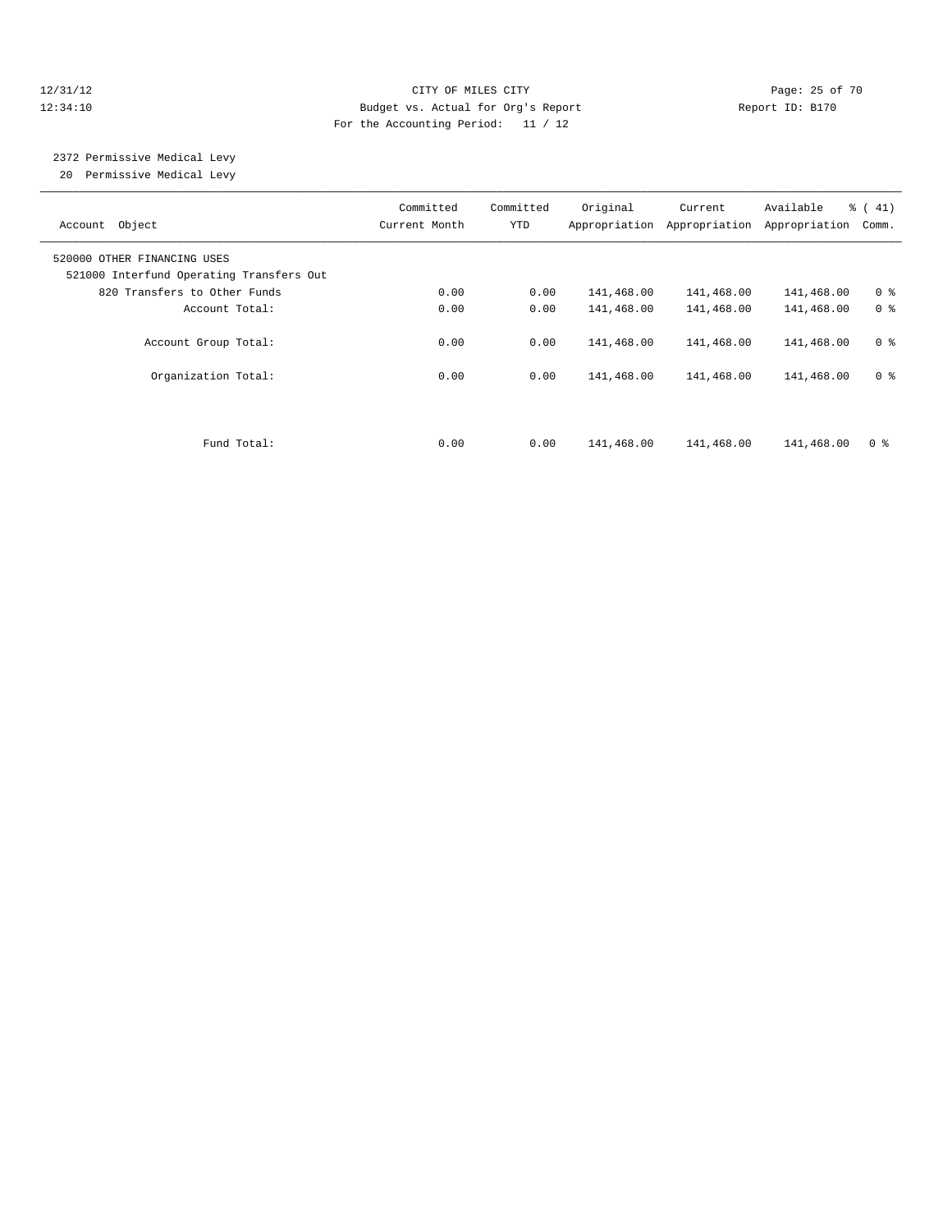CITY OF MILES CITY
Budget vs. Actual for Org's Report
For the Accounting Period: 11 / 12

12/31/12
12:34:10

Report ID: B170

## 2372 Permissive Medical Levy

20 Permissive Medical Levy

| Account Object | Committed Current Month | Committed YTD | Original Appropriation | Current Appropriation | Available Appropriation | % ( 41) Comm. |
|---|---|---|---|---|---|---|
| 520000 OTHER FINANCING USES | | | | | | |
| 521000 Interfund Operating Transfers Out | | | | | | |
| 820 Transfers to Other Funds | 0.00 | 0.00 | 141,468.00 | 141,468.00 | 141,468.00 | 0 % |
| Account Total: | 0.00 | 0.00 | 141,468.00 | 141,468.00 | 141,468.00 | 0 % |
| Account Group Total: | 0.00 | 0.00 | 141,468.00 | 141,468.00 | 141,468.00 | 0 % |
| Organization Total: | 0.00 | 0.00 | 141,468.00 | 141,468.00 | 141,468.00 | 0 % |
| Fund Total: | 0.00 | 0.00 | 141,468.00 | 141,468.00 | 141,468.00 | 0 % |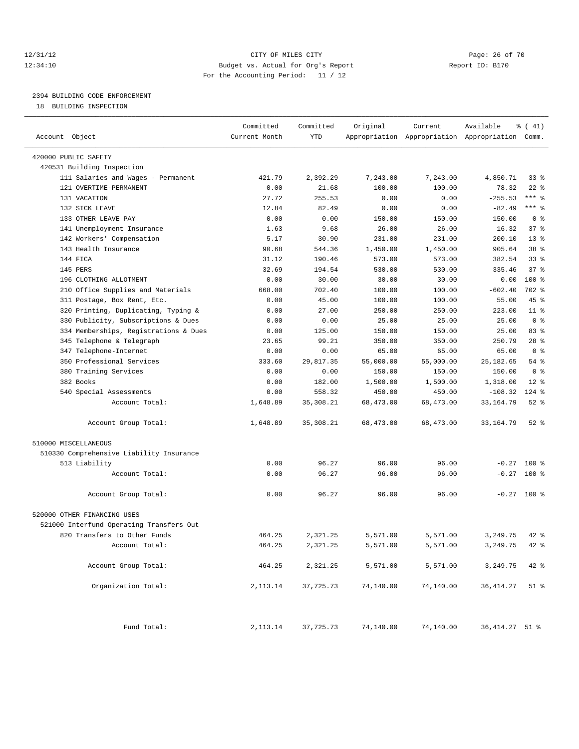12/31/12 CITY OF MILES CITY
12:34:10 Budget vs. Actual for Org's Report Report ID: B170
For the Accounting Period: 11 / 12

2394 BUILDING CODE ENFORCEMENT
18 BUILDING INSPECTION

| Account Object | Committed Current Month | Committed YTD | Original Appropriation | Current Appropriation | Available Appropriation | % ( 41) Comm. |
|---|---|---|---|---|---|---|
| 420000 PUBLIC SAFETY | | | | | | |
| 420531 Building Inspection | | | | | | |
| 111 Salaries and Wages - Permanent | 421.79 | 2,392.29 | 7,243.00 | 7,243.00 | 4,850.71 | 33 % |
| 121 OVERTIME-PERMANENT | 0.00 | 21.68 | 100.00 | 100.00 | 78.32 | 22 % |
| 131 VACATION | 27.72 | 255.53 | 0.00 | 0.00 | -255.53 | *** % |
| 132 SICK LEAVE | 12.84 | 82.49 | 0.00 | 0.00 | -82.49 | *** % |
| 133 OTHER LEAVE PAY | 0.00 | 0.00 | 150.00 | 150.00 | 150.00 | 0 % |
| 141 Unemployment Insurance | 1.63 | 9.68 | 26.00 | 26.00 | 16.32 | 37 % |
| 142 Workers' Compensation | 5.17 | 30.90 | 231.00 | 231.00 | 200.10 | 13 % |
| 143 Health Insurance | 90.68 | 544.36 | 1,450.00 | 1,450.00 | 905.64 | 38 % |
| 144 FICA | 31.12 | 190.46 | 573.00 | 573.00 | 382.54 | 33 % |
| 145 PERS | 32.69 | 194.54 | 530.00 | 530.00 | 335.46 | 37 % |
| 196 CLOTHING ALLOTMENT | 0.00 | 30.00 | 30.00 | 30.00 | 0.00 | 100 % |
| 210 Office Supplies and Materials | 668.00 | 702.40 | 100.00 | 100.00 | -602.40 | 702 % |
| 311 Postage, Box Rent, Etc. | 0.00 | 45.00 | 100.00 | 100.00 | 55.00 | 45 % |
| 320 Printing, Duplicating, Typing & | 0.00 | 27.00 | 250.00 | 250.00 | 223.00 | 11 % |
| 330 Publicity, Subscriptions & Dues | 0.00 | 0.00 | 25.00 | 25.00 | 25.00 | 0 % |
| 334 Memberships, Registrations & Dues | 0.00 | 125.00 | 150.00 | 150.00 | 25.00 | 83 % |
| 345 Telephone & Telegraph | 23.65 | 99.21 | 350.00 | 350.00 | 250.79 | 28 % |
| 347 Telephone-Internet | 0.00 | 0.00 | 65.00 | 65.00 | 65.00 | 0 % |
| 350 Professional Services | 333.60 | 29,817.35 | 55,000.00 | 55,000.00 | 25,182.65 | 54 % |
| 380 Training Services | 0.00 | 0.00 | 150.00 | 150.00 | 150.00 | 0 % |
| 382 Books | 0.00 | 182.00 | 1,500.00 | 1,500.00 | 1,318.00 | 12 % |
| 540 Special Assessments | 0.00 | 558.32 | 450.00 | 450.00 | -108.32 | 124 % |
| Account Total: | 1,648.89 | 35,308.21 | 68,473.00 | 68,473.00 | 33,164.79 | 52 % |
| Account Group Total: | 1,648.89 | 35,308.21 | 68,473.00 | 68,473.00 | 33,164.79 | 52 % |
| 510000 MISCELLANEOUS | | | | | | |
| 510330 Comprehensive Liability Insurance | | | | | | |
| 513 Liability | 0.00 | 96.27 | 96.00 | 96.00 | -0.27 | 100 % |
| Account Total: | 0.00 | 96.27 | 96.00 | 96.00 | -0.27 | 100 % |
| Account Group Total: | 0.00 | 96.27 | 96.00 | 96.00 | -0.27 | 100 % |
| 520000 OTHER FINANCING USES | | | | | | |
| 521000 Interfund Operating Transfers Out | | | | | | |
| 820 Transfers to Other Funds | 464.25 | 2,321.25 | 5,571.00 | 5,571.00 | 3,249.75 | 42 % |
| Account Total: | 464.25 | 2,321.25 | 5,571.00 | 5,571.00 | 3,249.75 | 42 % |
| Account Group Total: | 464.25 | 2,321.25 | 5,571.00 | 5,571.00 | 3,249.75 | 42 % |
| Organization Total: | 2,113.14 | 37,725.73 | 74,140.00 | 74,140.00 | 36,414.27 | 51 % |
| Fund Total: | 2,113.14 | 37,725.73 | 74,140.00 | 74,140.00 | 36,414.27 | 51 % |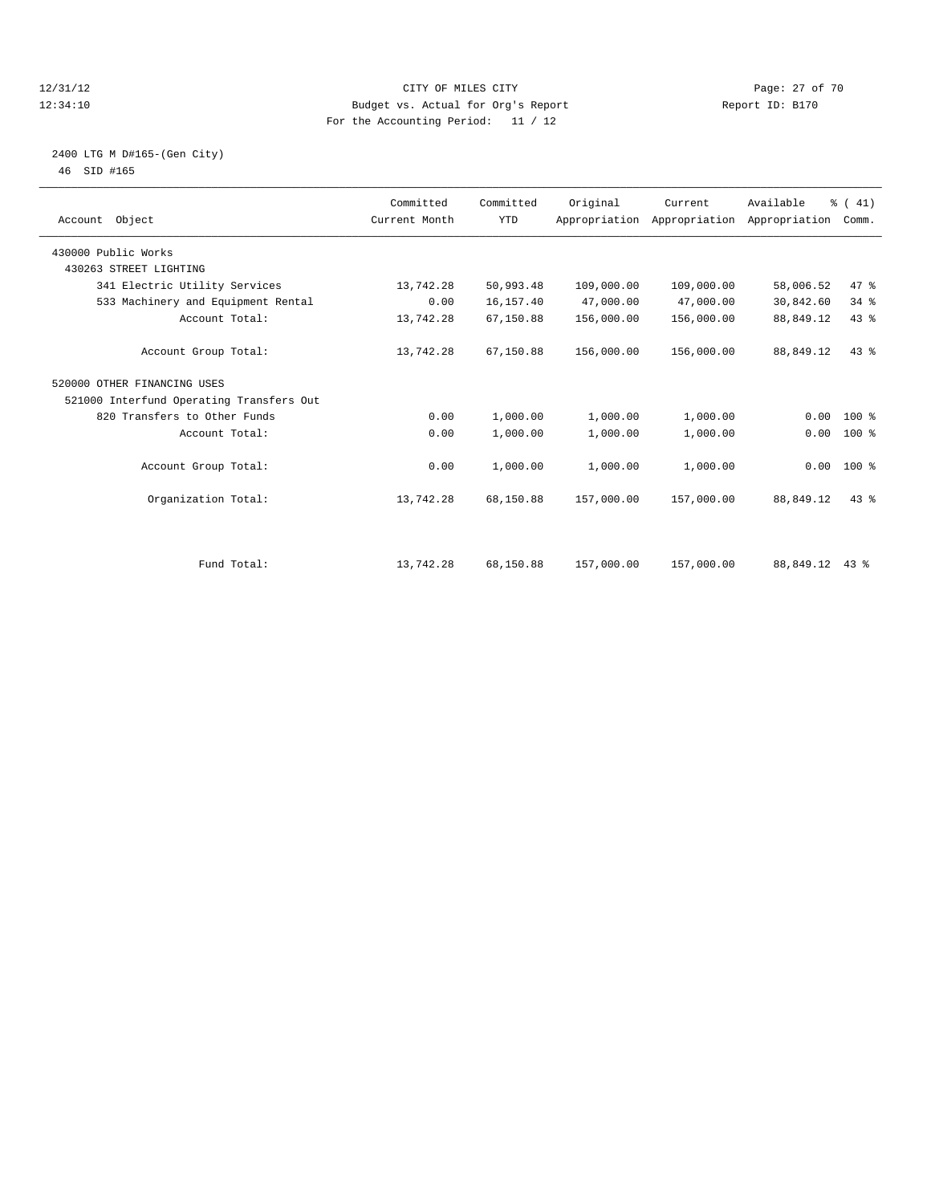CITY OF MILES CITY

Budget vs. Actual for Org's Report

For the Accounting Period: 11 / 12

12/31/12 12:34:10 Report ID: B170

2400 LTG M D#165-(Gen City)

46 SID #165

| Account Object | Committed Current Month | Committed YTD | Original Appropriation | Current Appropriation | Available Appropriation | % ( 41) Comm. |
|---|---|---|---|---|---|---|
| 430000 Public Works | | | | | | |
| 430263 STREET LIGHTING | | | | | | |
| 341 Electric Utility Services | 13,742.28 | 50,993.48 | 109,000.00 | 109,000.00 | 58,006.52 | 47 % |
| 533 Machinery and Equipment Rental | 0.00 | 16,157.40 | 47,000.00 | 47,000.00 | 30,842.60 | 34 % |
| Account Total: | 13,742.28 | 67,150.88 | 156,000.00 | 156,000.00 | 88,849.12 | 43 % |
| Account Group Total: | 13,742.28 | 67,150.88 | 156,000.00 | 156,000.00 | 88,849.12 | 43 % |
| 520000 OTHER FINANCING USES | | | | | | |
| 521000 Interfund Operating Transfers Out | | | | | | |
| 820 Transfers to Other Funds | 0.00 | 1,000.00 | 1,000.00 | 1,000.00 | 0.00 | 100 % |
| Account Total: | 0.00 | 1,000.00 | 1,000.00 | 1,000.00 | 0.00 | 100 % |
| Account Group Total: | 0.00 | 1,000.00 | 1,000.00 | 1,000.00 | 0.00 | 100 % |
| Organization Total: | 13,742.28 | 68,150.88 | 157,000.00 | 157,000.00 | 88,849.12 | 43 % |
| Fund Total: | 13,742.28 | 68,150.88 | 157,000.00 | 157,000.00 | 88,849.12 | 43 % |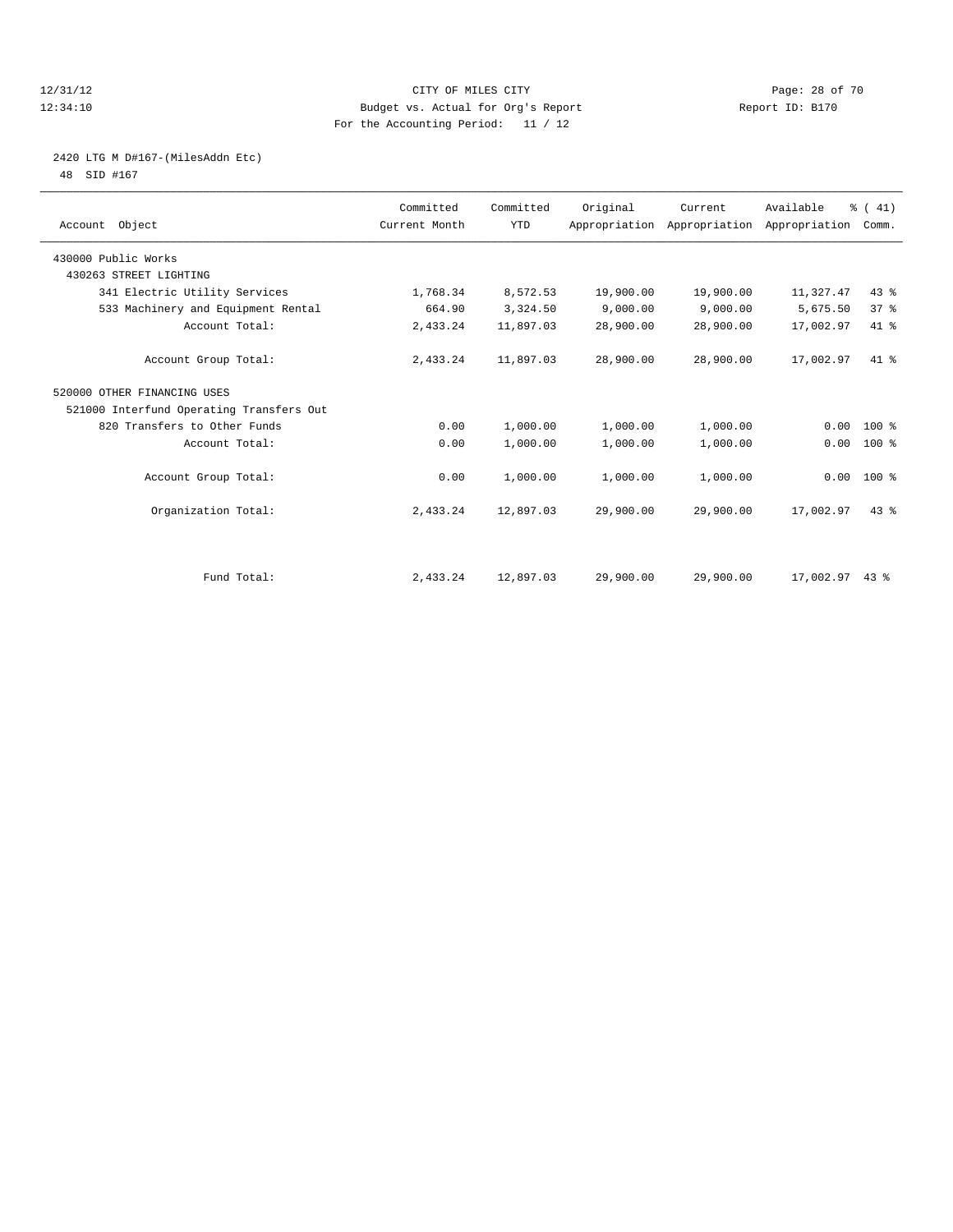CITY OF MILES CITY
Budget vs. Actual for Org's Report
For the Accounting Period: 11 / 12

12/31/12
12:34:10

Report ID: B170

2420 LTG M D#167-(MilesAddn Etc)
48 SID #167

| Account Object | Committed Current Month | Committed YTD | Original Appropriation | Current Appropriation | Available Appropriation | % ( 41) Comm. |
|---|---|---|---|---|---|---|
| 430000 Public Works | | | | | | |
| 430263 STREET LIGHTING | | | | | | |
| 341 Electric Utility Services | 1,768.34 | 8,572.53 | 19,900.00 | 19,900.00 | 11,327.47 | 43 % |
| 533 Machinery and Equipment Rental | 664.90 | 3,324.50 | 9,000.00 | 9,000.00 | 5,675.50 | 37 % |
| Account Total: | 2,433.24 | 11,897.03 | 28,900.00 | 28,900.00 | 17,002.97 | 41 % |
| Account Group Total: | 2,433.24 | 11,897.03 | 28,900.00 | 28,900.00 | 17,002.97 | 41 % |
| 520000 OTHER FINANCING USES | | | | | | |
| 521000 Interfund Operating Transfers Out | | | | | | |
| 820 Transfers to Other Funds | 0.00 | 1,000.00 | 1,000.00 | 1,000.00 | 0.00 | 100 % |
| Account Total: | 0.00 | 1,000.00 | 1,000.00 | 1,000.00 | 0.00 | 100 % |
| Account Group Total: | 0.00 | 1,000.00 | 1,000.00 | 1,000.00 | 0.00 | 100 % |
| Organization Total: | 2,433.24 | 12,897.03 | 29,900.00 | 29,900.00 | 17,002.97 | 43 % |
| Fund Total: | 2,433.24 | 12,897.03 | 29,900.00 | 29,900.00 | 17,002.97 | 43 % |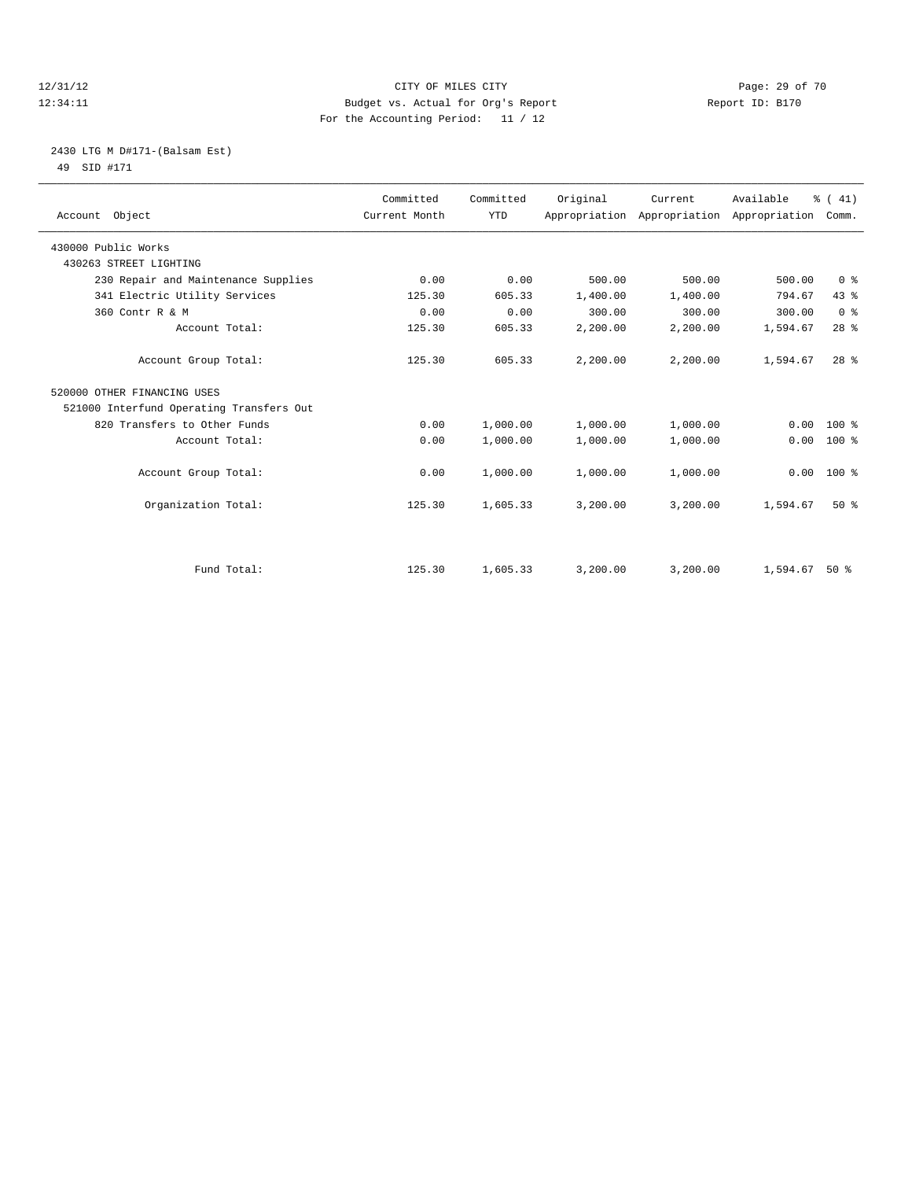CITY OF MILES CITY
Budget vs. Actual for Org's Report
For the Accounting Period: 11 / 12

12/31/12
12:34:11

Report ID: B170

2430 LTG M D#171-(Balsam Est)
49 SID #171

| Account Object | Committed Current Month | Committed YTD | Original Appropriation | Current Appropriation | Available Appropriation | % ( 41) Comm. |
|---|---|---|---|---|---|---|
| 430000 Public Works | | | | | | |
| 430263 STREET LIGHTING | | | | | | |
| 230 Repair and Maintenance Supplies | 0.00 | 0.00 | 500.00 | 500.00 | 500.00 | 0 % |
| 341 Electric Utility Services | 125.30 | 605.33 | 1,400.00 | 1,400.00 | 794.67 | 43 % |
| 360 Contr R & M | 0.00 | 0.00 | 300.00 | 300.00 | 300.00 | 0 % |
| Account Total: | 125.30 | 605.33 | 2,200.00 | 2,200.00 | 1,594.67 | 28 % |
| Account Group Total: | 125.30 | 605.33 | 2,200.00 | 2,200.00 | 1,594.67 | 28 % |
| 520000 OTHER FINANCING USES | | | | | | |
| 521000 Interfund Operating Transfers Out | | | | | | |
| 820 Transfers to Other Funds | 0.00 | 1,000.00 | 1,000.00 | 1,000.00 | 0.00 | 100 % |
| Account Total: | 0.00 | 1,000.00 | 1,000.00 | 1,000.00 | 0.00 | 100 % |
| Account Group Total: | 0.00 | 1,000.00 | 1,000.00 | 1,000.00 | 0.00 | 100 % |
| Organization Total: | 125.30 | 1,605.33 | 3,200.00 | 3,200.00 | 1,594.67 | 50 % |
| Fund Total: | 125.30 | 1,605.33 | 3,200.00 | 3,200.00 | 1,594.67 | 50 % |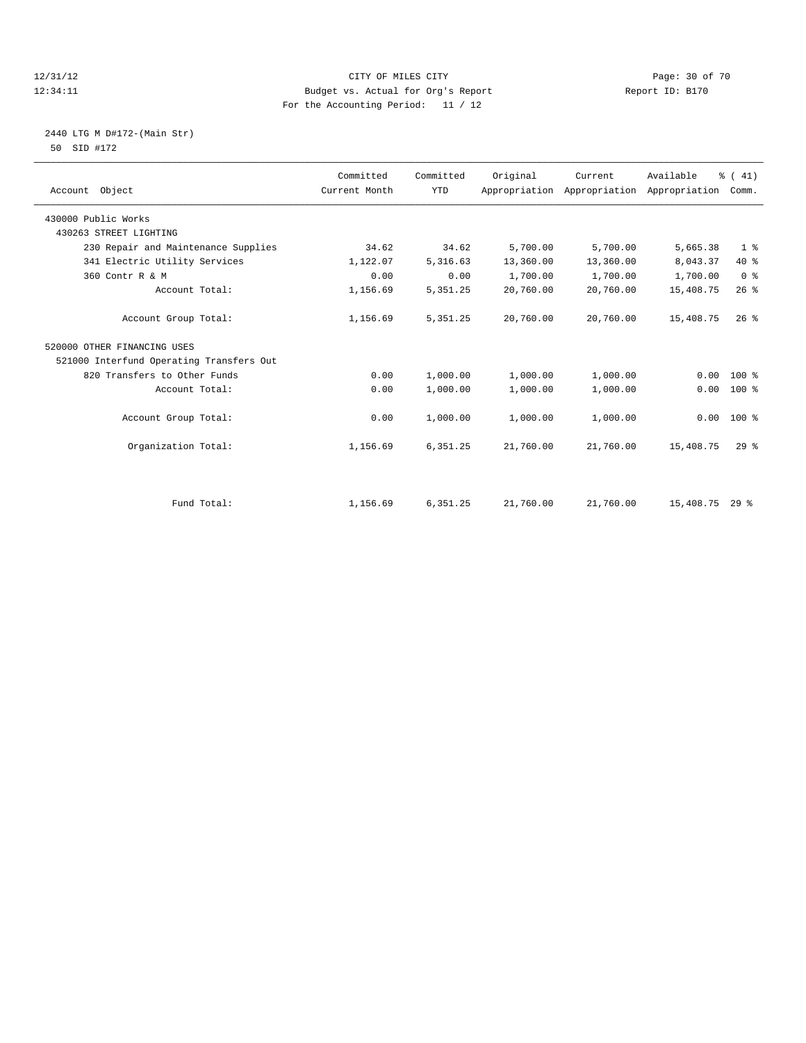12/31/12 CITY OF MILES CITY
12:34:11 Budget vs. Actual for Org's Report Report ID: B170
For the Accounting Period: 11 / 12

2440 LTG M D#172-(Main Str)
50 SID #172

| Account Object | Committed Current Month | Committed YTD | Original Appropriation | Current Appropriation | Available Appropriation | % ( 41) Comm. |
|---|---|---|---|---|---|---|
| 430000 Public Works | | | | | | |
| 430263 STREET LIGHTING | | | | | | |
| 230 Repair and Maintenance Supplies | 34.62 | 34.62 | 5,700.00 | 5,700.00 | 5,665.38 | 1 % |
| 341 Electric Utility Services | 1,122.07 | 5,316.63 | 13,360.00 | 13,360.00 | 8,043.37 | 40 % |
| 360 Contr R & M | 0.00 | 0.00 | 1,700.00 | 1,700.00 | 1,700.00 | 0 % |
| Account Total: | 1,156.69 | 5,351.25 | 20,760.00 | 20,760.00 | 15,408.75 | 26 % |
| Account Group Total: | 1,156.69 | 5,351.25 | 20,760.00 | 20,760.00 | 15,408.75 | 26 % |
| 520000 OTHER FINANCING USES | | | | | | |
| 521000 Interfund Operating Transfers Out | | | | | | |
| 820 Transfers to Other Funds | 0.00 | 1,000.00 | 1,000.00 | 1,000.00 | 0.00 | 100 % |
| Account Total: | 0.00 | 1,000.00 | 1,000.00 | 1,000.00 | 0.00 | 100 % |
| Account Group Total: | 0.00 | 1,000.00 | 1,000.00 | 1,000.00 | 0.00 | 100 % |
| Organization Total: | 1,156.69 | 6,351.25 | 21,760.00 | 21,760.00 | 15,408.75 | 29 % |
| Fund Total: | 1,156.69 | 6,351.25 | 21,760.00 | 21,760.00 | 15,408.75 | 29 % |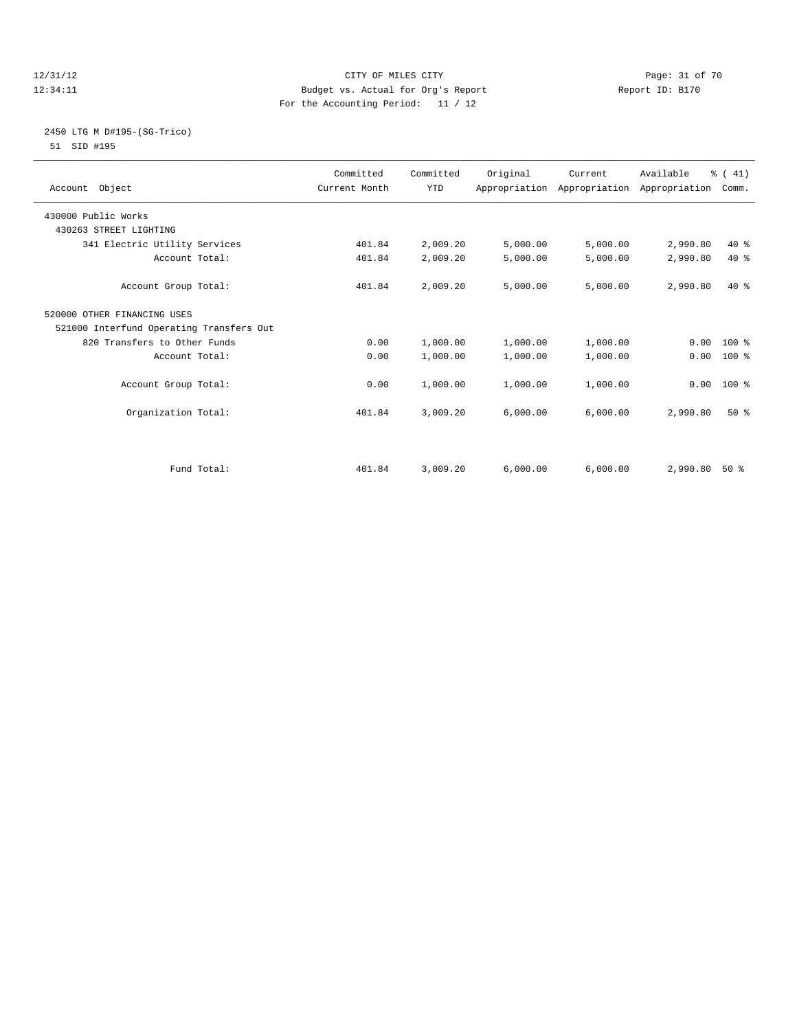CITY OF MILES CITY
Budget vs. Actual for Org's Report
For the Accounting Period: 11 / 12

12/31/12
12:34:11

Report ID: B170

## 2450 LTG M D#195-(SG-Trico)

51 SID #195

| Account Object | Committed Current Month | Committed YTD | Original Appropriation | Current Appropriation | Available Appropriation | % ( 41) Comm. |
|---|---|---|---|---|---|---|
| 430000 Public Works | | | | | | |
| 430263 STREET LIGHTING | | | | | | |
| 341 Electric Utility Services | 401.84 | 2,009.20 | 5,000.00 | 5,000.00 | 2,990.80 | 40 % |
| Account Total: | 401.84 | 2,009.20 | 5,000.00 | 5,000.00 | 2,990.80 | 40 % |
| Account Group Total: | 401.84 | 2,009.20 | 5,000.00 | 5,000.00 | 2,990.80 | 40 % |
| 520000 OTHER FINANCING USES | | | | | | |
| 521000 Interfund Operating Transfers Out | | | | | | |
| 820 Transfers to Other Funds | 0.00 | 1,000.00 | 1,000.00 | 1,000.00 | 0.00 | 100 % |
| Account Total: | 0.00 | 1,000.00 | 1,000.00 | 1,000.00 | 0.00 | 100 % |
| Account Group Total: | 0.00 | 1,000.00 | 1,000.00 | 1,000.00 | 0.00 | 100 % |
| Organization Total: | 401.84 | 3,009.20 | 6,000.00 | 6,000.00 | 2,990.80 | 50 % |
| Fund Total: | 401.84 | 3,009.20 | 6,000.00 | 6,000.00 | 2,990.80 | 50 % |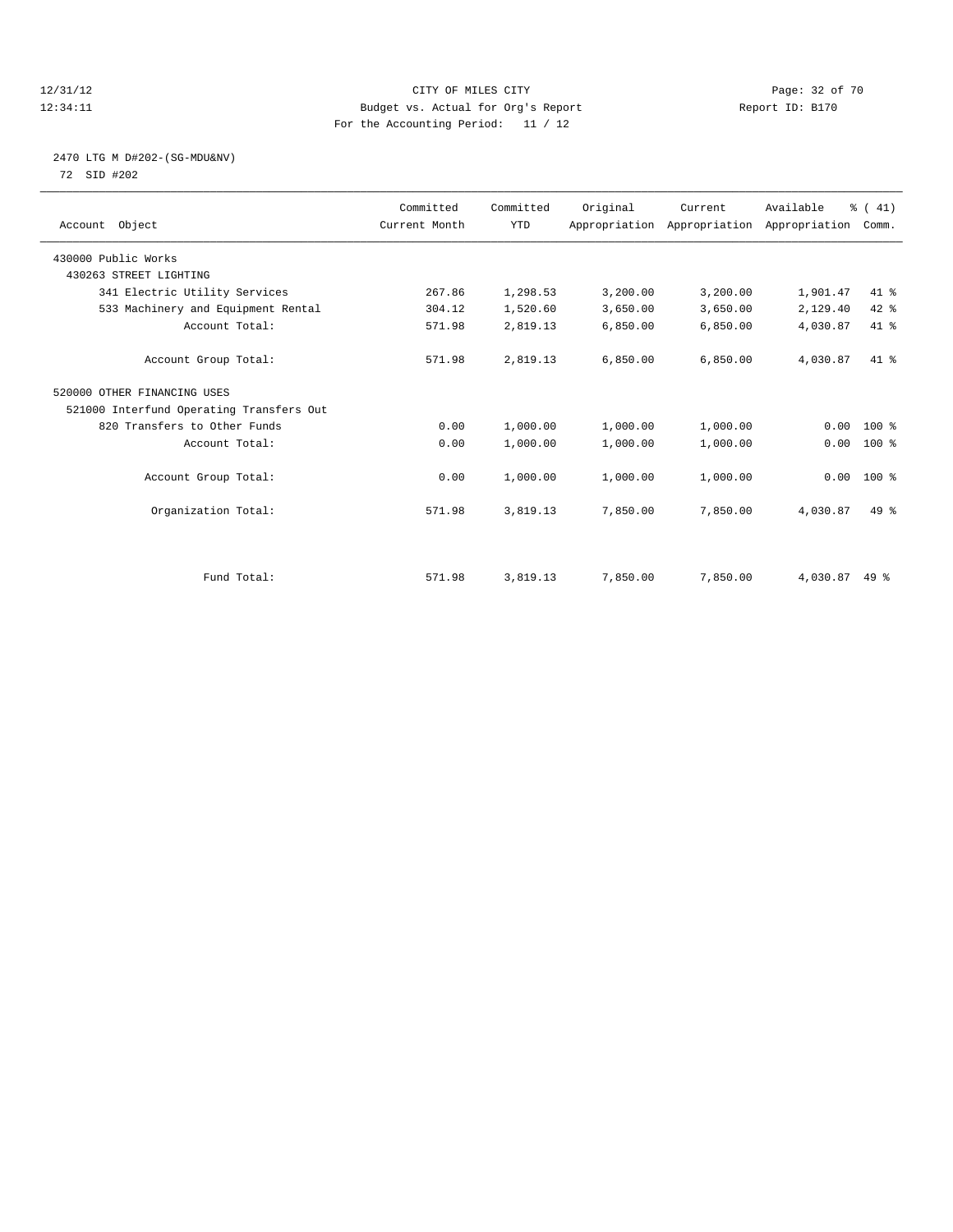CITY OF MILES CITY
Budget vs. Actual for Org's Report
For the Accounting Period: 11 / 12

12/31/12
12:34:11

Report ID: B170

## 2470 LTG M D#202-(SG-MDU&NV)

72 SID #202

| Account Object | Committed Current Month | Committed YTD | Original Appropriation | Current Appropriation | Available Appropriation | % ( 41) Comm. |
|---|---|---|---|---|---|---|
| 430000 Public Works | | | | | | |
| 430263 STREET LIGHTING | | | | | | |
| 341 Electric Utility Services | 267.86 | 1,298.53 | 3,200.00 | 3,200.00 | 1,901.47 | 41 % |
| 533 Machinery and Equipment Rental | 304.12 | 1,520.60 | 3,650.00 | 3,650.00 | 2,129.40 | 42 % |
| Account Total: | 571.98 | 2,819.13 | 6,850.00 | 6,850.00 | 4,030.87 | 41 % |
| Account Group Total: | 571.98 | 2,819.13 | 6,850.00 | 6,850.00 | 4,030.87 | 41 % |
| 520000 OTHER FINANCING USES | | | | | | |
| 521000 Interfund Operating Transfers Out | | | | | | |
| 820 Transfers to Other Funds | 0.00 | 1,000.00 | 1,000.00 | 1,000.00 | 0.00 | 100 % |
| Account Total: | 0.00 | 1,000.00 | 1,000.00 | 1,000.00 | 0.00 | 100 % |
| Account Group Total: | 0.00 | 1,000.00 | 1,000.00 | 1,000.00 | 0.00 | 100 % |
| Organization Total: | 571.98 | 3,819.13 | 7,850.00 | 7,850.00 | 4,030.87 | 49 % |
| Fund Total: | 571.98 | 3,819.13 | 7,850.00 | 7,850.00 | 4,030.87 | 49 % |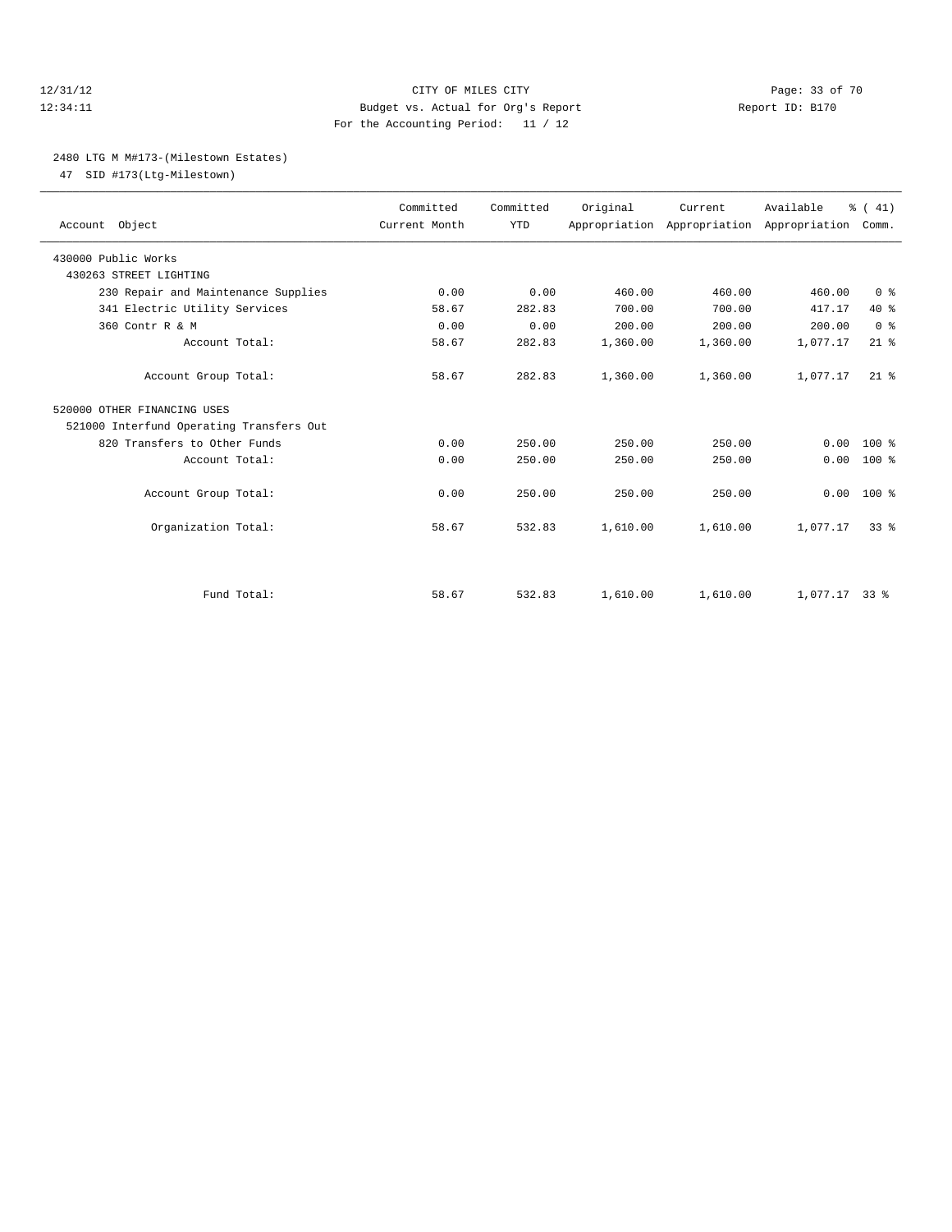CITY OF MILES CITY
Budget vs. Actual for Org's Report
For the Accounting Period: 11 / 12

12/31/12
12:34:11

Report ID: B170

## 2480 LTG M M#173-(Milestown Estates)

47 SID #173(Ltg-Milestown)

| Account Object | Committed Current Month | Committed YTD | Original Appropriation | Current Appropriation | Available Appropriation | % ( 41) Comm. |
|---|---|---|---|---|---|---|
| 430000 Public Works | | | | | | |
| 430263 STREET LIGHTING | | | | | | |
| 230 Repair and Maintenance Supplies | 0.00 | 0.00 | 460.00 | 460.00 | 460.00 | 0 % |
| 341 Electric Utility Services | 58.67 | 282.83 | 700.00 | 700.00 | 417.17 | 40 % |
| 360 Contr R & M | 0.00 | 0.00 | 200.00 | 200.00 | 200.00 | 0 % |
| Account Total: | 58.67 | 282.83 | 1,360.00 | 1,360.00 | 1,077.17 | 21 % |
| Account Group Total: | 58.67 | 282.83 | 1,360.00 | 1,360.00 | 1,077.17 | 21 % |
| 520000 OTHER FINANCING USES | | | | | | |
| 521000 Interfund Operating Transfers Out | | | | | | |
| 820 Transfers to Other Funds | 0.00 | 250.00 | 250.00 | 250.00 | 0.00 | 100 % |
| Account Total: | 0.00 | 250.00 | 250.00 | 250.00 | 0.00 | 100 % |
| Account Group Total: | 0.00 | 250.00 | 250.00 | 250.00 | 0.00 | 100 % |
| Organization Total: | 58.67 | 532.83 | 1,610.00 | 1,610.00 | 1,077.17 | 33 % |
| Fund Total: | 58.67 | 532.83 | 1,610.00 | 1,610.00 | 1,077.17 | 33 % |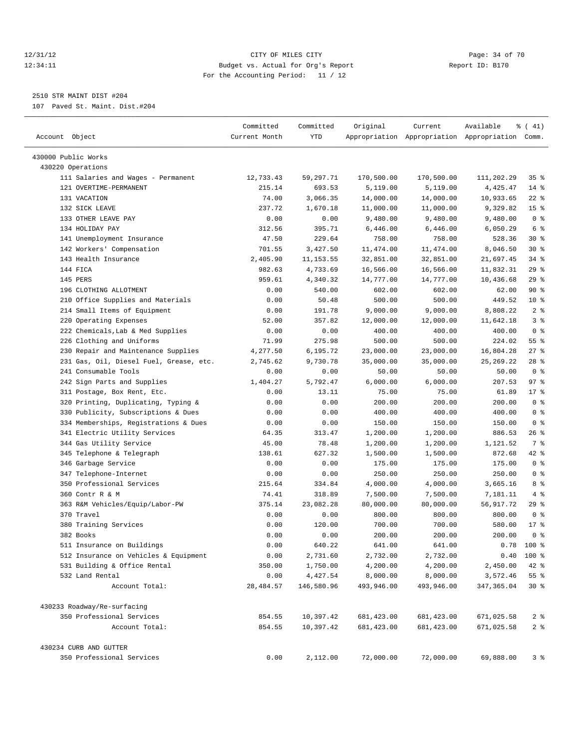CITY OF MILES CITY
Budget vs. Actual for Org's Report
For the Accounting Period: 11 / 12

2510 STR MAINT DIST #204
107 Paved St. Maint. Dist.#204

| Account Object | Committed Current Month | Committed YTD | Original Appropriation | Current Appropriation | Available Appropriation | % ( 41) Comm. |
|---|---|---|---|---|---|---|
| 430000 Public Works | | | | | | |
| 430220 Operations | | | | | | |
| 111 Salaries and Wages - Permanent | 12,733.43 | 59,297.71 | 170,500.00 | 170,500.00 | 111,202.29 | 35 % |
| 121 OVERTIME-PERMANENT | 215.14 | 693.53 | 5,119.00 | 5,119.00 | 4,425.47 | 14 % |
| 131 VACATION | 74.00 | 3,066.35 | 14,000.00 | 14,000.00 | 10,933.65 | 22 % |
| 132 SICK LEAVE | 237.72 | 1,670.18 | 11,000.00 | 11,000.00 | 9,329.82 | 15 % |
| 133 OTHER LEAVE PAY | 0.00 | 0.00 | 9,480.00 | 9,480.00 | 9,480.00 | 0 % |
| 134 HOLIDAY PAY | 312.56 | 395.71 | 6,446.00 | 6,446.00 | 6,050.29 | 6 % |
| 141 Unemployment Insurance | 47.50 | 229.64 | 758.00 | 758.00 | 528.36 | 30 % |
| 142 Workers' Compensation | 701.55 | 3,427.50 | 11,474.00 | 11,474.00 | 8,046.50 | 30 % |
| 143 Health Insurance | 2,405.90 | 11,153.55 | 32,851.00 | 32,851.00 | 21,697.45 | 34 % |
| 144 FICA | 982.63 | 4,733.69 | 16,566.00 | 16,566.00 | 11,832.31 | 29 % |
| 145 PERS | 959.61 | 4,340.32 | 14,777.00 | 14,777.00 | 10,436.68 | 29 % |
| 196 CLOTHING ALLOTMENT | 0.00 | 540.00 | 602.00 | 602.00 | 62.00 | 90 % |
| 210 Office Supplies and Materials | 0.00 | 50.48 | 500.00 | 500.00 | 449.52 | 10 % |
| 214 Small Items of Equipment | 0.00 | 191.78 | 9,000.00 | 9,000.00 | 8,808.22 | 2 % |
| 220 Operating Expenses | 52.00 | 357.82 | 12,000.00 | 12,000.00 | 11,642.18 | 3 % |
| 222 Chemicals,Lab & Med Supplies | 0.00 | 0.00 | 400.00 | 400.00 | 400.00 | 0 % |
| 226 Clothing and Uniforms | 71.99 | 275.98 | 500.00 | 500.00 | 224.02 | 55 % |
| 230 Repair and Maintenance Supplies | 4,277.50 | 6,195.72 | 23,000.00 | 23,000.00 | 16,804.28 | 27 % |
| 231 Gas, Oil, Diesel Fuel, Grease, etc. | 2,745.62 | 9,730.78 | 35,000.00 | 35,000.00 | 25,269.22 | 28 % |
| 241 Consumable Tools | 0.00 | 0.00 | 50.00 | 50.00 | 50.00 | 0 % |
| 242 Sign Parts and Supplies | 1,404.27 | 5,792.47 | 6,000.00 | 6,000.00 | 207.53 | 97 % |
| 311 Postage, Box Rent, Etc. | 0.00 | 13.11 | 75.00 | 75.00 | 61.89 | 17 % |
| 320 Printing, Duplicating, Typing & | 0.00 | 0.00 | 200.00 | 200.00 | 200.00 | 0 % |
| 330 Publicity, Subscriptions & Dues | 0.00 | 0.00 | 400.00 | 400.00 | 400.00 | 0 % |
| 334 Memberships, Registrations & Dues | 0.00 | 0.00 | 150.00 | 150.00 | 150.00 | 0 % |
| 341 Electric Utility Services | 64.35 | 313.47 | 1,200.00 | 1,200.00 | 886.53 | 26 % |
| 344 Gas Utility Service | 45.00 | 78.48 | 1,200.00 | 1,200.00 | 1,121.52 | 7 % |
| 345 Telephone & Telegraph | 138.61 | 627.32 | 1,500.00 | 1,500.00 | 872.68 | 42 % |
| 346 Garbage Service | 0.00 | 0.00 | 175.00 | 175.00 | 175.00 | 0 % |
| 347 Telephone-Internet | 0.00 | 0.00 | 250.00 | 250.00 | 250.00 | 0 % |
| 350 Professional Services | 215.64 | 334.84 | 4,000.00 | 4,000.00 | 3,665.16 | 8 % |
| 360 Contr R & M | 74.41 | 318.89 | 7,500.00 | 7,500.00 | 7,181.11 | 4 % |
| 363 R&M Vehicles/Equip/Labor-PW | 375.14 | 23,082.28 | 80,000.00 | 80,000.00 | 56,917.72 | 29 % |
| 370 Travel | 0.00 | 0.00 | 800.00 | 800.00 | 800.00 | 0 % |
| 380 Training Services | 0.00 | 120.00 | 700.00 | 700.00 | 580.00 | 17 % |
| 382 Books | 0.00 | 0.00 | 200.00 | 200.00 | 200.00 | 0 % |
| 511 Insurance on Buildings | 0.00 | 640.22 | 641.00 | 641.00 | 0.78 | 100 % |
| 512 Insurance on Vehicles & Equipment | 0.00 | 2,731.60 | 2,732.00 | 2,732.00 | 0.40 | 100 % |
| 531 Building & Office Rental | 350.00 | 1,750.00 | 4,200.00 | 4,200.00 | 2,450.00 | 42 % |
| 532 Land Rental | 0.00 | 4,427.54 | 8,000.00 | 8,000.00 | 3,572.46 | 55 % |
| Account Total: | 28,484.57 | 146,580.96 | 493,946.00 | 493,946.00 | 347,365.04 | 30 % |
| 430233 Roadway/Re-surfacing | | | | | | |
| 350 Professional Services | 854.55 | 10,397.42 | 681,423.00 | 681,423.00 | 671,025.58 | 2 % |
| Account Total: | 854.55 | 10,397.42 | 681,423.00 | 681,423.00 | 671,025.58 | 2 % |
| 430234 CURB AND GUTTER | | | | | | |
| 350 Professional Services | 0.00 | 2,112.00 | 72,000.00 | 72,000.00 | 69,888.00 | 3 % |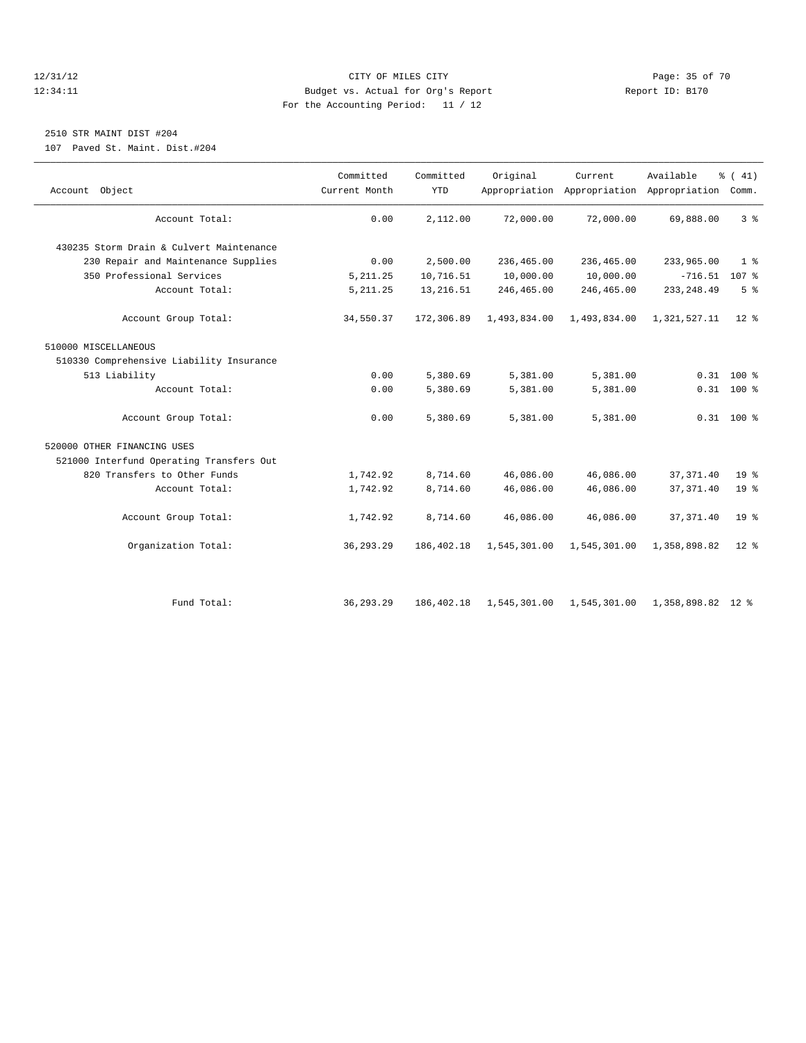CITY OF MILES CITY
Budget vs. Actual for Org's Report
For the Accounting Period: 11 / 12

12/31/12
12:34:11

Report ID: B170

## 2510 STR MAINT DIST #204

107 Paved St. Maint. Dist.#204

| Account Object | Committed Current Month | Committed YTD | Original Appropriation | Current Appropriation | Available Appropriation | % ( 41) Comm. |
|---|---|---|---|---|---|---|
| Account Total: | 0.00 | 2,112.00 | 72,000.00 | 72,000.00 | 69,888.00 | 3 % |
| 430235 Storm Drain & Culvert Maintenance | | | | | | |
| 230 Repair and Maintenance Supplies | 0.00 | 2,500.00 | 236,465.00 | 236,465.00 | 233,965.00 | 1 % |
| 350 Professional Services | 5,211.25 | 10,716.51 | 10,000.00 | 10,000.00 | -716.51 | 107 % |
| Account Total: | 5,211.25 | 13,216.51 | 246,465.00 | 246,465.00 | 233,248.49 | 5 % |
| Account Group Total: | 34,550.37 | 172,306.89 | 1,493,834.00 | 1,493,834.00 | 1,321,527.11 | 12 % |
| 510000 MISCELLANEOUS | | | | | | |
| 510330 Comprehensive Liability Insurance | | | | | | |
| 513 Liability | 0.00 | 5,380.69 | 5,381.00 | 5,381.00 | 0.31 | 100 % |
| Account Total: | 0.00 | 5,380.69 | 5,381.00 | 5,381.00 | 0.31 | 100 % |
| Account Group Total: | 0.00 | 5,380.69 | 5,381.00 | 5,381.00 | 0.31 | 100 % |
| 520000 OTHER FINANCING USES | | | | | | |
| 521000 Interfund Operating Transfers Out | | | | | | |
| 820 Transfers to Other Funds | 1,742.92 | 8,714.60 | 46,086.00 | 46,086.00 | 37,371.40 | 19 % |
| Account Total: | 1,742.92 | 8,714.60 | 46,086.00 | 46,086.00 | 37,371.40 | 19 % |
| Account Group Total: | 1,742.92 | 8,714.60 | 46,086.00 | 46,086.00 | 37,371.40 | 19 % |
| Organization Total: | 36,293.29 | 186,402.18 | 1,545,301.00 | 1,545,301.00 | 1,358,898.82 | 12 % |
| Fund Total: | 36,293.29 | 186,402.18 | 1,545,301.00 | 1,545,301.00 | 1,358,898.82 | 12 % |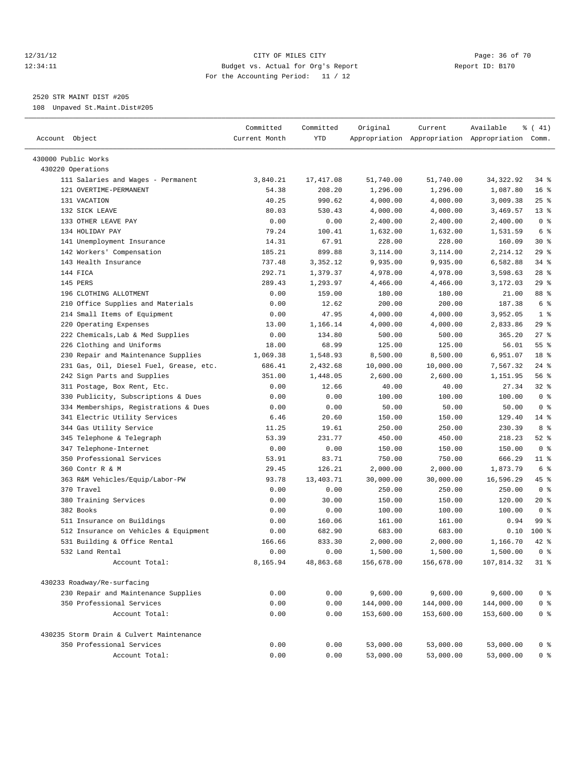12/31/12 CITY OF MILES CITY
12:34:11 Budget vs. Actual for Org's Report Report ID: B170
For the Accounting Period: 11 / 12

2520 STR MAINT DIST #205
108 Unpaved St.Maint.Dist#205

| Account Object | Committed Current Month | Committed YTD | Original Appropriation | Current Appropriation | Available Appropriation | % ( 41) Comm. |
|---|---|---|---|---|---|---|
| 430000 Public Works | | | | | | |
| 430220 Operations | | | | | | |
| 111 Salaries and Wages - Permanent | 3,840.21 | 17,417.08 | 51,740.00 | 51,740.00 | 34,322.92 | 34 % |
| 121 OVERTIME-PERMANENT | 54.38 | 208.20 | 1,296.00 | 1,296.00 | 1,087.80 | 16 % |
| 131 VACATION | 40.25 | 990.62 | 4,000.00 | 4,000.00 | 3,009.38 | 25 % |
| 132 SICK LEAVE | 80.03 | 530.43 | 4,000.00 | 4,000.00 | 3,469.57 | 13 % |
| 133 OTHER LEAVE PAY | 0.00 | 0.00 | 2,400.00 | 2,400.00 | 2,400.00 | 0 % |
| 134 HOLIDAY PAY | 79.24 | 100.41 | 1,632.00 | 1,632.00 | 1,531.59 | 6 % |
| 141 Unemployment Insurance | 14.31 | 67.91 | 228.00 | 228.00 | 160.09 | 30 % |
| 142 Workers' Compensation | 185.21 | 899.88 | 3,114.00 | 3,114.00 | 2,214.12 | 29 % |
| 143 Health Insurance | 737.48 | 3,352.12 | 9,935.00 | 9,935.00 | 6,582.88 | 34 % |
| 144 FICA | 292.71 | 1,379.37 | 4,978.00 | 4,978.00 | 3,598.63 | 28 % |
| 145 PERS | 289.43 | 1,293.97 | 4,466.00 | 4,466.00 | 3,172.03 | 29 % |
| 196 CLOTHING ALLOTMENT | 0.00 | 159.00 | 180.00 | 180.00 | 21.00 | 88 % |
| 210 Office Supplies and Materials | 0.00 | 12.62 | 200.00 | 200.00 | 187.38 | 6 % |
| 214 Small Items of Equipment | 0.00 | 47.95 | 4,000.00 | 4,000.00 | 3,952.05 | 1 % |
| 220 Operating Expenses | 13.00 | 1,166.14 | 4,000.00 | 4,000.00 | 2,833.86 | 29 % |
| 222 Chemicals,Lab & Med Supplies | 0.00 | 134.80 | 500.00 | 500.00 | 365.20 | 27 % |
| 226 Clothing and Uniforms | 18.00 | 68.99 | 125.00 | 125.00 | 56.01 | 55 % |
| 230 Repair and Maintenance Supplies | 1,069.38 | 1,548.93 | 8,500.00 | 8,500.00 | 6,951.07 | 18 % |
| 231 Gas, Oil, Diesel Fuel, Grease, etc. | 686.41 | 2,432.68 | 10,000.00 | 10,000.00 | 7,567.32 | 24 % |
| 242 Sign Parts and Supplies | 351.00 | 1,448.05 | 2,600.00 | 2,600.00 | 1,151.95 | 56 % |
| 311 Postage, Box Rent, Etc. | 0.00 | 12.66 | 40.00 | 40.00 | 27.34 | 32 % |
| 330 Publicity, Subscriptions & Dues | 0.00 | 0.00 | 100.00 | 100.00 | 100.00 | 0 % |
| 334 Memberships, Registrations & Dues | 0.00 | 0.00 | 50.00 | 50.00 | 50.00 | 0 % |
| 341 Electric Utility Services | 6.46 | 20.60 | 150.00 | 150.00 | 129.40 | 14 % |
| 344 Gas Utility Service | 11.25 | 19.61 | 250.00 | 250.00 | 230.39 | 8 % |
| 345 Telephone & Telegraph | 53.39 | 231.77 | 450.00 | 450.00 | 218.23 | 52 % |
| 347 Telephone-Internet | 0.00 | 0.00 | 150.00 | 150.00 | 150.00 | 0 % |
| 350 Professional Services | 53.91 | 83.71 | 750.00 | 750.00 | 666.29 | 11 % |
| 360 Contr R & M | 29.45 | 126.21 | 2,000.00 | 2,000.00 | 1,873.79 | 6 % |
| 363 R&M Vehicles/Equip/Labor-PW | 93.78 | 13,403.71 | 30,000.00 | 30,000.00 | 16,596.29 | 45 % |
| 370 Travel | 0.00 | 0.00 | 250.00 | 250.00 | 250.00 | 0 % |
| 380 Training Services | 0.00 | 30.00 | 150.00 | 150.00 | 120.00 | 20 % |
| 382 Books | 0.00 | 0.00 | 100.00 | 100.00 | 100.00 | 0 % |
| 511 Insurance on Buildings | 0.00 | 160.06 | 161.00 | 161.00 | 0.94 | 99 % |
| 512 Insurance on Vehicles & Equipment | 0.00 | 682.90 | 683.00 | 683.00 | 0.10 | 100 % |
| 531 Building & Office Rental | 166.66 | 833.30 | 2,000.00 | 2,000.00 | 1,166.70 | 42 % |
| 532 Land Rental | 0.00 | 0.00 | 1,500.00 | 1,500.00 | 1,500.00 | 0 % |
| Account Total: | 8,165.94 | 48,863.68 | 156,678.00 | 156,678.00 | 107,814.32 | 31 % |
| 430233 Roadway/Re-surfacing | | | | | | |
| 230 Repair and Maintenance Supplies | 0.00 | 0.00 | 9,600.00 | 9,600.00 | 9,600.00 | 0 % |
| 350 Professional Services | 0.00 | 0.00 | 144,000.00 | 144,000.00 | 144,000.00 | 0 % |
| Account Total: | 0.00 | 0.00 | 153,600.00 | 153,600.00 | 153,600.00 | 0 % |
| 430235 Storm Drain & Culvert Maintenance | | | | | | |
| 350 Professional Services | 0.00 | 0.00 | 53,000.00 | 53,000.00 | 53,000.00 | 0 % |
| Account Total: | 0.00 | 0.00 | 53,000.00 | 53,000.00 | 53,000.00 | 0 % |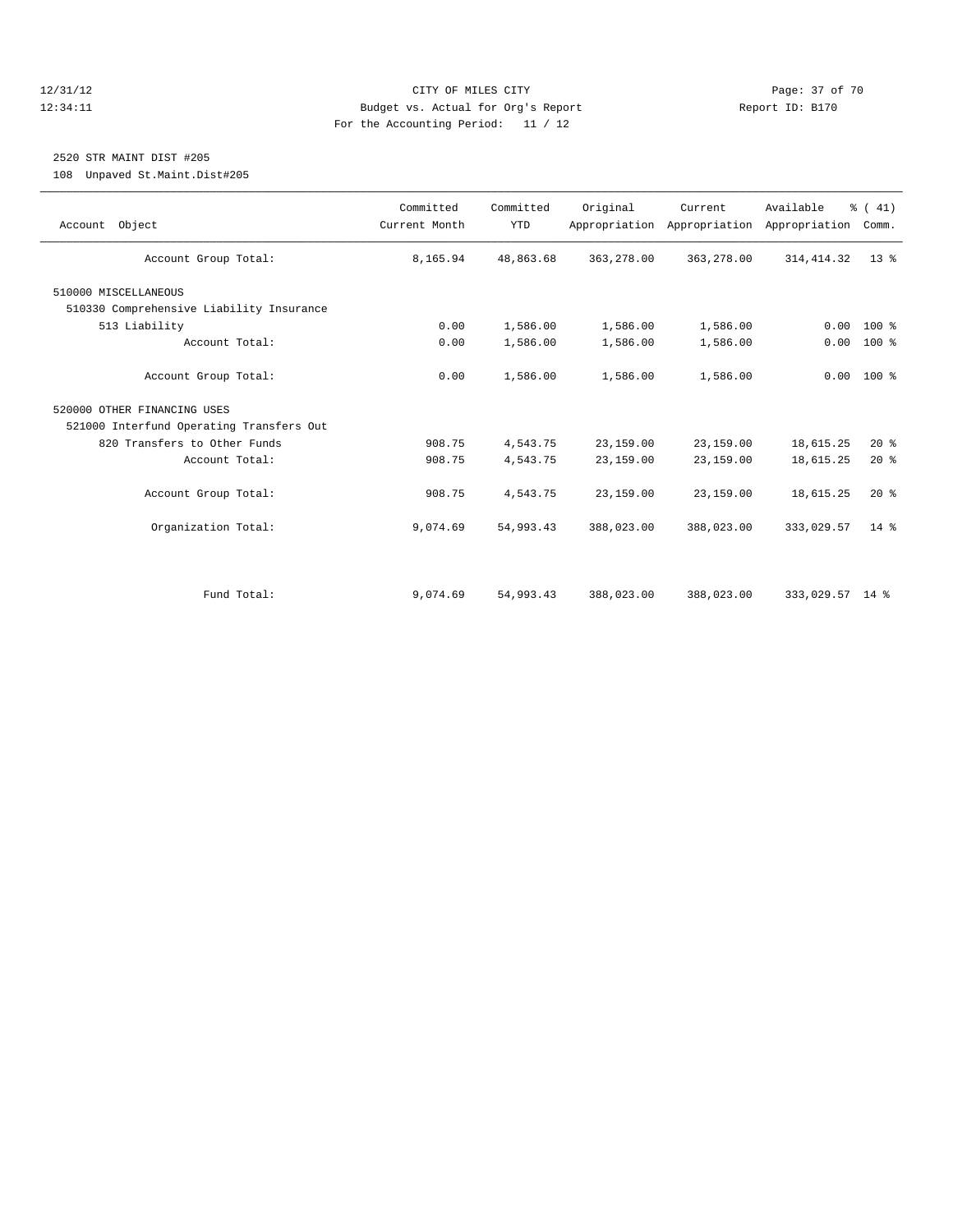CITY OF MILES CITY
Budget vs. Actual for Org's Report
For the Accounting Period: 11 / 12

12/31/12 12:34:11 — Report ID: B170

## 2520 STR MAINT DIST #205

108 Unpaved St.Maint.Dist#205

| Account Object | Committed Current Month | Committed YTD | Original Appropriation | Current Appropriation | Available Appropriation | % ( 41) Comm. |
|---|---|---|---|---|---|---|
| Account Group Total: | 8,165.94 | 48,863.68 | 363,278.00 | 363,278.00 | 314,414.32 | 13 % |
| 510000 MISCELLANEOUS | | | | | | |
| 510330 Comprehensive Liability Insurance | | | | | | |
| 513 Liability | 0.00 | 1,586.00 | 1,586.00 | 1,586.00 | 0.00 | 100 % |
| Account Total: | 0.00 | 1,586.00 | 1,586.00 | 1,586.00 | 0.00 | 100 % |
| Account Group Total: | 0.00 | 1,586.00 | 1,586.00 | 1,586.00 | 0.00 | 100 % |
| 520000 OTHER FINANCING USES | | | | | | |
| 521000 Interfund Operating Transfers Out | | | | | | |
| 820 Transfers to Other Funds | 908.75 | 4,543.75 | 23,159.00 | 23,159.00 | 18,615.25 | 20 % |
| Account Total: | 908.75 | 4,543.75 | 23,159.00 | 23,159.00 | 18,615.25 | 20 % |
| Account Group Total: | 908.75 | 4,543.75 | 23,159.00 | 23,159.00 | 18,615.25 | 20 % |
| Organization Total: | 9,074.69 | 54,993.43 | 388,023.00 | 388,023.00 | 333,029.57 | 14 % |
| Fund Total: | 9,074.69 | 54,993.43 | 388,023.00 | 388,023.00 | 333,029.57 | 14 % |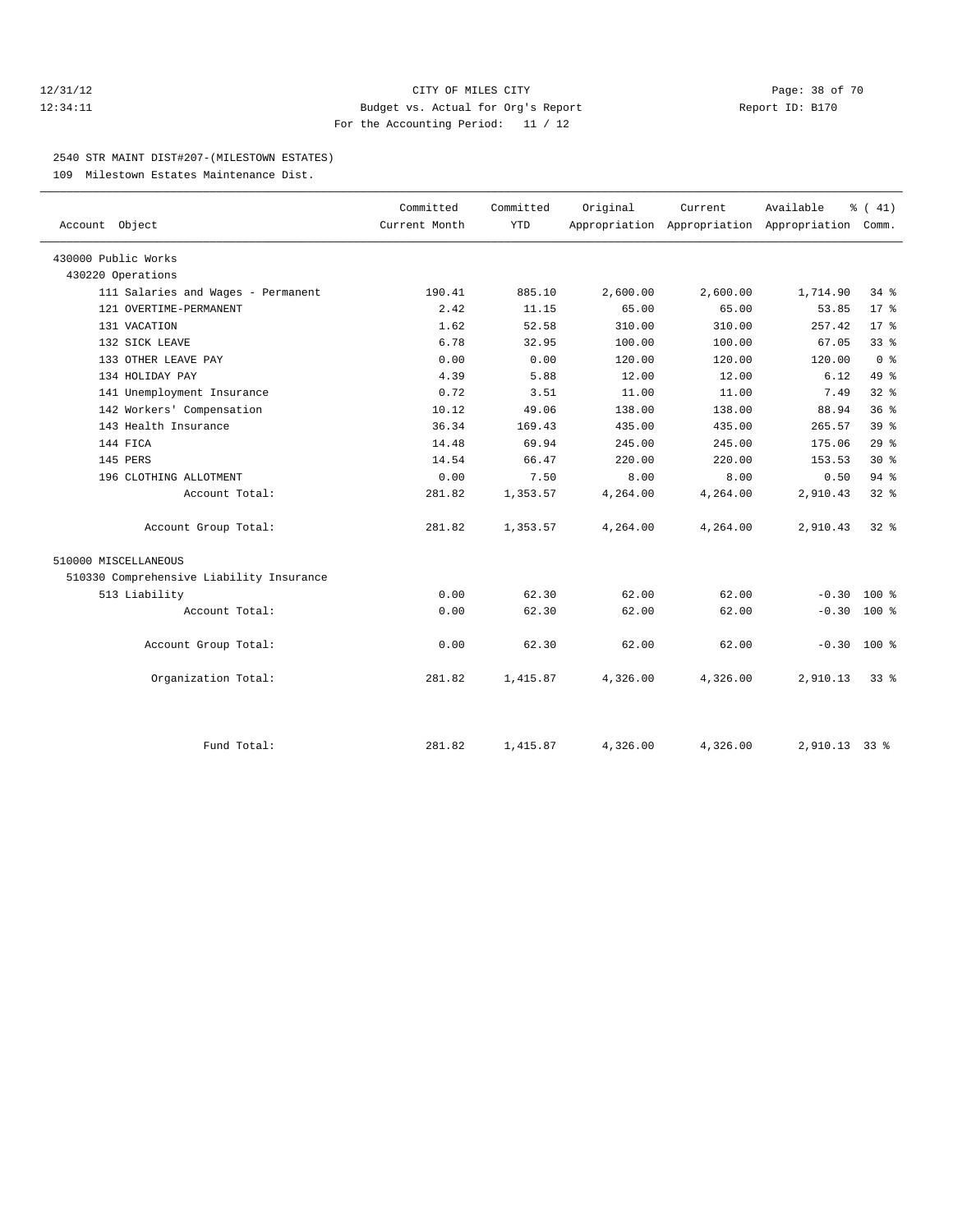CITY OF MILES CITY
Budget vs. Actual for Org's Report
For the Accounting Period: 11 / 12

12/31/12
12:34:11

Report ID: B170

## 2540 STR MAINT DIST#207-(MILESTOWN ESTATES)

109 Milestown Estates Maintenance Dist.

| Account Object | Committed Current Month | Committed YTD | Original Appropriation | Current Appropriation | Available Appropriation | % ( 41) Comm. |
|---|---|---|---|---|---|---|
| 430000 Public Works | | | | | | |
| 430220 Operations | | | | | | |
| 111 Salaries and Wages - Permanent | 190.41 | 885.10 | 2,600.00 | 2,600.00 | 1,714.90 | 34 % |
| 121 OVERTIME-PERMANENT | 2.42 | 11.15 | 65.00 | 65.00 | 53.85 | 17 % |
| 131 VACATION | 1.62 | 52.58 | 310.00 | 310.00 | 257.42 | 17 % |
| 132 SICK LEAVE | 6.78 | 32.95 | 100.00 | 100.00 | 67.05 | 33 % |
| 133 OTHER LEAVE PAY | 0.00 | 0.00 | 120.00 | 120.00 | 120.00 | 0 % |
| 134 HOLIDAY PAY | 4.39 | 5.88 | 12.00 | 12.00 | 6.12 | 49 % |
| 141 Unemployment Insurance | 0.72 | 3.51 | 11.00 | 11.00 | 7.49 | 32 % |
| 142 Workers' Compensation | 10.12 | 49.06 | 138.00 | 138.00 | 88.94 | 36 % |
| 143 Health Insurance | 36.34 | 169.43 | 435.00 | 435.00 | 265.57 | 39 % |
| 144 FICA | 14.48 | 69.94 | 245.00 | 245.00 | 175.06 | 29 % |
| 145 PERS | 14.54 | 66.47 | 220.00 | 220.00 | 153.53 | 30 % |
| 196 CLOTHING ALLOTMENT | 0.00 | 7.50 | 8.00 | 8.00 | 0.50 | 94 % |
| Account Total: | 281.82 | 1,353.57 | 4,264.00 | 4,264.00 | 2,910.43 | 32 % |
| Account Group Total: | 281.82 | 1,353.57 | 4,264.00 | 4,264.00 | 2,910.43 | 32 % |
| 510000 MISCELLANEOUS | | | | | | |
| 510330 Comprehensive Liability Insurance | | | | | | |
| 513 Liability | 0.00 | 62.30 | 62.00 | 62.00 | -0.30 | 100 % |
| Account Total: | 0.00 | 62.30 | 62.00 | 62.00 | -0.30 | 100 % |
| Account Group Total: | 0.00 | 62.30 | 62.00 | 62.00 | -0.30 | 100 % |
| Organization Total: | 281.82 | 1,415.87 | 4,326.00 | 4,326.00 | 2,910.13 | 33 % |
| Fund Total: | 281.82 | 1,415.87 | 4,326.00 | 4,326.00 | 2,910.13 | 33 % |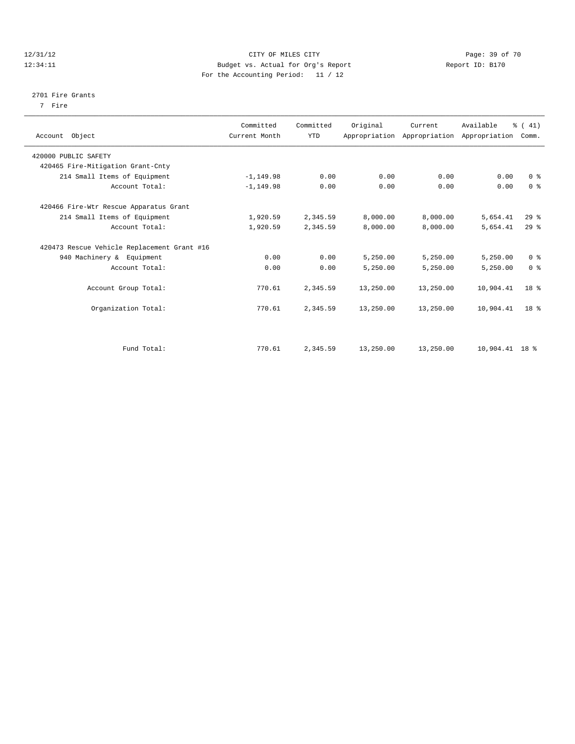CITY OF MILES CITY
Budget vs. Actual for Org's Report
For the Accounting Period: 11 / 12

12/31/12 12:34:11 — Report ID: B170

## 2701 Fire Grants
7 Fire

| Account Object | Committed Current Month | Committed YTD | Original Appropriation | Current Appropriation | Available Appropriation | % ( 41) Comm. |
|---|---|---|---|---|---|---|
| 420000 PUBLIC SAFETY | | | | | | |
| 420465 Fire-Mitigation Grant-Cnty | | | | | | |
| 214 Small Items of Equipment | -1,149.98 | 0.00 | 0.00 | 0.00 | 0.00 | 0 % |
| Account Total: | -1,149.98 | 0.00 | 0.00 | 0.00 | 0.00 | 0 % |
| 420466 Fire-Wtr Rescue Apparatus Grant | | | | | | |
| 214 Small Items of Equipment | 1,920.59 | 2,345.59 | 8,000.00 | 8,000.00 | 5,654.41 | 29 % |
| Account Total: | 1,920.59 | 2,345.59 | 8,000.00 | 8,000.00 | 5,654.41 | 29 % |
| 420473 Rescue Vehicle Replacement Grant #16 | | | | | | |
| 940 Machinery & Equipment | 0.00 | 0.00 | 5,250.00 | 5,250.00 | 5,250.00 | 0 % |
| Account Total: | 0.00 | 0.00 | 5,250.00 | 5,250.00 | 5,250.00 | 0 % |
| Account Group Total: | 770.61 | 2,345.59 | 13,250.00 | 13,250.00 | 10,904.41 | 18 % |
| Organization Total: | 770.61 | 2,345.59 | 13,250.00 | 13,250.00 | 10,904.41 | 18 % |
| Fund Total: | 770.61 | 2,345.59 | 13,250.00 | 13,250.00 | 10,904.41 | 18 % |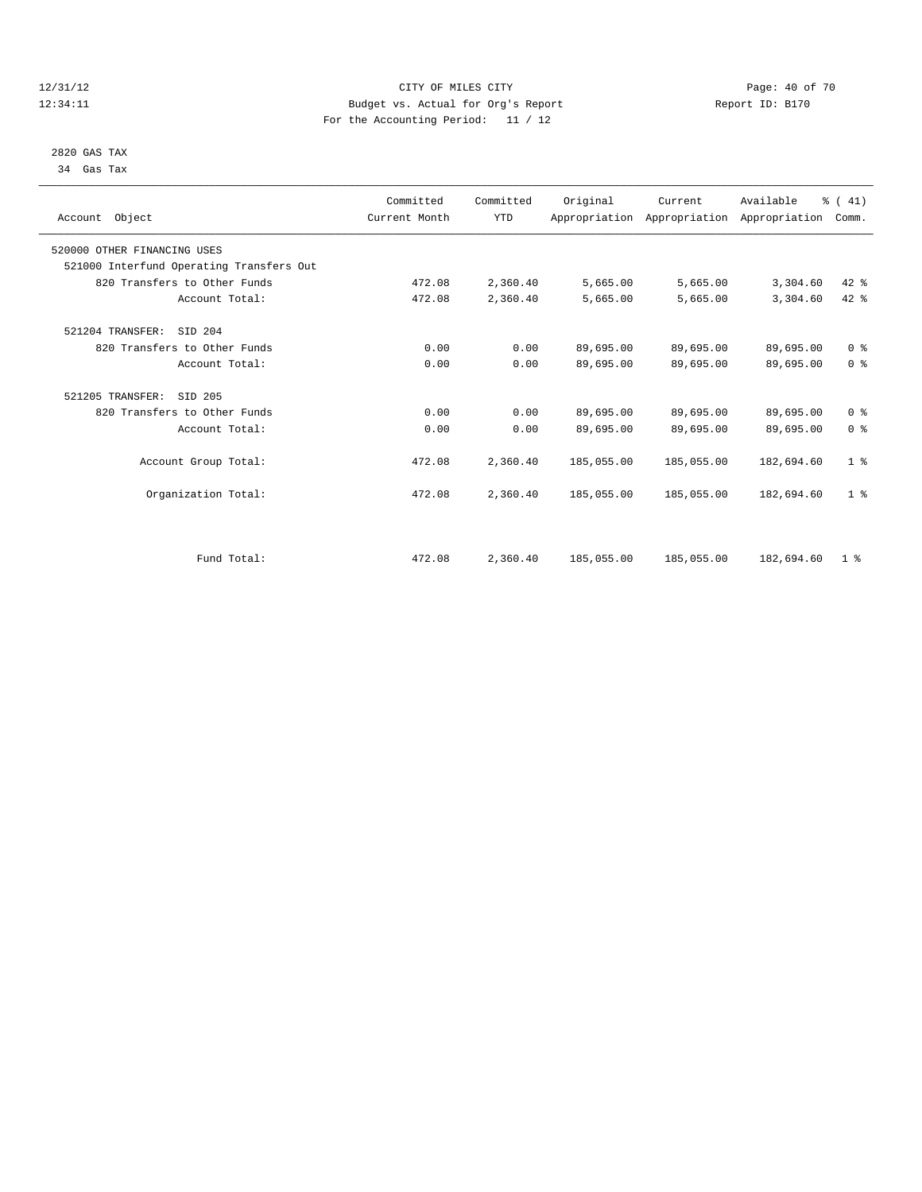12/31/12 CITY OF MILES CITY
12:34:11 Budget vs. Actual for Org's Report Report ID: B170
For the Accounting Period: 11 / 12

2820 GAS TAX
34 Gas Tax

| Account Object | Committed Current Month | Committed YTD | Original Appropriation | Current Appropriation | Available Appropriation | % ( 41) Comm. |
|---|---|---|---|---|---|---|
| 520000 OTHER FINANCING USES | | | | | | |
| 521000 Interfund Operating Transfers Out | | | | | | |
| 820 Transfers to Other Funds | 472.08 | 2,360.40 | 5,665.00 | 5,665.00 | 3,304.60 | 42 % |
| Account Total: | 472.08 | 2,360.40 | 5,665.00 | 5,665.00 | 3,304.60 | 42 % |
| 521204 TRANSFER: SID 204 | | | | | | |
| 820 Transfers to Other Funds | 0.00 | 0.00 | 89,695.00 | 89,695.00 | 89,695.00 | 0 % |
| Account Total: | 0.00 | 0.00 | 89,695.00 | 89,695.00 | 89,695.00 | 0 % |
| 521205 TRANSFER: SID 205 | | | | | | |
| 820 Transfers to Other Funds | 0.00 | 0.00 | 89,695.00 | 89,695.00 | 89,695.00 | 0 % |
| Account Total: | 0.00 | 0.00 | 89,695.00 | 89,695.00 | 89,695.00 | 0 % |
| Account Group Total: | 472.08 | 2,360.40 | 185,055.00 | 185,055.00 | 182,694.60 | 1 % |
| Organization Total: | 472.08 | 2,360.40 | 185,055.00 | 185,055.00 | 182,694.60 | 1 % |
| Fund Total: | 472.08 | 2,360.40 | 185,055.00 | 185,055.00 | 182,694.60 | 1 % |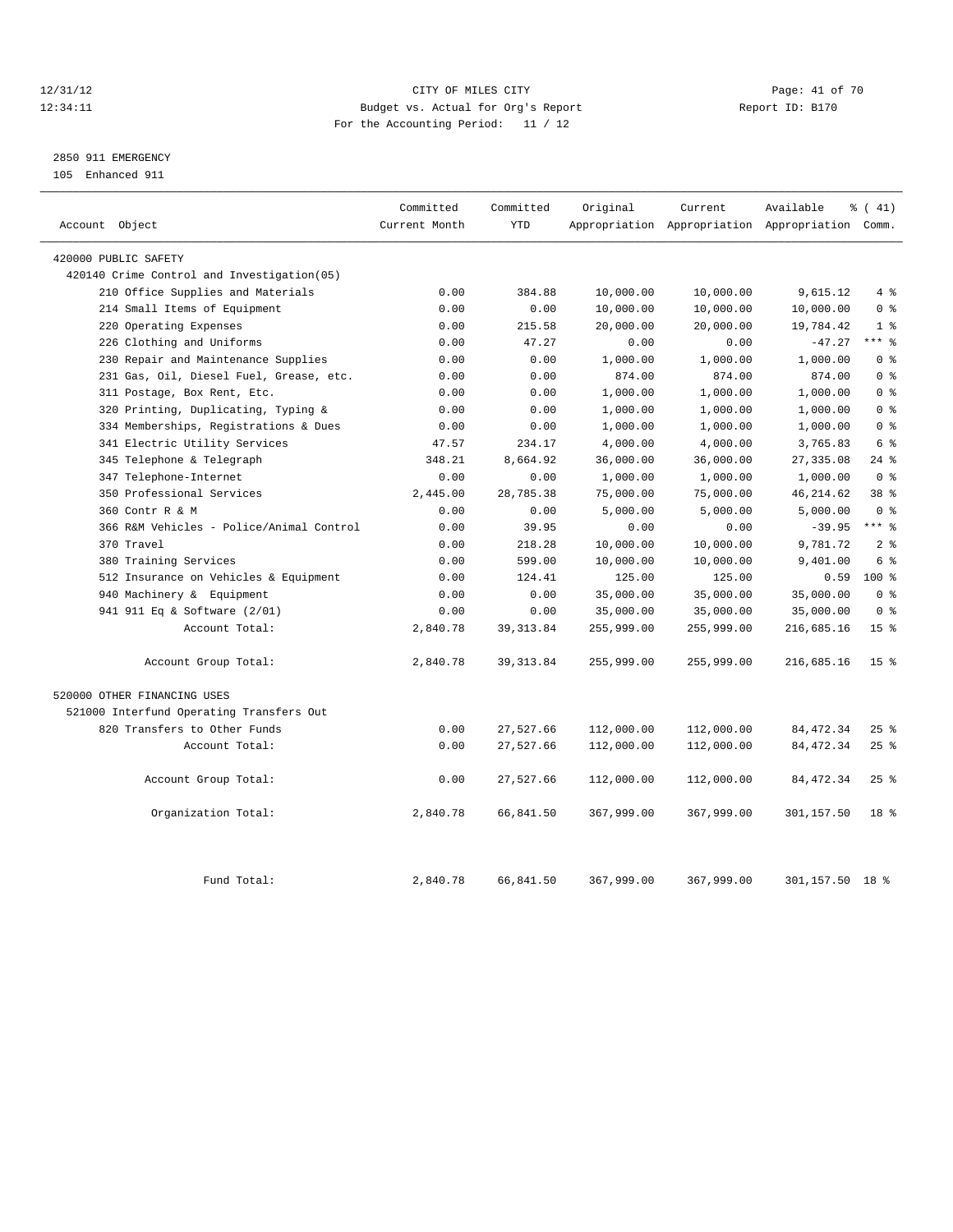12/31/12 CITY OF MILES CITY
12:34:11 Budget vs. Actual for Org's Report Report ID: B170
For the Accounting Period: 11 / 12

2850 911 EMERGENCY
105 Enhanced 911

| Account Object | Committed Current Month | Committed YTD | Original Appropriation | Current Appropriation | Available Appropriation | % ( 41) Comm. |
|---|---|---|---|---|---|---|
| 420000 PUBLIC SAFETY | | | | | | |
| 420140 Crime Control and Investigation(05) | | | | | | |
| 210 Office Supplies and Materials | 0.00 | 384.88 | 10,000.00 | 10,000.00 | 9,615.12 | 4 % |
| 214 Small Items of Equipment | 0.00 | 0.00 | 10,000.00 | 10,000.00 | 10,000.00 | 0 % |
| 220 Operating Expenses | 0.00 | 215.58 | 20,000.00 | 20,000.00 | 19,784.42 | 1 % |
| 226 Clothing and Uniforms | 0.00 | 47.27 | 0.00 | 0.00 | -47.27 | *** % |
| 230 Repair and Maintenance Supplies | 0.00 | 0.00 | 1,000.00 | 1,000.00 | 1,000.00 | 0 % |
| 231 Gas, Oil, Diesel Fuel, Grease, etc. | 0.00 | 0.00 | 874.00 | 874.00 | 874.00 | 0 % |
| 311 Postage, Box Rent, Etc. | 0.00 | 0.00 | 1,000.00 | 1,000.00 | 1,000.00 | 0 % |
| 320 Printing, Duplicating, Typing & | 0.00 | 0.00 | 1,000.00 | 1,000.00 | 1,000.00 | 0 % |
| 334 Memberships, Registrations & Dues | 0.00 | 0.00 | 1,000.00 | 1,000.00 | 1,000.00 | 0 % |
| 341 Electric Utility Services | 47.57 | 234.17 | 4,000.00 | 4,000.00 | 3,765.83 | 6 % |
| 345 Telephone & Telegraph | 348.21 | 8,664.92 | 36,000.00 | 36,000.00 | 27,335.08 | 24 % |
| 347 Telephone-Internet | 0.00 | 0.00 | 1,000.00 | 1,000.00 | 1,000.00 | 0 % |
| 350 Professional Services | 2,445.00 | 28,785.38 | 75,000.00 | 75,000.00 | 46,214.62 | 38 % |
| 360 Contr R & M | 0.00 | 0.00 | 5,000.00 | 5,000.00 | 5,000.00 | 0 % |
| 366 R&M Vehicles - Police/Animal Control | 0.00 | 39.95 | 0.00 | 0.00 | -39.95 | *** % |
| 370 Travel | 0.00 | 218.28 | 10,000.00 | 10,000.00 | 9,781.72 | 2 % |
| 380 Training Services | 0.00 | 599.00 | 10,000.00 | 10,000.00 | 9,401.00 | 6 % |
| 512 Insurance on Vehicles & Equipment | 0.00 | 124.41 | 125.00 | 125.00 | 0.59 | 100 % |
| 940 Machinery & Equipment | 0.00 | 0.00 | 35,000.00 | 35,000.00 | 35,000.00 | 0 % |
| 941 911 Eq & Software (2/01) | 0.00 | 0.00 | 35,000.00 | 35,000.00 | 35,000.00 | 0 % |
| Account Total: | 2,840.78 | 39,313.84 | 255,999.00 | 255,999.00 | 216,685.16 | 15 % |
| Account Group Total: | 2,840.78 | 39,313.84 | 255,999.00 | 255,999.00 | 216,685.16 | 15 % |
| 520000 OTHER FINANCING USES | | | | | | |
| 521000 Interfund Operating Transfers Out | | | | | | |
| 820 Transfers to Other Funds | 0.00 | 27,527.66 | 112,000.00 | 112,000.00 | 84,472.34 | 25 % |
| Account Total: | 0.00 | 27,527.66 | 112,000.00 | 112,000.00 | 84,472.34 | 25 % |
| Account Group Total: | 0.00 | 27,527.66 | 112,000.00 | 112,000.00 | 84,472.34 | 25 % |
| Organization Total: | 2,840.78 | 66,841.50 | 367,999.00 | 367,999.00 | 301,157.50 | 18 % |
| Fund Total: | 2,840.78 | 66,841.50 | 367,999.00 | 367,999.00 | 301,157.50 | 18 % |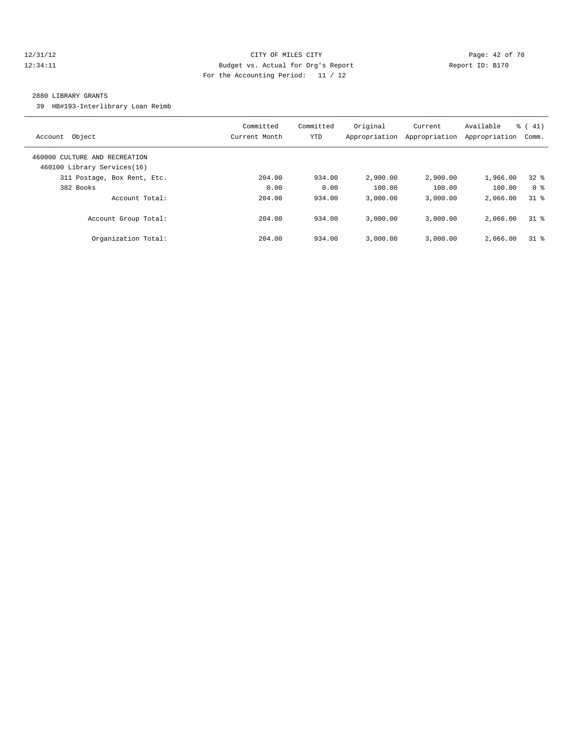12/31/12
12:34:11

CITY OF MILES CITY
Budget vs. Actual for Org's Report
For the Accounting Period: 11 / 12

Report ID: B170

2880 LIBRARY GRANTS

39 HB#193-Interlibrary Loan Reimb

| Account Object | Committed Current Month | Committed YTD | Original Appropriation | Current Appropriation | Available Appropriation | % ( 41) Comm. |
|---|---|---|---|---|---|---|
| 460000 CULTURE AND RECREATION | | | | | | |
| 460100 Library Services(16) | | | | | | |
| 311 Postage, Box Rent, Etc. | 204.00 | 934.00 | 2,900.00 | 2,900.00 | 1,966.00 | 32 % |
| 382 Books | 0.00 | 0.00 | 100.00 | 100.00 | 100.00 | 0 % |
| Account Total: | 204.00 | 934.00 | 3,000.00 | 3,000.00 | 2,066.00 | 31 % |
| Account Group Total: | 204.00 | 934.00 | 3,000.00 | 3,000.00 | 2,066.00 | 31 % |
| Organization Total: | 204.00 | 934.00 | 3,000.00 | 3,000.00 | 2,066.00 | 31 % |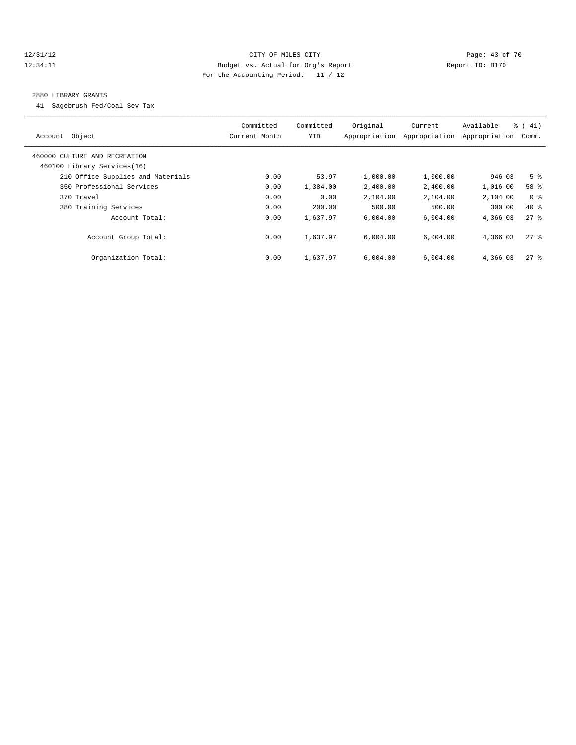CITY OF MILES CITY
Budget vs. Actual for Org's Report
For the Accounting Period: 11 / 12

12/31/12
12:34:11

Report ID: B170

## 2880 LIBRARY GRANTS

41 Sagebrush Fed/Coal Sev Tax

| Account Object | Committed Current Month | Committed YTD | Original Appropriation | Current Appropriation | Available Appropriation | % ( 41) Comm. |
|---|---|---|---|---|---|---|
| 460000 CULTURE AND RECREATION | | | | | | |
| 460100 Library Services(16) | | | | | | |
| 210 Office Supplies and Materials | 0.00 | 53.97 | 1,000.00 | 1,000.00 | 946.03 | 5 % |
| 350 Professional Services | 0.00 | 1,384.00 | 2,400.00 | 2,400.00 | 1,016.00 | 58 % |
| 370 Travel | 0.00 | 0.00 | 2,104.00 | 2,104.00 | 2,104.00 | 0 % |
| 380 Training Services | 0.00 | 200.00 | 500.00 | 500.00 | 300.00 | 40 % |
| Account Total: | 0.00 | 1,637.97 | 6,004.00 | 6,004.00 | 4,366.03 | 27 % |
| Account Group Total: | 0.00 | 1,637.97 | 6,004.00 | 6,004.00 | 4,366.03 | 27 % |
| Organization Total: | 0.00 | 1,637.97 | 6,004.00 | 6,004.00 | 4,366.03 | 27 % |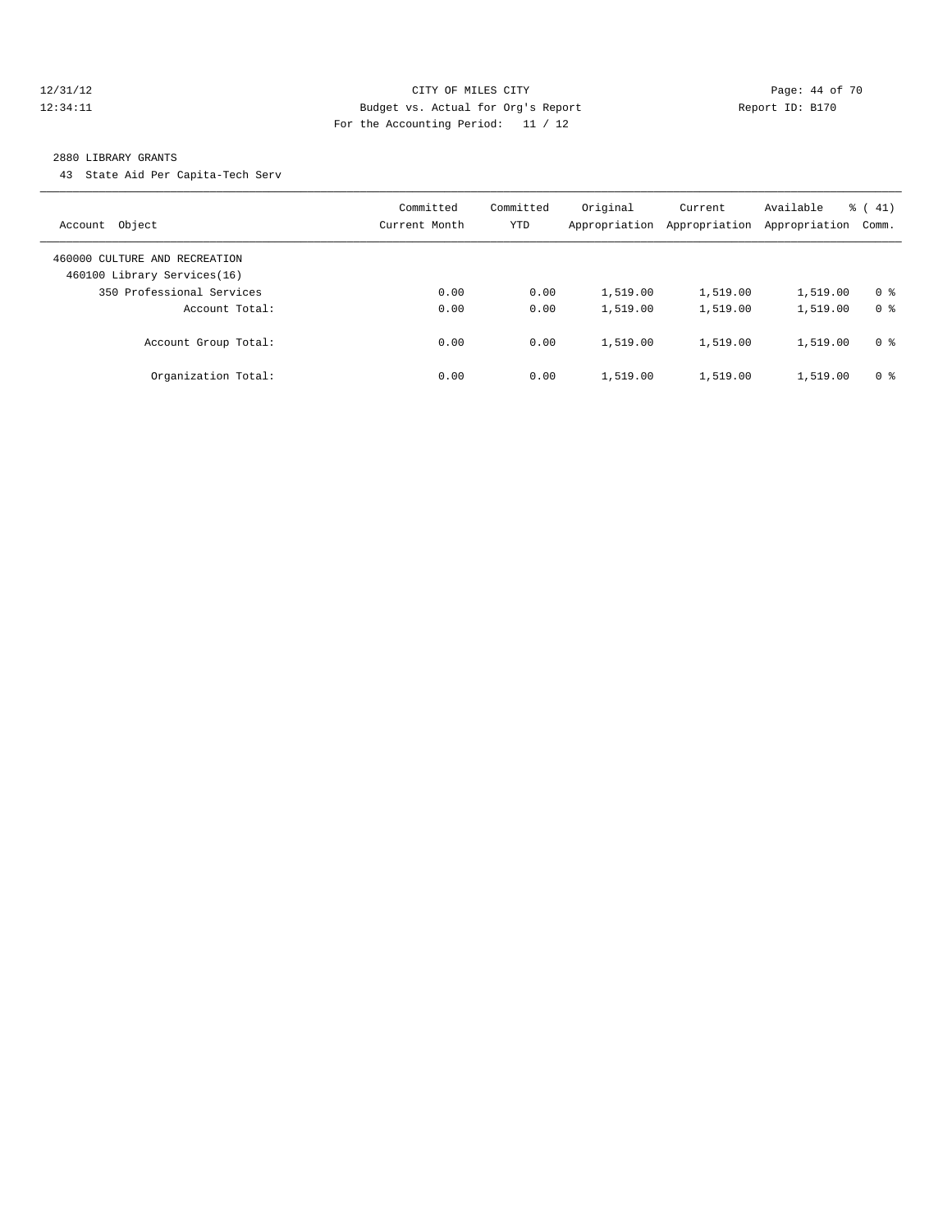12/31/12 CITY OF MILES CITY
12:34:11 Budget vs. Actual for Org's Report Report ID: B170
For the Accounting Period: 11 / 12

2880 LIBRARY GRANTS

43 State Aid Per Capita-Tech Serv

| Account Object | Committed Current Month | Committed YTD | Original Appropriation | Current Appropriation | Available Appropriation | % ( 41) Comm. |
|---|---|---|---|---|---|---|
| 460000 CULTURE AND RECREATION | | | | | | |
| 460100 Library Services(16) | | | | | | |
| 350 Professional Services | 0.00 | 0.00 | 1,519.00 | 1,519.00 | 1,519.00 | 0 % |
| Account Total: | 0.00 | 0.00 | 1,519.00 | 1,519.00 | 1,519.00 | 0 % |
| Account Group Total: | 0.00 | 0.00 | 1,519.00 | 1,519.00 | 1,519.00 | 0 % |
| Organization Total: | 0.00 | 0.00 | 1,519.00 | 1,519.00 | 1,519.00 | 0 % |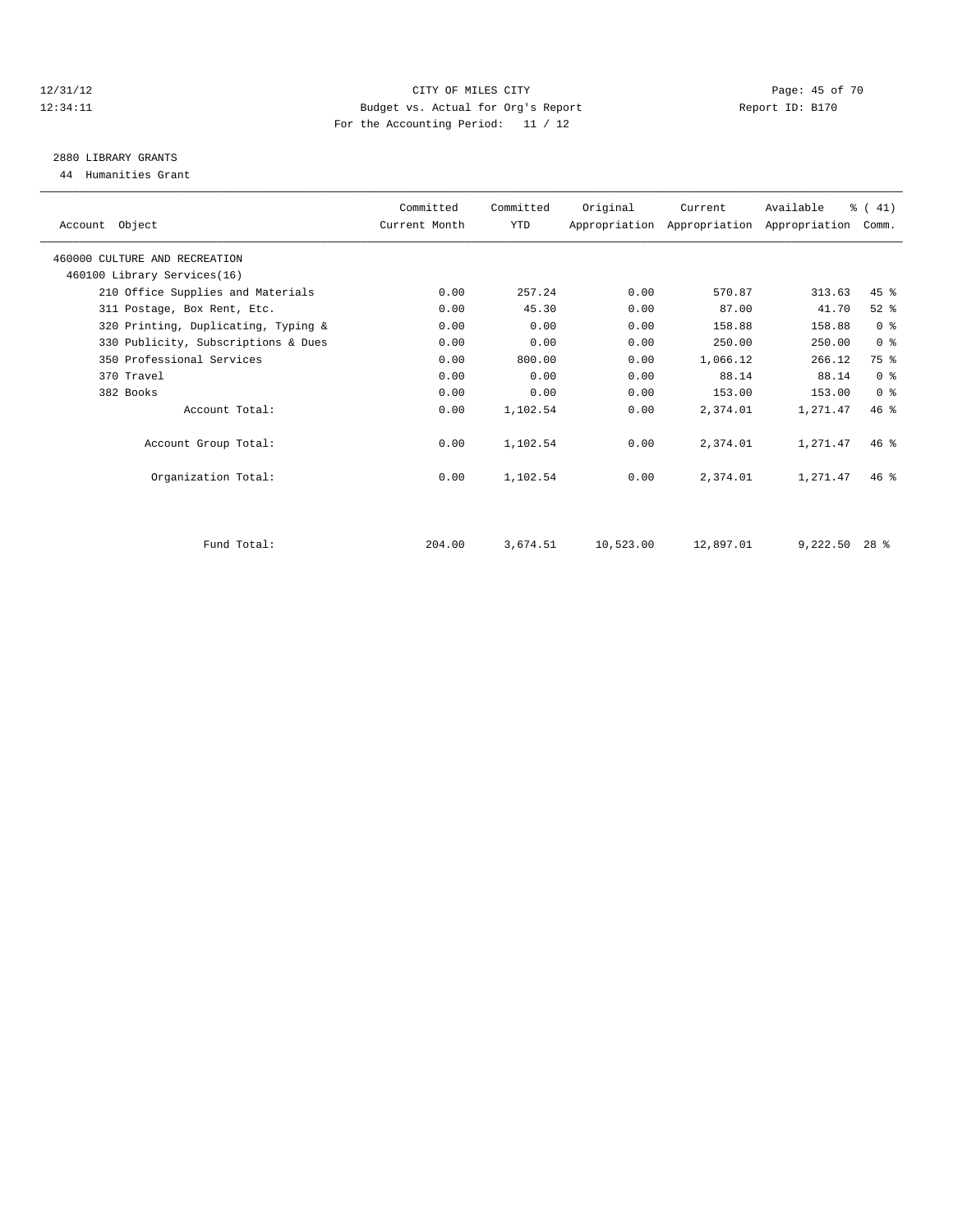CITY OF MILES CITY
Budget vs. Actual for Org's Report
For the Accounting Period: 11 / 12

12/31/12
12:34:11

Report ID: B170

## 2880 LIBRARY GRANTS

44 Humanities Grant

| Account Object | Committed Current Month | Committed YTD | Original Appropriation | Current Appropriation | Available Appropriation | % ( 41) Comm. |
|---|---|---|---|---|---|---|
| 460000 CULTURE AND RECREATION | | | | | | |
| 460100 Library Services(16) | | | | | | |
| 210 Office Supplies and Materials | 0.00 | 257.24 | 0.00 | 570.87 | 313.63 | 45 % |
| 311 Postage, Box Rent, Etc. | 0.00 | 45.30 | 0.00 | 87.00 | 41.70 | 52 % |
| 320 Printing, Duplicating, Typing & | 0.00 | 0.00 | 0.00 | 158.88 | 158.88 | 0 % |
| 330 Publicity, Subscriptions & Dues | 0.00 | 0.00 | 0.00 | 250.00 | 250.00 | 0 % |
| 350 Professional Services | 0.00 | 800.00 | 0.00 | 1,066.12 | 266.12 | 75 % |
| 370 Travel | 0.00 | 0.00 | 0.00 | 88.14 | 88.14 | 0 % |
| 382 Books | 0.00 | 0.00 | 0.00 | 153.00 | 153.00 | 0 % |
| Account Total: | 0.00 | 1,102.54 | 0.00 | 2,374.01 | 1,271.47 | 46 % |
| Account Group Total: | 0.00 | 1,102.54 | 0.00 | 2,374.01 | 1,271.47 | 46 % |
| Organization Total: | 0.00 | 1,102.54 | 0.00 | 2,374.01 | 1,271.47 | 46 % |
| Fund Total: | 204.00 | 3,674.51 | 10,523.00 | 12,897.01 | 9,222.50 | 28 % |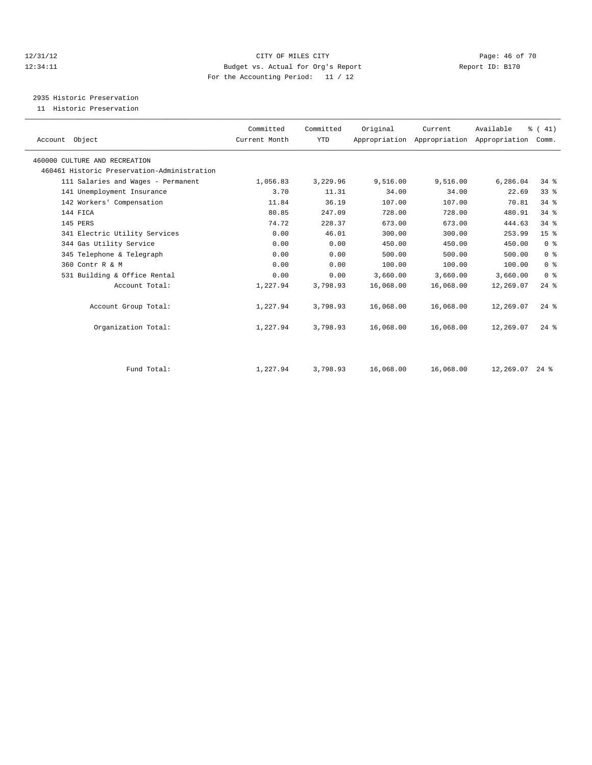CITY OF MILES CITY
Budget vs. Actual for Org's Report
For the Accounting Period: 11 / 12

12/31/12
12:34:11

Report ID: B170

2935 Historic Preservation

11 Historic Preservation

| Account Object | Committed Current Month | Committed YTD | Original Appropriation | Current Appropriation | Available Appropriation | % ( 41) Comm. |
|---|---|---|---|---|---|---|
| 460000 CULTURE AND RECREATION | | | | | | |
| 460461 Historic Preservation-Administration | | | | | | |
| 111 Salaries and Wages - Permanent | 1,056.83 | 3,229.96 | 9,516.00 | 9,516.00 | 6,286.04 | 34 % |
| 141 Unemployment Insurance | 3.70 | 11.31 | 34.00 | 34.00 | 22.69 | 33 % |
| 142 Workers' Compensation | 11.84 | 36.19 | 107.00 | 107.00 | 70.81 | 34 % |
| 144 FICA | 80.85 | 247.09 | 728.00 | 728.00 | 480.91 | 34 % |
| 145 PERS | 74.72 | 228.37 | 673.00 | 673.00 | 444.63 | 34 % |
| 341 Electric Utility Services | 0.00 | 46.01 | 300.00 | 300.00 | 253.99 | 15 % |
| 344 Gas Utility Service | 0.00 | 0.00 | 450.00 | 450.00 | 450.00 | 0 % |
| 345 Telephone & Telegraph | 0.00 | 0.00 | 500.00 | 500.00 | 500.00 | 0 % |
| 360 Contr R & M | 0.00 | 0.00 | 100.00 | 100.00 | 100.00 | 0 % |
| 531 Building & Office Rental | 0.00 | 0.00 | 3,660.00 | 3,660.00 | 3,660.00 | 0 % |
| Account Total: | 1,227.94 | 3,798.93 | 16,068.00 | 16,068.00 | 12,269.07 | 24 % |
| Account Group Total: | 1,227.94 | 3,798.93 | 16,068.00 | 16,068.00 | 12,269.07 | 24 % |
| Organization Total: | 1,227.94 | 3,798.93 | 16,068.00 | 16,068.00 | 12,269.07 | 24 % |
| Fund Total: | 1,227.94 | 3,798.93 | 16,068.00 | 16,068.00 | 12,269.07 | 24 % |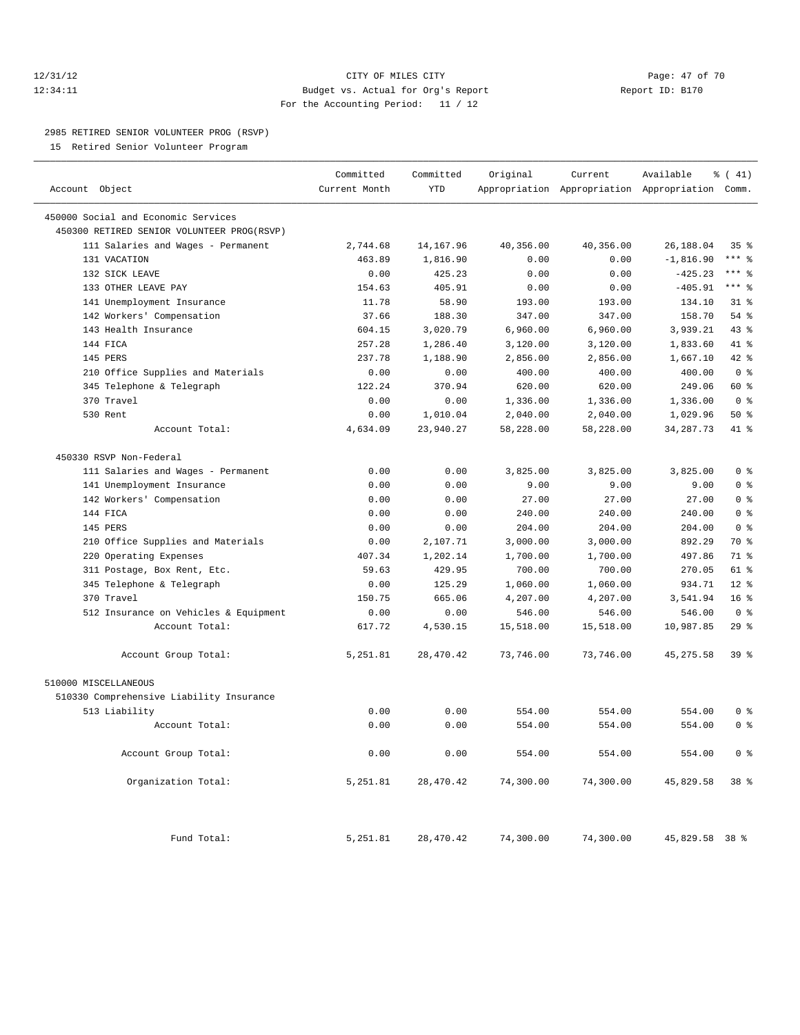12/31/12 CITY OF MILES CITY
12:34:11 Budget vs. Actual for Org's Report Report ID: B170
For the Accounting Period: 11 / 12

2985 RETIRED SENIOR VOLUNTEER PROG (RSVP)
15 Retired Senior Volunteer Program

| Account Object | Committed Current Month | Committed YTD | Original Appropriation | Current Appropriation | Available Appropriation | % ( 41) Comm. |
|---|---|---|---|---|---|---|
| 450000 Social and Economic Services | | | | | | |
| 450300 RETIRED SENIOR VOLUNTEER PROG(RSVP) | | | | | | |
| 111 Salaries and Wages - Permanent | 2,744.68 | 14,167.96 | 40,356.00 | 40,356.00 | 26,188.04 | 35 % |
| 131 VACATION | 463.89 | 1,816.90 | 0.00 | 0.00 | -1,816.90 | *** % |
| 132 SICK LEAVE | 0.00 | 425.23 | 0.00 | 0.00 | -425.23 | *** % |
| 133 OTHER LEAVE PAY | 154.63 | 405.91 | 0.00 | 0.00 | -405.91 | *** % |
| 141 Unemployment Insurance | 11.78 | 58.90 | 193.00 | 193.00 | 134.10 | 31 % |
| 142 Workers' Compensation | 37.66 | 188.30 | 347.00 | 347.00 | 158.70 | 54 % |
| 143 Health Insurance | 604.15 | 3,020.79 | 6,960.00 | 6,960.00 | 3,939.21 | 43 % |
| 144 FICA | 257.28 | 1,286.40 | 3,120.00 | 3,120.00 | 1,833.60 | 41 % |
| 145 PERS | 237.78 | 1,188.90 | 2,856.00 | 2,856.00 | 1,667.10 | 42 % |
| 210 Office Supplies and Materials | 0.00 | 0.00 | 400.00 | 400.00 | 400.00 | 0 % |
| 345 Telephone & Telegraph | 122.24 | 370.94 | 620.00 | 620.00 | 249.06 | 60 % |
| 370 Travel | 0.00 | 0.00 | 1,336.00 | 1,336.00 | 1,336.00 | 0 % |
| 530 Rent | 0.00 | 1,010.04 | 2,040.00 | 2,040.00 | 1,029.96 | 50 % |
| Account Total: | 4,634.09 | 23,940.27 | 58,228.00 | 58,228.00 | 34,287.73 | 41 % |
| 450330 RSVP Non-Federal | | | | | | |
| 111 Salaries and Wages - Permanent | 0.00 | 0.00 | 3,825.00 | 3,825.00 | 3,825.00 | 0 % |
| 141 Unemployment Insurance | 0.00 | 0.00 | 9.00 | 9.00 | 9.00 | 0 % |
| 142 Workers' Compensation | 0.00 | 0.00 | 27.00 | 27.00 | 27.00 | 0 % |
| 144 FICA | 0.00 | 0.00 | 240.00 | 240.00 | 240.00 | 0 % |
| 145 PERS | 0.00 | 0.00 | 204.00 | 204.00 | 204.00 | 0 % |
| 210 Office Supplies and Materials | 0.00 | 2,107.71 | 3,000.00 | 3,000.00 | 892.29 | 70 % |
| 220 Operating Expenses | 407.34 | 1,202.14 | 1,700.00 | 1,700.00 | 497.86 | 71 % |
| 311 Postage, Box Rent, Etc. | 59.63 | 429.95 | 700.00 | 700.00 | 270.05 | 61 % |
| 345 Telephone & Telegraph | 0.00 | 125.29 | 1,060.00 | 1,060.00 | 934.71 | 12 % |
| 370 Travel | 150.75 | 665.06 | 4,207.00 | 4,207.00 | 3,541.94 | 16 % |
| 512 Insurance on Vehicles & Equipment | 0.00 | 0.00 | 546.00 | 546.00 | 546.00 | 0 % |
| Account Total: | 617.72 | 4,530.15 | 15,518.00 | 15,518.00 | 10,987.85 | 29 % |
| Account Group Total: | 5,251.81 | 28,470.42 | 73,746.00 | 73,746.00 | 45,275.58 | 39 % |
| 510000 MISCELLANEOUS | | | | | | |
| 510330 Comprehensive Liability Insurance | | | | | | |
| 513 Liability | 0.00 | 0.00 | 554.00 | 554.00 | 554.00 | 0 % |
| Account Total: | 0.00 | 0.00 | 554.00 | 554.00 | 554.00 | 0 % |
| Account Group Total: | 0.00 | 0.00 | 554.00 | 554.00 | 554.00 | 0 % |
| Organization Total: | 5,251.81 | 28,470.42 | 74,300.00 | 74,300.00 | 45,829.58 | 38 % |
| Fund Total: | 5,251.81 | 28,470.42 | 74,300.00 | 74,300.00 | 45,829.58 | 38 % |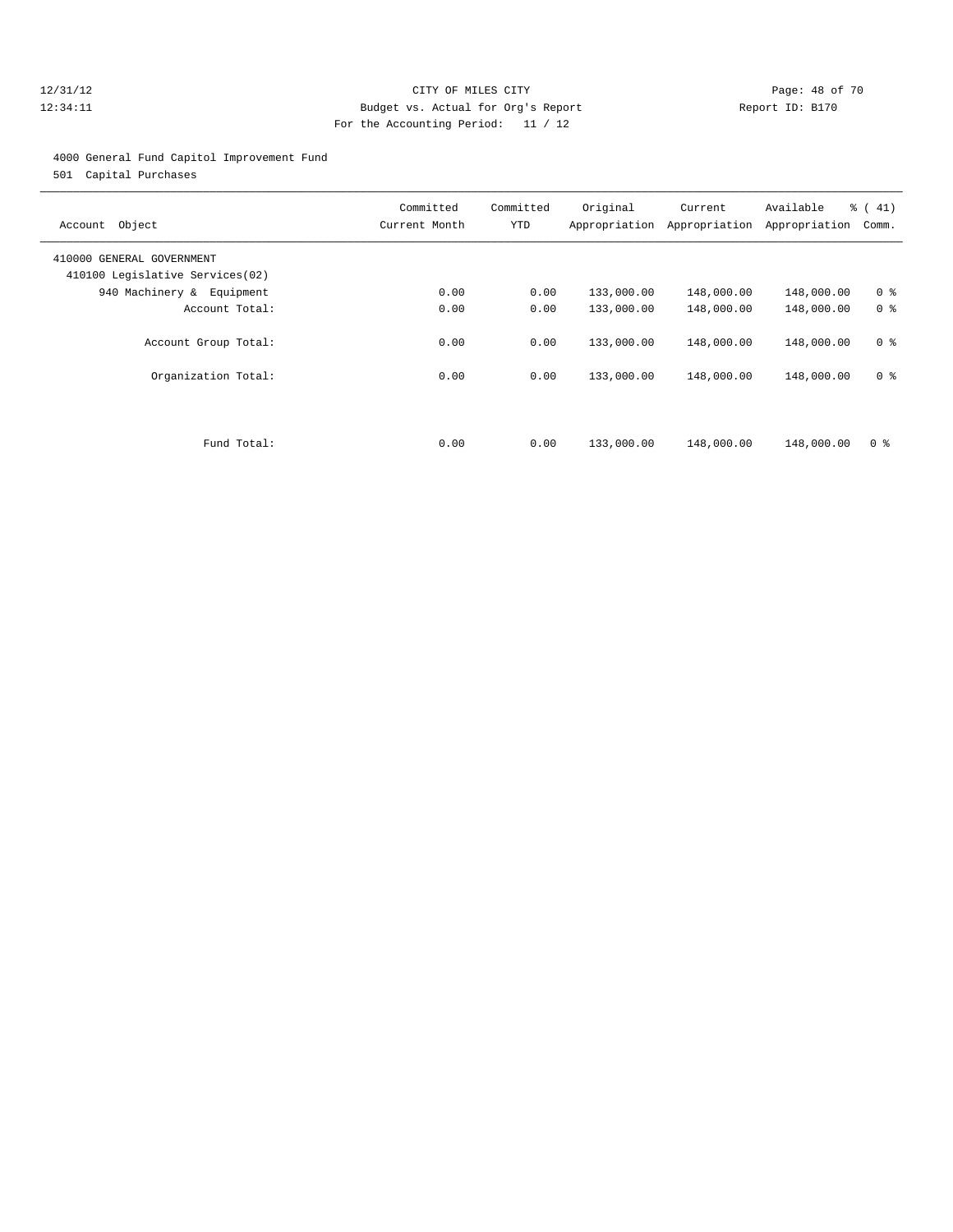CITY OF MILES CITY
Budget vs. Actual for Org's Report
For the Accounting Period: 11 / 12

4000 General Fund Capitol Improvement Fund
501 Capital Purchases

| Account Object | Committed Current Month | Committed YTD | Original Appropriation | Current Appropriation | Available Appropriation | % ( 41) Comm. |
|---|---|---|---|---|---|---|
| 410000 GENERAL GOVERNMENT | | | | | | |
| 410100 Legislative Services(02) | | | | | | |
| 940 Machinery & Equipment | 0.00 | 0.00 | 133,000.00 | 148,000.00 | 148,000.00 | 0 % |
| Account Total: | 0.00 | 0.00 | 133,000.00 | 148,000.00 | 148,000.00 | 0 % |
| Account Group Total: | 0.00 | 0.00 | 133,000.00 | 148,000.00 | 148,000.00 | 0 % |
| Organization Total: | 0.00 | 0.00 | 133,000.00 | 148,000.00 | 148,000.00 | 0 % |
| Fund Total: | 0.00 | 0.00 | 133,000.00 | 148,000.00 | 148,000.00 | 0 % |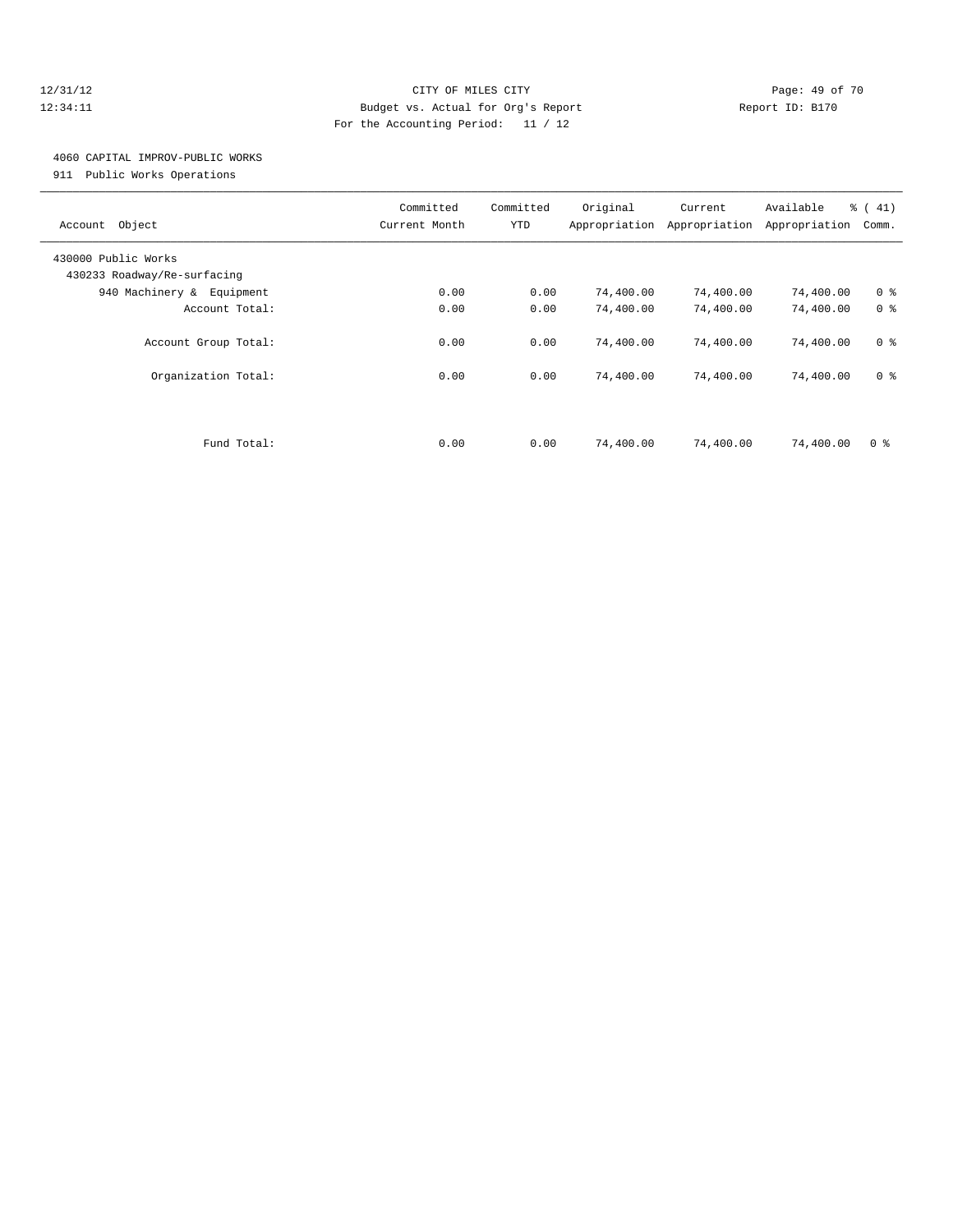CITY OF MILES CITY
Budget vs. Actual for Org's Report
For the Accounting Period: 11 / 12

12/31/12
12:34:11

Report ID: B170

4060 CAPITAL IMPROV-PUBLIC WORKS
911 Public Works Operations

| Account Object | Committed Current Month | Committed YTD | Original Appropriation | Current Appropriation | Available Appropriation | % ( 41) Comm. |
|---|---|---|---|---|---|---|
| 430000 Public Works | | | | | | |
| 430233 Roadway/Re-surfacing | | | | | | |
| 940 Machinery & Equipment | 0.00 | 0.00 | 74,400.00 | 74,400.00 | 74,400.00 | 0 % |
| Account Total: | 0.00 | 0.00 | 74,400.00 | 74,400.00 | 74,400.00 | 0 % |
| Account Group Total: | 0.00 | 0.00 | 74,400.00 | 74,400.00 | 74,400.00 | 0 % |
| Organization Total: | 0.00 | 0.00 | 74,400.00 | 74,400.00 | 74,400.00 | 0 % |
| Fund Total: | 0.00 | 0.00 | 74,400.00 | 74,400.00 | 74,400.00 | 0 % |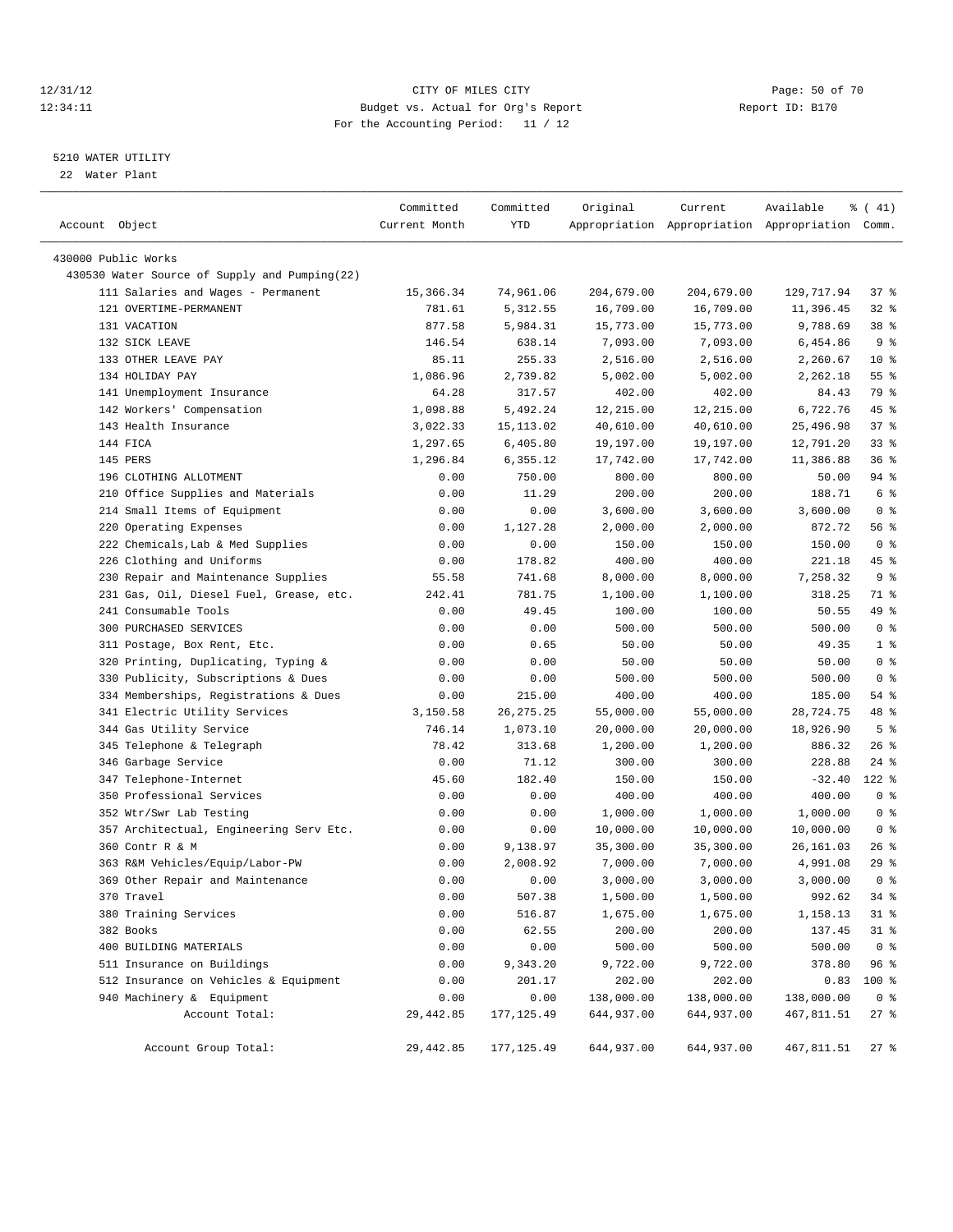12/31/12 CITY OF MILES CITY
12:34:11 Budget vs. Actual for Org's Report Report ID: B170
For the Accounting Period: 11 / 12

5210 WATER UTILITY
22 Water Plant

| Account Object | Committed Current Month | Committed YTD | Original Appropriation | Current Appropriation | Available Appropriation | % ( 41) Comm. |
|---|---|---|---|---|---|---|
| 430000 Public Works | | | | | | |
| 430530 Water Source of Supply and Pumping(22) | | | | | | |
| 111 Salaries and Wages - Permanent | 15,366.34 | 74,961.06 | 204,679.00 | 204,679.00 | 129,717.94 | 37 % |
| 121 OVERTIME-PERMANENT | 781.61 | 5,312.55 | 16,709.00 | 16,709.00 | 11,396.45 | 32 % |
| 131 VACATION | 877.58 | 5,984.31 | 15,773.00 | 15,773.00 | 9,788.69 | 38 % |
| 132 SICK LEAVE | 146.54 | 638.14 | 7,093.00 | 7,093.00 | 6,454.86 | 9 % |
| 133 OTHER LEAVE PAY | 85.11 | 255.33 | 2,516.00 | 2,516.00 | 2,260.67 | 10 % |
| 134 HOLIDAY PAY | 1,086.96 | 2,739.82 | 5,002.00 | 5,002.00 | 2,262.18 | 55 % |
| 141 Unemployment Insurance | 64.28 | 317.57 | 402.00 | 402.00 | 84.43 | 79 % |
| 142 Workers' Compensation | 1,098.88 | 5,492.24 | 12,215.00 | 12,215.00 | 6,722.76 | 45 % |
| 143 Health Insurance | 3,022.33 | 15,113.02 | 40,610.00 | 40,610.00 | 25,496.98 | 37 % |
| 144 FICA | 1,297.65 | 6,405.80 | 19,197.00 | 19,197.00 | 12,791.20 | 33 % |
| 145 PERS | 1,296.84 | 6,355.12 | 17,742.00 | 17,742.00 | 11,386.88 | 36 % |
| 196 CLOTHING ALLOTMENT | 0.00 | 750.00 | 800.00 | 800.00 | 50.00 | 94 % |
| 210 Office Supplies and Materials | 0.00 | 11.29 | 200.00 | 200.00 | 188.71 | 6 % |
| 214 Small Items of Equipment | 0.00 | 0.00 | 3,600.00 | 3,600.00 | 3,600.00 | 0 % |
| 220 Operating Expenses | 0.00 | 1,127.28 | 2,000.00 | 2,000.00 | 872.72 | 56 % |
| 222 Chemicals,Lab & Med Supplies | 0.00 | 0.00 | 150.00 | 150.00 | 150.00 | 0 % |
| 226 Clothing and Uniforms | 0.00 | 178.82 | 400.00 | 400.00 | 221.18 | 45 % |
| 230 Repair and Maintenance Supplies | 55.58 | 741.68 | 8,000.00 | 8,000.00 | 7,258.32 | 9 % |
| 231 Gas, Oil, Diesel Fuel, Grease, etc. | 242.41 | 781.75 | 1,100.00 | 1,100.00 | 318.25 | 71 % |
| 241 Consumable Tools | 0.00 | 49.45 | 100.00 | 100.00 | 50.55 | 49 % |
| 300 PURCHASED SERVICES | 0.00 | 0.00 | 500.00 | 500.00 | 500.00 | 0 % |
| 311 Postage, Box Rent, Etc. | 0.00 | 0.65 | 50.00 | 50.00 | 49.35 | 1 % |
| 320 Printing, Duplicating, Typing & | 0.00 | 0.00 | 50.00 | 50.00 | 50.00 | 0 % |
| 330 Publicity, Subscriptions & Dues | 0.00 | 0.00 | 500.00 | 500.00 | 500.00 | 0 % |
| 334 Memberships, Registrations & Dues | 0.00 | 215.00 | 400.00 | 400.00 | 185.00 | 54 % |
| 341 Electric Utility Services | 3,150.58 | 26,275.25 | 55,000.00 | 55,000.00 | 28,724.75 | 48 % |
| 344 Gas Utility Service | 746.14 | 1,073.10 | 20,000.00 | 20,000.00 | 18,926.90 | 5 % |
| 345 Telephone & Telegraph | 78.42 | 313.68 | 1,200.00 | 1,200.00 | 886.32 | 26 % |
| 346 Garbage Service | 0.00 | 71.12 | 300.00 | 300.00 | 228.88 | 24 % |
| 347 Telephone-Internet | 45.60 | 182.40 | 150.00 | 150.00 | -32.40 | 122 % |
| 350 Professional Services | 0.00 | 0.00 | 400.00 | 400.00 | 400.00 | 0 % |
| 352 Wtr/Swr Lab Testing | 0.00 | 0.00 | 1,000.00 | 1,000.00 | 1,000.00 | 0 % |
| 357 Architectual, Engineering Serv Etc. | 0.00 | 0.00 | 10,000.00 | 10,000.00 | 10,000.00 | 0 % |
| 360 Contr R & M | 0.00 | 9,138.97 | 35,300.00 | 35,300.00 | 26,161.03 | 26 % |
| 363 R&M Vehicles/Equip/Labor-PW | 0.00 | 2,008.92 | 7,000.00 | 7,000.00 | 4,991.08 | 29 % |
| 369 Other Repair and Maintenance | 0.00 | 0.00 | 3,000.00 | 3,000.00 | 3,000.00 | 0 % |
| 370 Travel | 0.00 | 507.38 | 1,500.00 | 1,500.00 | 992.62 | 34 % |
| 380 Training Services | 0.00 | 516.87 | 1,675.00 | 1,675.00 | 1,158.13 | 31 % |
| 382 Books | 0.00 | 62.55 | 200.00 | 200.00 | 137.45 | 31 % |
| 400 BUILDING MATERIALS | 0.00 | 0.00 | 500.00 | 500.00 | 500.00 | 0 % |
| 511 Insurance on Buildings | 0.00 | 9,343.20 | 9,722.00 | 9,722.00 | 378.80 | 96 % |
| 512 Insurance on Vehicles & Equipment | 0.00 | 201.17 | 202.00 | 202.00 | 0.83 | 100 % |
| 940 Machinery & Equipment | 0.00 | 0.00 | 138,000.00 | 138,000.00 | 138,000.00 | 0 % |
| Account Total: | 29,442.85 | 177,125.49 | 644,937.00 | 644,937.00 | 467,811.51 | 27 % |
| Account Group Total: | 29,442.85 | 177,125.49 | 644,937.00 | 644,937.00 | 467,811.51 | 27 % |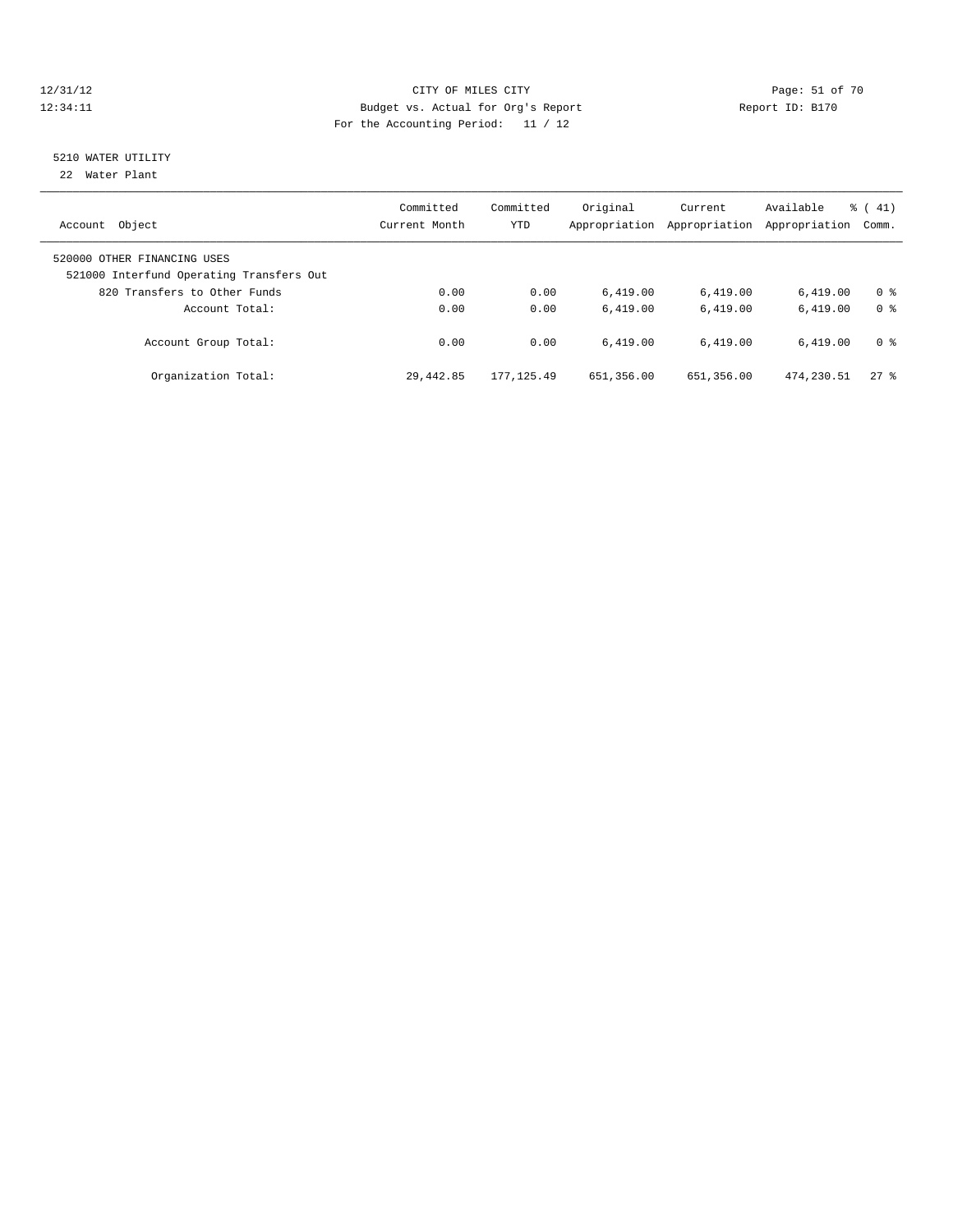CITY OF MILES CITY

Budget vs. Actual for Org's Report

For the Accounting Period: 11 / 12

12/31/12 12:34:11 Report ID: B170

5210 WATER UTILITY

22 Water Plant

| Account Object | Committed Current Month | Committed YTD | Original Appropriation | Current Appropriation | Available Appropriation | % ( 41) Comm. |
|---|---|---|---|---|---|---|
| 520000 OTHER FINANCING USES | | | | | | |
| 521000 Interfund Operating Transfers Out | | | | | | |
| 820 Transfers to Other Funds | 0.00 | 0.00 | 6,419.00 | 6,419.00 | 6,419.00 | 0 % |
| Account Total: | 0.00 | 0.00 | 6,419.00 | 6,419.00 | 6,419.00 | 0 % |
| Account Group Total: | 0.00 | 0.00 | 6,419.00 | 6,419.00 | 6,419.00 | 0 % |
| Organization Total: | 29,442.85 | 177,125.49 | 651,356.00 | 651,356.00 | 474,230.51 | 27 % |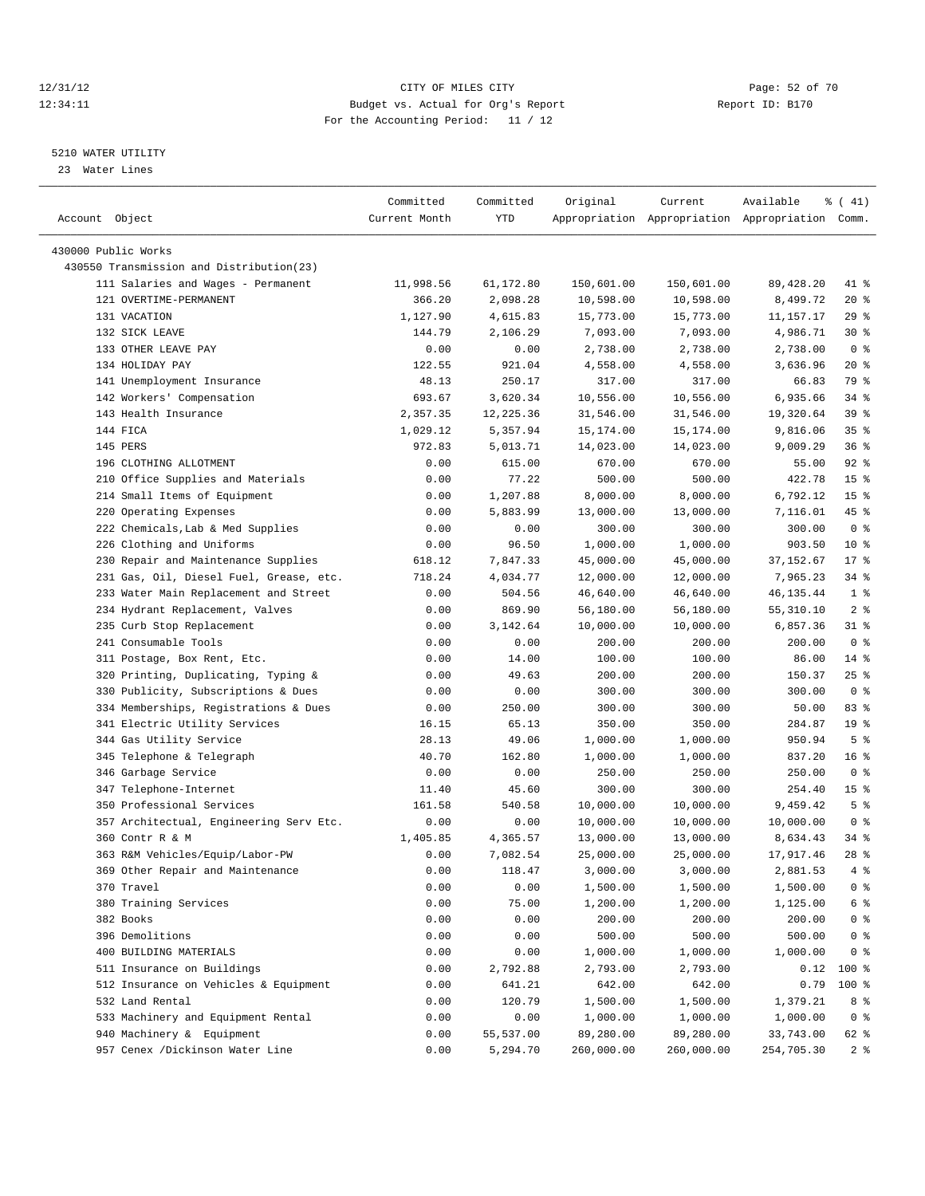CITY OF MILES CITY
Budget vs. Actual for Org's Report
For the Accounting Period: 11 / 12

12/31/12
12:34:11

Report ID: B170

5210 WATER UTILITY
23 Water Lines

| Account Object | Committed Current Month | Committed YTD | Original Appropriation | Current Appropriation | Available Appropriation | % ( 41) Comm. |
|---|---|---|---|---|---|---|
| 430000 Public Works | | | | | | |
| 430550 Transmission and Distribution(23) | | | | | | |
| 111 Salaries and Wages - Permanent | 11,998.56 | 61,172.80 | 150,601.00 | 150,601.00 | 89,428.20 | 41 % |
| 121 OVERTIME-PERMANENT | 366.20 | 2,098.28 | 10,598.00 | 10,598.00 | 8,499.72 | 20 % |
| 131 VACATION | 1,127.90 | 4,615.83 | 15,773.00 | 15,773.00 | 11,157.17 | 29 % |
| 132 SICK LEAVE | 144.79 | 2,106.29 | 7,093.00 | 7,093.00 | 4,986.71 | 30 % |
| 133 OTHER LEAVE PAY | 0.00 | 0.00 | 2,738.00 | 2,738.00 | 2,738.00 | 0 % |
| 134 HOLIDAY PAY | 122.55 | 921.04 | 4,558.00 | 4,558.00 | 3,636.96 | 20 % |
| 141 Unemployment Insurance | 48.13 | 250.17 | 317.00 | 317.00 | 66.83 | 79 % |
| 142 Workers' Compensation | 693.67 | 3,620.34 | 10,556.00 | 10,556.00 | 6,935.66 | 34 % |
| 143 Health Insurance | 2,357.35 | 12,225.36 | 31,546.00 | 31,546.00 | 19,320.64 | 39 % |
| 144 FICA | 1,029.12 | 5,357.94 | 15,174.00 | 15,174.00 | 9,816.06 | 35 % |
| 145 PERS | 972.83 | 5,013.71 | 14,023.00 | 14,023.00 | 9,009.29 | 36 % |
| 196 CLOTHING ALLOTMENT | 0.00 | 615.00 | 670.00 | 670.00 | 55.00 | 92 % |
| 210 Office Supplies and Materials | 0.00 | 77.22 | 500.00 | 500.00 | 422.78 | 15 % |
| 214 Small Items of Equipment | 0.00 | 1,207.88 | 8,000.00 | 8,000.00 | 6,792.12 | 15 % |
| 220 Operating Expenses | 0.00 | 5,883.99 | 13,000.00 | 13,000.00 | 7,116.01 | 45 % |
| 222 Chemicals,Lab & Med Supplies | 0.00 | 0.00 | 300.00 | 300.00 | 300.00 | 0 % |
| 226 Clothing and Uniforms | 0.00 | 96.50 | 1,000.00 | 1,000.00 | 903.50 | 10 % |
| 230 Repair and Maintenance Supplies | 618.12 | 7,847.33 | 45,000.00 | 45,000.00 | 37,152.67 | 17 % |
| 231 Gas, Oil, Diesel Fuel, Grease, etc. | 718.24 | 4,034.77 | 12,000.00 | 12,000.00 | 7,965.23 | 34 % |
| 233 Water Main Replacement and Street | 0.00 | 504.56 | 46,640.00 | 46,640.00 | 46,135.44 | 1 % |
| 234 Hydrant Replacement, Valves | 0.00 | 869.90 | 56,180.00 | 56,180.00 | 55,310.10 | 2 % |
| 235 Curb Stop Replacement | 0.00 | 3,142.64 | 10,000.00 | 10,000.00 | 6,857.36 | 31 % |
| 241 Consumable Tools | 0.00 | 0.00 | 200.00 | 200.00 | 200.00 | 0 % |
| 311 Postage, Box Rent, Etc. | 0.00 | 14.00 | 100.00 | 100.00 | 86.00 | 14 % |
| 320 Printing, Duplicating, Typing & | 0.00 | 49.63 | 200.00 | 200.00 | 150.37 | 25 % |
| 330 Publicity, Subscriptions & Dues | 0.00 | 0.00 | 300.00 | 300.00 | 300.00 | 0 % |
| 334 Memberships, Registrations & Dues | 0.00 | 250.00 | 300.00 | 300.00 | 50.00 | 83 % |
| 341 Electric Utility Services | 16.15 | 65.13 | 350.00 | 350.00 | 284.87 | 19 % |
| 344 Gas Utility Service | 28.13 | 49.06 | 1,000.00 | 1,000.00 | 950.94 | 5 % |
| 345 Telephone & Telegraph | 40.70 | 162.80 | 1,000.00 | 1,000.00 | 837.20 | 16 % |
| 346 Garbage Service | 0.00 | 0.00 | 250.00 | 250.00 | 250.00 | 0 % |
| 347 Telephone-Internet | 11.40 | 45.60 | 300.00 | 300.00 | 254.40 | 15 % |
| 350 Professional Services | 161.58 | 540.58 | 10,000.00 | 10,000.00 | 9,459.42 | 5 % |
| 357 Architectual, Engineering Serv Etc. | 0.00 | 0.00 | 10,000.00 | 10,000.00 | 10,000.00 | 0 % |
| 360 Contr R & M | 1,405.85 | 4,365.57 | 13,000.00 | 13,000.00 | 8,634.43 | 34 % |
| 363 R&M Vehicles/Equip/Labor-PW | 0.00 | 7,082.54 | 25,000.00 | 25,000.00 | 17,917.46 | 28 % |
| 369 Other Repair and Maintenance | 0.00 | 118.47 | 3,000.00 | 3,000.00 | 2,881.53 | 4 % |
| 370 Travel | 0.00 | 0.00 | 1,500.00 | 1,500.00 | 1,500.00 | 0 % |
| 380 Training Services | 0.00 | 75.00 | 1,200.00 | 1,200.00 | 1,125.00 | 6 % |
| 382 Books | 0.00 | 0.00 | 200.00 | 200.00 | 200.00 | 0 % |
| 396 Demolitions | 0.00 | 0.00 | 500.00 | 500.00 | 500.00 | 0 % |
| 400 BUILDING MATERIALS | 0.00 | 0.00 | 1,000.00 | 1,000.00 | 1,000.00 | 0 % |
| 511 Insurance on Buildings | 0.00 | 2,792.88 | 2,793.00 | 2,793.00 | 0.12 | 100 % |
| 512 Insurance on Vehicles & Equipment | 0.00 | 641.21 | 642.00 | 642.00 | 0.79 | 100 % |
| 532 Land Rental | 0.00 | 120.79 | 1,500.00 | 1,500.00 | 1,379.21 | 8 % |
| 533 Machinery and Equipment Rental | 0.00 | 0.00 | 1,000.00 | 1,000.00 | 1,000.00 | 0 % |
| 940 Machinery & Equipment | 0.00 | 55,537.00 | 89,280.00 | 89,280.00 | 33,743.00 | 62 % |
| 957 Cenex /Dickinson Water Line | 0.00 | 5,294.70 | 260,000.00 | 260,000.00 | 254,705.30 | 2 % |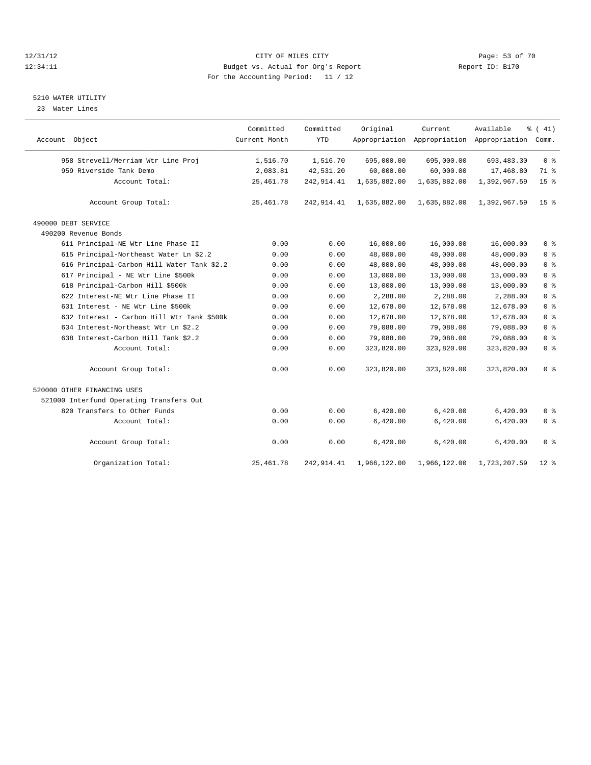CITY OF MILES CITY
Budget vs. Actual for Org's Report
For the Accounting Period: 11 / 12

12/31/12
12:34:11

Report ID: B170

## 5210 WATER UTILITY

23 Water Lines

| Account Object | Committed Current Month | Committed YTD | Original Appropriation | Current Appropriation | Available Appropriation | % ( 41) Comm. |
|---|---|---|---|---|---|---|
| 958 Strevell/Merriam Wtr Line Proj | 1,516.70 | 1,516.70 | 695,000.00 | 695,000.00 | 693,483.30 | 0 % |
| 959 Riverside Tank Demo | 2,083.81 | 42,531.20 | 60,000.00 | 60,000.00 | 17,468.80 | 71 % |
| Account Total: | 25,461.78 | 242,914.41 | 1,635,882.00 | 1,635,882.00 | 1,392,967.59 | 15 % |
| Account Group Total: | 25,461.78 | 242,914.41 | 1,635,882.00 | 1,635,882.00 | 1,392,967.59 | 15 % |
| 490000 DEBT SERVICE | | | | | | |
| 490200 Revenue Bonds | | | | | | |
| 611 Principal-NE Wtr Line Phase II | 0.00 | 0.00 | 16,000.00 | 16,000.00 | 16,000.00 | 0 % |
| 615 Principal-Northeast Water Ln $2.2 | 0.00 | 0.00 | 48,000.00 | 48,000.00 | 48,000.00 | 0 % |
| 616 Principal-Carbon Hill Water Tank $2.2 | 0.00 | 0.00 | 48,000.00 | 48,000.00 | 48,000.00 | 0 % |
| 617 Principal - NE Wtr Line $500k | 0.00 | 0.00 | 13,000.00 | 13,000.00 | 13,000.00 | 0 % |
| 618 Principal-Carbon Hill $500k | 0.00 | 0.00 | 13,000.00 | 13,000.00 | 13,000.00 | 0 % |
| 622 Interest-NE Wtr Line Phase II | 0.00 | 0.00 | 2,288.00 | 2,288.00 | 2,288.00 | 0 % |
| 631 Interest - NE Wtr Line $500k | 0.00 | 0.00 | 12,678.00 | 12,678.00 | 12,678.00 | 0 % |
| 632 Interest - Carbon Hill Wtr Tank $500k | 0.00 | 0.00 | 12,678.00 | 12,678.00 | 12,678.00 | 0 % |
| 634 Interest-Northeast Wtr Ln $2.2 | 0.00 | 0.00 | 79,088.00 | 79,088.00 | 79,088.00 | 0 % |
| 638 Interest-Carbon Hill Tank $2.2 | 0.00 | 0.00 | 79,088.00 | 79,088.00 | 79,088.00 | 0 % |
| Account Total: | 0.00 | 0.00 | 323,820.00 | 323,820.00 | 323,820.00 | 0 % |
| Account Group Total: | 0.00 | 0.00 | 323,820.00 | 323,820.00 | 323,820.00 | 0 % |
| 520000 OTHER FINANCING USES | | | | | | |
| 521000 Interfund Operating Transfers Out | | | | | | |
| 820 Transfers to Other Funds | 0.00 | 0.00 | 6,420.00 | 6,420.00 | 6,420.00 | 0 % |
| Account Total: | 0.00 | 0.00 | 6,420.00 | 6,420.00 | 6,420.00 | 0 % |
| Account Group Total: | 0.00 | 0.00 | 6,420.00 | 6,420.00 | 6,420.00 | 0 % |
| Organization Total: | 25,461.78 | 242,914.41 | 1,966,122.00 | 1,966,122.00 | 1,723,207.59 | 12 % |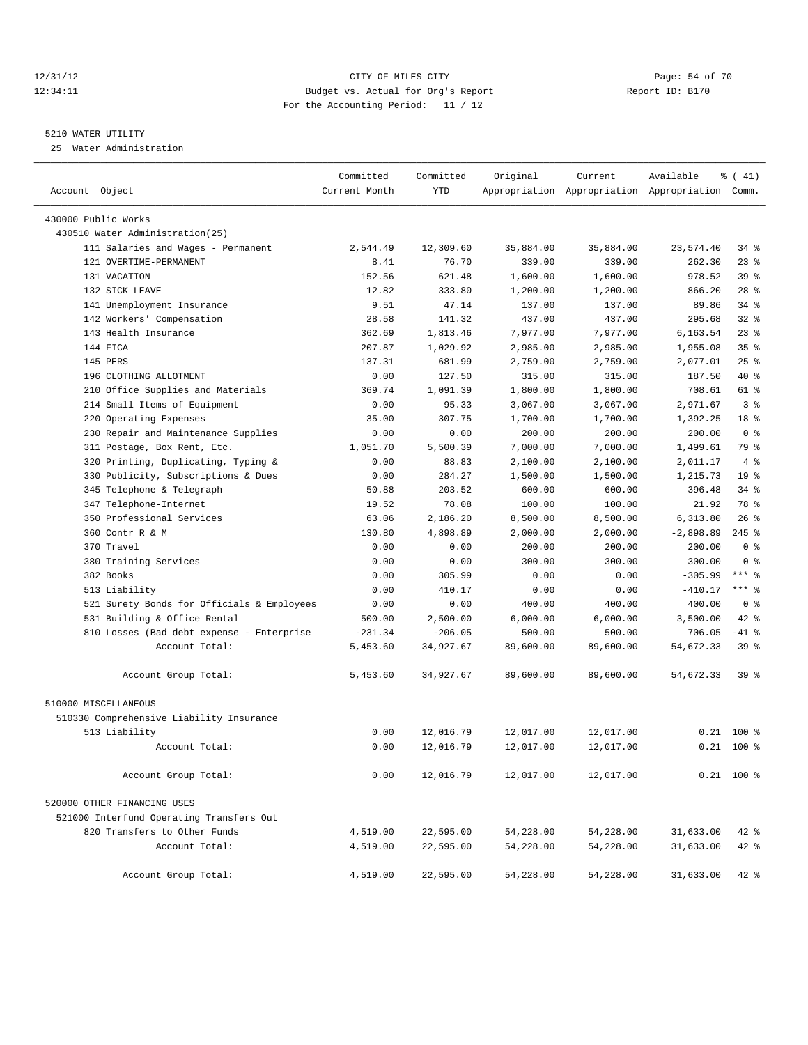CITY OF MILES CITY
Budget vs. Actual for Org's Report
For the Accounting Period: 11 / 12

12/31/12
12:34:11

Report ID: B170

## 5210 WATER UTILITY

25 Water Administration

| Account Object | Committed Current Month | Committed YTD | Original Appropriation | Current Appropriation | Available Appropriation | % ( 41) Comm. |
|---|---|---|---|---|---|---|
| 430000 Public Works | | | | | | |
| 430510 Water Administration(25) | | | | | | |
| 111 Salaries and Wages - Permanent | 2,544.49 | 12,309.60 | 35,884.00 | 35,884.00 | 23,574.40 | 34 % |
| 121 OVERTIME-PERMANENT | 8.41 | 76.70 | 339.00 | 339.00 | 262.30 | 23 % |
| 131 VACATION | 152.56 | 621.48 | 1,600.00 | 1,600.00 | 978.52 | 39 % |
| 132 SICK LEAVE | 12.82 | 333.80 | 1,200.00 | 1,200.00 | 866.20 | 28 % |
| 141 Unemployment Insurance | 9.51 | 47.14 | 137.00 | 137.00 | 89.86 | 34 % |
| 142 Workers' Compensation | 28.58 | 141.32 | 437.00 | 437.00 | 295.68 | 32 % |
| 143 Health Insurance | 362.69 | 1,813.46 | 7,977.00 | 7,977.00 | 6,163.54 | 23 % |
| 144 FICA | 207.87 | 1,029.92 | 2,985.00 | 2,985.00 | 1,955.08 | 35 % |
| 145 PERS | 137.31 | 681.99 | 2,759.00 | 2,759.00 | 2,077.01 | 25 % |
| 196 CLOTHING ALLOTMENT | 0.00 | 127.50 | 315.00 | 315.00 | 187.50 | 40 % |
| 210 Office Supplies and Materials | 369.74 | 1,091.39 | 1,800.00 | 1,800.00 | 708.61 | 61 % |
| 214 Small Items of Equipment | 0.00 | 95.33 | 3,067.00 | 3,067.00 | 2,971.67 | 3 % |
| 220 Operating Expenses | 35.00 | 307.75 | 1,700.00 | 1,700.00 | 1,392.25 | 18 % |
| 230 Repair and Maintenance Supplies | 0.00 | 0.00 | 200.00 | 200.00 | 200.00 | 0 % |
| 311 Postage, Box Rent, Etc. | 1,051.70 | 5,500.39 | 7,000.00 | 7,000.00 | 1,499.61 | 79 % |
| 320 Printing, Duplicating, Typing & | 0.00 | 88.83 | 2,100.00 | 2,100.00 | 2,011.17 | 4 % |
| 330 Publicity, Subscriptions & Dues | 0.00 | 284.27 | 1,500.00 | 1,500.00 | 1,215.73 | 19 % |
| 345 Telephone & Telegraph | 50.88 | 203.52 | 600.00 | 600.00 | 396.48 | 34 % |
| 347 Telephone-Internet | 19.52 | 78.08 | 100.00 | 100.00 | 21.92 | 78 % |
| 350 Professional Services | 63.06 | 2,186.20 | 8,500.00 | 8,500.00 | 6,313.80 | 26 % |
| 360 Contr R & M | 130.80 | 4,898.89 | 2,000.00 | 2,000.00 | -2,898.89 | 245 % |
| 370 Travel | 0.00 | 0.00 | 200.00 | 200.00 | 200.00 | 0 % |
| 380 Training Services | 0.00 | 0.00 | 300.00 | 300.00 | 300.00 | 0 % |
| 382 Books | 0.00 | 305.99 | 0.00 | 0.00 | -305.99 | *** % |
| 513 Liability | 0.00 | 410.17 | 0.00 | 0.00 | -410.17 | *** % |
| 521 Surety Bonds for Officials & Employees | 0.00 | 0.00 | 400.00 | 400.00 | 400.00 | 0 % |
| 531 Building & Office Rental | 500.00 | 2,500.00 | 6,000.00 | 6,000.00 | 3,500.00 | 42 % |
| 810 Losses (Bad debt expense - Enterprise | -231.34 | -206.05 | 500.00 | 500.00 | 706.05 | -41 % |
| Account Total: | 5,453.60 | 34,927.67 | 89,600.00 | 89,600.00 | 54,672.33 | 39 % |
| Account Group Total: | 5,453.60 | 34,927.67 | 89,600.00 | 89,600.00 | 54,672.33 | 39 % |
| 510000 MISCELLANEOUS | | | | | | |
| 510330 Comprehensive Liability Insurance | | | | | | |
| 513 Liability | 0.00 | 12,016.79 | 12,017.00 | 12,017.00 | 0.21 | 100 % |
| Account Total: | 0.00 | 12,016.79 | 12,017.00 | 12,017.00 | 0.21 | 100 % |
| Account Group Total: | 0.00 | 12,016.79 | 12,017.00 | 12,017.00 | 0.21 | 100 % |
| 520000 OTHER FINANCING USES | | | | | | |
| 521000 Interfund Operating Transfers Out | | | | | | |
| 820 Transfers to Other Funds | 4,519.00 | 22,595.00 | 54,228.00 | 54,228.00 | 31,633.00 | 42 % |
| Account Total: | 4,519.00 | 22,595.00 | 54,228.00 | 54,228.00 | 31,633.00 | 42 % |
| Account Group Total: | 4,519.00 | 22,595.00 | 54,228.00 | 54,228.00 | 31,633.00 | 42 % |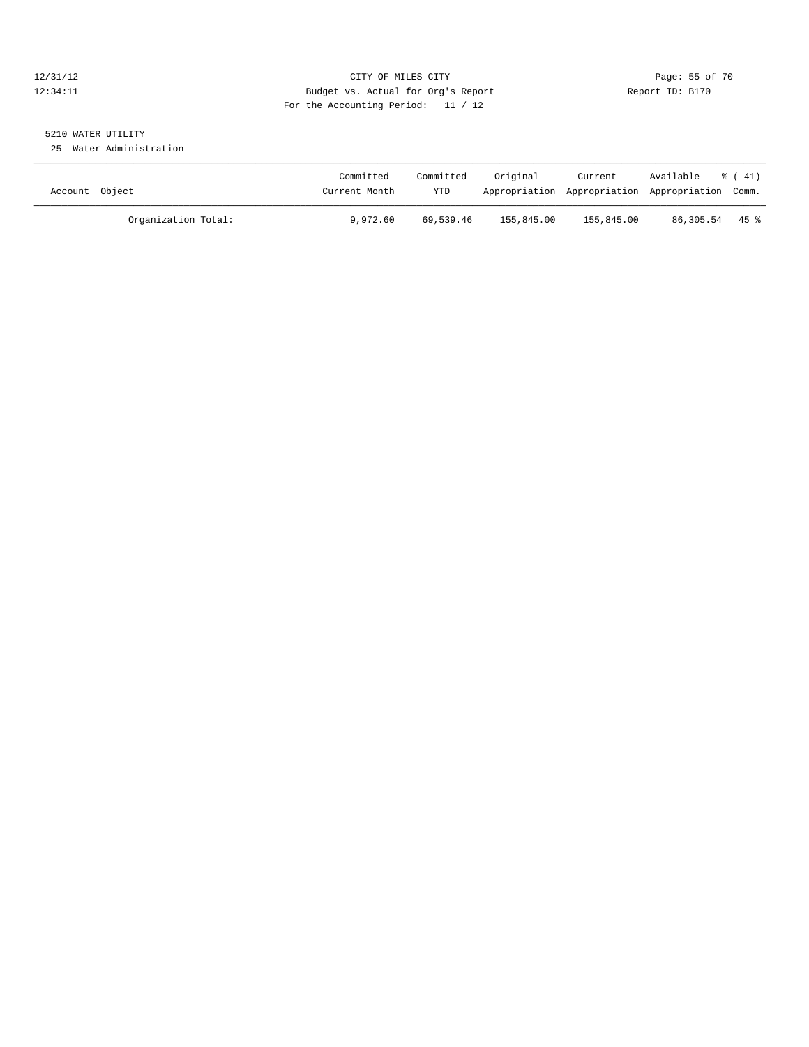CITY OF MILES CITY
Budget vs. Actual for Org's Report
For the Accounting Period: 11 / 12

12/31/12
12:34:11

Report ID: B170

5210 WATER UTILITY
25 Water Administration

| Account Object | Committed Current Month | Committed YTD | Original Appropriation | Current Appropriation | Available Appropriation | % ( 41) Comm. |
|---|---|---|---|---|---|---|
| Organization Total: | 9,972.60 | 69,539.46 | 155,845.00 | 155,845.00 | 86,305.54 | 45 % |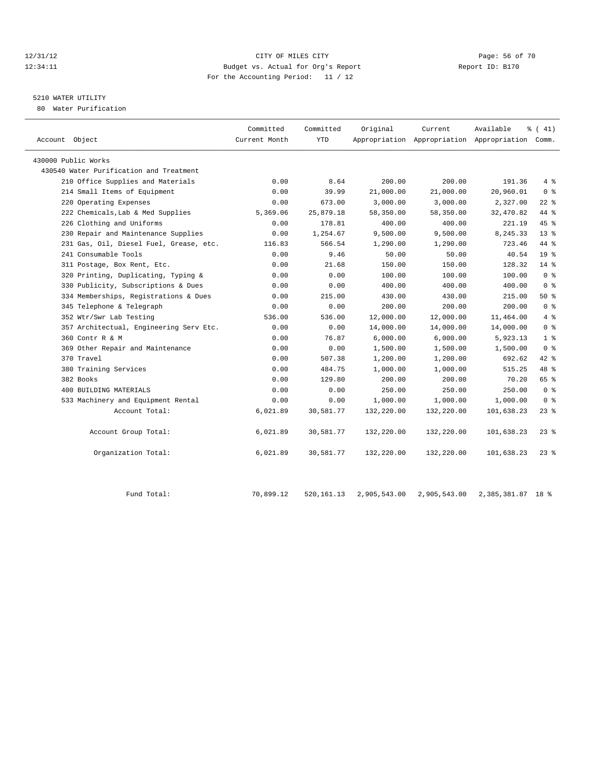12/31/12 CITY OF MILES CITY
12:34:11 Budget vs. Actual for Org's Report Report ID: B170
For the Accounting Period: 11 / 12

5210 WATER UTILITY
80 Water Purification

| Account Object | Committed Current Month | Committed YTD | Original Appropriation | Current Appropriation | Available Appropriation | % ( 41) Comm. |
|---|---|---|---|---|---|---|
| 430000 Public Works | | | | | | |
| 430540 Water Purification and Treatment | | | | | | |
| 210 Office Supplies and Materials | 0.00 | 8.64 | 200.00 | 200.00 | 191.36 | 4 % |
| 214 Small Items of Equipment | 0.00 | 39.99 | 21,000.00 | 21,000.00 | 20,960.01 | 0 % |
| 220 Operating Expenses | 0.00 | 673.00 | 3,000.00 | 3,000.00 | 2,327.00 | 22 % |
| 222 Chemicals,Lab & Med Supplies | 5,369.06 | 25,879.18 | 58,350.00 | 58,350.00 | 32,470.82 | 44 % |
| 226 Clothing and Uniforms | 0.00 | 178.81 | 400.00 | 400.00 | 221.19 | 45 % |
| 230 Repair and Maintenance Supplies | 0.00 | 1,254.67 | 9,500.00 | 9,500.00 | 8,245.33 | 13 % |
| 231 Gas, Oil, Diesel Fuel, Grease, etc. | 116.83 | 566.54 | 1,290.00 | 1,290.00 | 723.46 | 44 % |
| 241 Consumable Tools | 0.00 | 9.46 | 50.00 | 50.00 | 40.54 | 19 % |
| 311 Postage, Box Rent, Etc. | 0.00 | 21.68 | 150.00 | 150.00 | 128.32 | 14 % |
| 320 Printing, Duplicating, Typing & | 0.00 | 0.00 | 100.00 | 100.00 | 100.00 | 0 % |
| 330 Publicity, Subscriptions & Dues | 0.00 | 0.00 | 400.00 | 400.00 | 400.00 | 0 % |
| 334 Memberships, Registrations & Dues | 0.00 | 215.00 | 430.00 | 430.00 | 215.00 | 50 % |
| 345 Telephone & Telegraph | 0.00 | 0.00 | 200.00 | 200.00 | 200.00 | 0 % |
| 352 Wtr/Swr Lab Testing | 536.00 | 536.00 | 12,000.00 | 12,000.00 | 11,464.00 | 4 % |
| 357 Architectual, Engineering Serv Etc. | 0.00 | 0.00 | 14,000.00 | 14,000.00 | 14,000.00 | 0 % |
| 360 Contr R & M | 0.00 | 76.87 | 6,000.00 | 6,000.00 | 5,923.13 | 1 % |
| 369 Other Repair and Maintenance | 0.00 | 0.00 | 1,500.00 | 1,500.00 | 1,500.00 | 0 % |
| 370 Travel | 0.00 | 507.38 | 1,200.00 | 1,200.00 | 692.62 | 42 % |
| 380 Training Services | 0.00 | 484.75 | 1,000.00 | 1,000.00 | 515.25 | 48 % |
| 382 Books | 0.00 | 129.80 | 200.00 | 200.00 | 70.20 | 65 % |
| 400 BUILDING MATERIALS | 0.00 | 0.00 | 250.00 | 250.00 | 250.00 | 0 % |
| 533 Machinery and Equipment Rental | 0.00 | 0.00 | 1,000.00 | 1,000.00 | 1,000.00 | 0 % |
| Account Total: | 6,021.89 | 30,581.77 | 132,220.00 | 132,220.00 | 101,638.23 | 23 % |
| Account Group Total: | 6,021.89 | 30,581.77 | 132,220.00 | 132,220.00 | 101,638.23 | 23 % |
| Organization Total: | 6,021.89 | 30,581.77 | 132,220.00 | 132,220.00 | 101,638.23 | 23 % |
| Fund Total: | 70,899.12 | 520,161.13 | 2,905,543.00 | 2,905,543.00 | 2,385,381.87 | 18 % |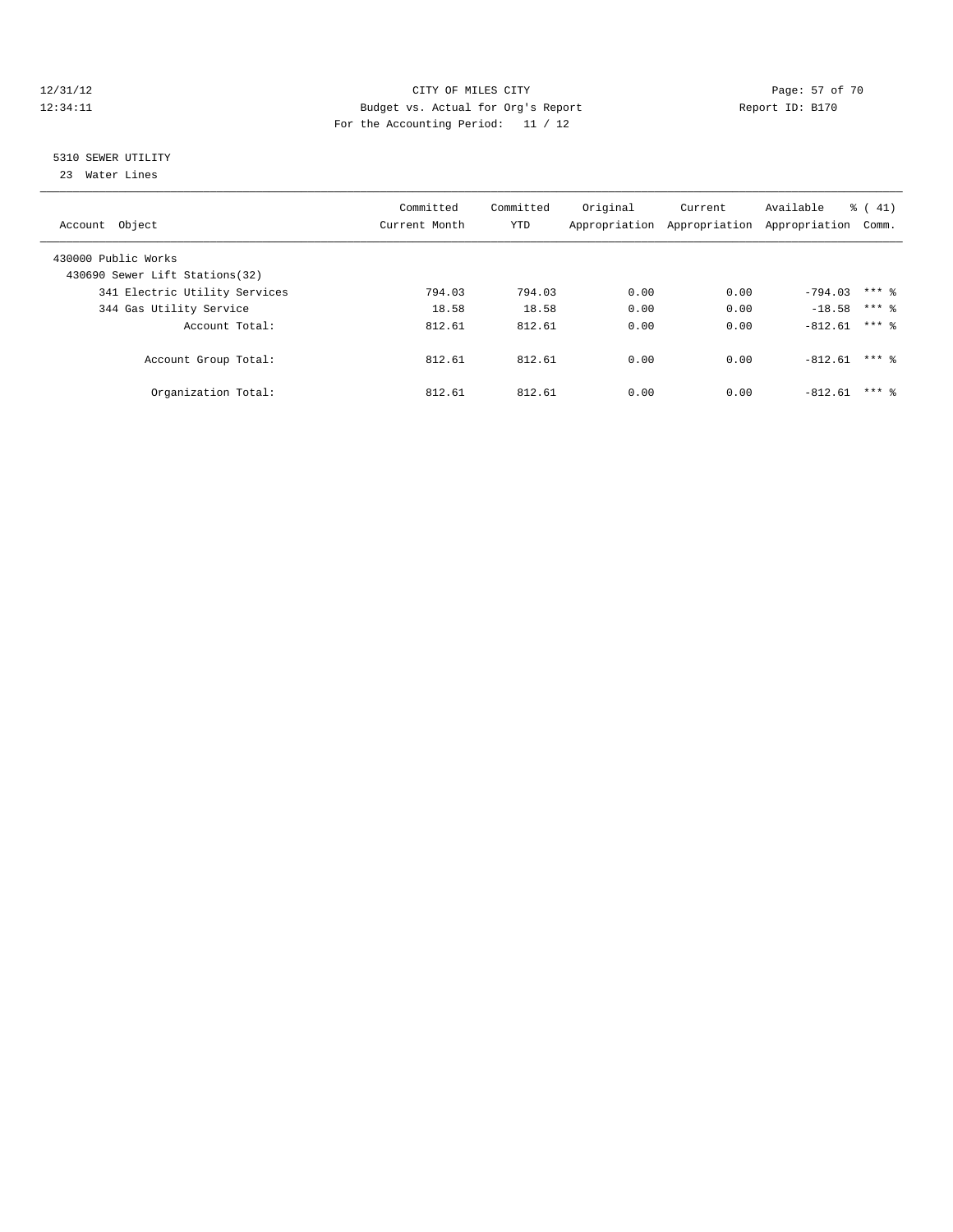CITY OF MILES CITY
Budget vs. Actual for Org's Report
For the Accounting Period: 11 / 12

12/31/12
12:34:11

Report ID: B170

## 5310 SEWER UTILITY

23 Water Lines

| Account Object | Committed Current Month | Committed YTD | Original Appropriation | Current Appropriation | Available Appropriation | % ( 41) Comm. |
|---|---|---|---|---|---|---|
| 430000 Public Works | | | | | | |
| 430690 Sewer Lift Stations(32) | | | | | | |
| 341 Electric Utility Services | 794.03 | 794.03 | 0.00 | 0.00 | -794.03 | *** % |
| 344 Gas Utility Service | 18.58 | 18.58 | 0.00 | 0.00 | -18.58 | *** % |
| Account Total: | 812.61 | 812.61 | 0.00 | 0.00 | -812.61 | *** % |
| Account Group Total: | 812.61 | 812.61 | 0.00 | 0.00 | -812.61 | *** % |
| Organization Total: | 812.61 | 812.61 | 0.00 | 0.00 | -812.61 | *** % |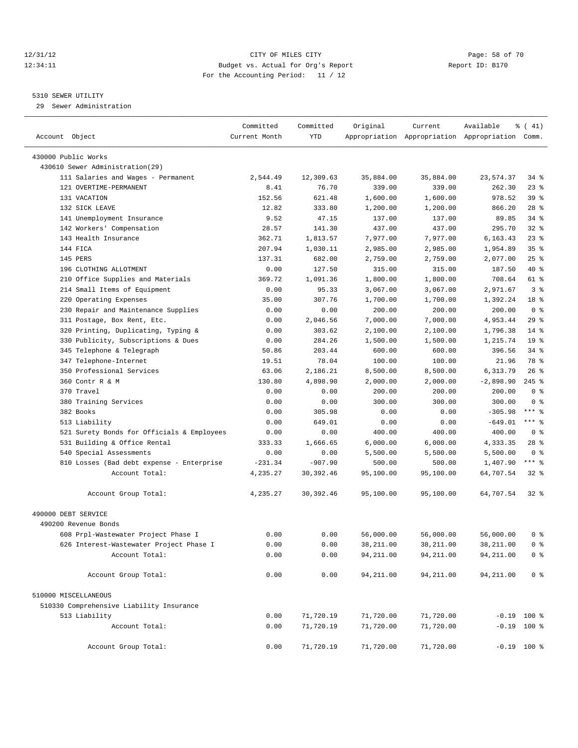12/31/12 CITY OF MILES CITY
12:34:11 Budget vs. Actual for Org's Report Report ID: B170
For the Accounting Period: 11 / 12

5310 SEWER UTILITY

29 Sewer Administration

| Account Object | Committed Current Month | Committed YTD | Original Appropriation | Current Appropriation | Available Appropriation | % ( 41) Comm. |
|---|---|---|---|---|---|---|
| 430000 Public Works | | | | | | |
| 430610 Sewer Administration(29) | | | | | | |
| 111 Salaries and Wages - Permanent | 2,544.49 | 12,309.63 | 35,884.00 | 35,884.00 | 23,574.37 | 34 % |
| 121 OVERTIME-PERMANENT | 8.41 | 76.70 | 339.00 | 339.00 | 262.30 | 23 % |
| 131 VACATION | 152.56 | 621.48 | 1,600.00 | 1,600.00 | 978.52 | 39 % |
| 132 SICK LEAVE | 12.82 | 333.80 | 1,200.00 | 1,200.00 | 866.20 | 28 % |
| 141 Unemployment Insurance | 9.52 | 47.15 | 137.00 | 137.00 | 89.85 | 34 % |
| 142 Workers' Compensation | 28.57 | 141.30 | 437.00 | 437.00 | 295.70 | 32 % |
| 143 Health Insurance | 362.71 | 1,813.57 | 7,977.00 | 7,977.00 | 6,163.43 | 23 % |
| 144 FICA | 207.94 | 1,030.11 | 2,985.00 | 2,985.00 | 1,954.89 | 35 % |
| 145 PERS | 137.31 | 682.00 | 2,759.00 | 2,759.00 | 2,077.00 | 25 % |
| 196 CLOTHING ALLOTMENT | 0.00 | 127.50 | 315.00 | 315.00 | 187.50 | 40 % |
| 210 Office Supplies and Materials | 369.72 | 1,091.36 | 1,800.00 | 1,800.00 | 708.64 | 61 % |
| 214 Small Items of Equipment | 0.00 | 95.33 | 3,067.00 | 3,067.00 | 2,971.67 | 3 % |
| 220 Operating Expenses | 35.00 | 307.76 | 1,700.00 | 1,700.00 | 1,392.24 | 18 % |
| 230 Repair and Maintenance Supplies | 0.00 | 0.00 | 200.00 | 200.00 | 200.00 | 0 % |
| 311 Postage, Box Rent, Etc. | 0.00 | 2,046.56 | 7,000.00 | 7,000.00 | 4,953.44 | 29 % |
| 320 Printing, Duplicating, Typing & | 0.00 | 303.62 | 2,100.00 | 2,100.00 | 1,796.38 | 14 % |
| 330 Publicity, Subscriptions & Dues | 0.00 | 284.26 | 1,500.00 | 1,500.00 | 1,215.74 | 19 % |
| 345 Telephone & Telegraph | 50.86 | 203.44 | 600.00 | 600.00 | 396.56 | 34 % |
| 347 Telephone-Internet | 19.51 | 78.04 | 100.00 | 100.00 | 21.96 | 78 % |
| 350 Professional Services | 63.06 | 2,186.21 | 8,500.00 | 8,500.00 | 6,313.79 | 26 % |
| 360 Contr R & M | 130.80 | 4,898.90 | 2,000.00 | 2,000.00 | -2,898.90 | 245 % |
| 370 Travel | 0.00 | 0.00 | 200.00 | 200.00 | 200.00 | 0 % |
| 380 Training Services | 0.00 | 0.00 | 300.00 | 300.00 | 300.00 | 0 % |
| 382 Books | 0.00 | 305.98 | 0.00 | 0.00 | -305.98 | *** % |
| 513 Liability | 0.00 | 649.01 | 0.00 | 0.00 | -649.01 | *** % |
| 521 Surety Bonds for Officials & Employees | 0.00 | 0.00 | 400.00 | 400.00 | 400.00 | 0 % |
| 531 Building & Office Rental | 333.33 | 1,666.65 | 6,000.00 | 6,000.00 | 4,333.35 | 28 % |
| 540 Special Assessments | 0.00 | 0.00 | 5,500.00 | 5,500.00 | 5,500.00 | 0 % |
| 810 Losses (Bad debt expense - Enterprise | -231.34 | -907.90 | 500.00 | 500.00 | 1,407.90 | *** % |
| Account Total: | 4,235.27 | 30,392.46 | 95,100.00 | 95,100.00 | 64,707.54 | 32 % |
| Account Group Total: | 4,235.27 | 30,392.46 | 95,100.00 | 95,100.00 | 64,707.54 | 32 % |
| 490000 DEBT SERVICE | | | | | | |
| 490200 Revenue Bonds | | | | | | |
| 608 Prpl-Wastewater Project Phase I | 0.00 | 0.00 | 56,000.00 | 56,000.00 | 56,000.00 | 0 % |
| 626 Interest-Wastewater Project Phase I | 0.00 | 0.00 | 38,211.00 | 38,211.00 | 38,211.00 | 0 % |
| Account Total: | 0.00 | 0.00 | 94,211.00 | 94,211.00 | 94,211.00 | 0 % |
| Account Group Total: | 0.00 | 0.00 | 94,211.00 | 94,211.00 | 94,211.00 | 0 % |
| 510000 MISCELLANEOUS | | | | | | |
| 510330 Comprehensive Liability Insurance | | | | | | |
| 513 Liability | 0.00 | 71,720.19 | 71,720.00 | 71,720.00 | -0.19 | 100 % |
| Account Total: | 0.00 | 71,720.19 | 71,720.00 | 71,720.00 | -0.19 | 100 % |
| Account Group Total: | 0.00 | 71,720.19 | 71,720.00 | 71,720.00 | -0.19 | 100 % |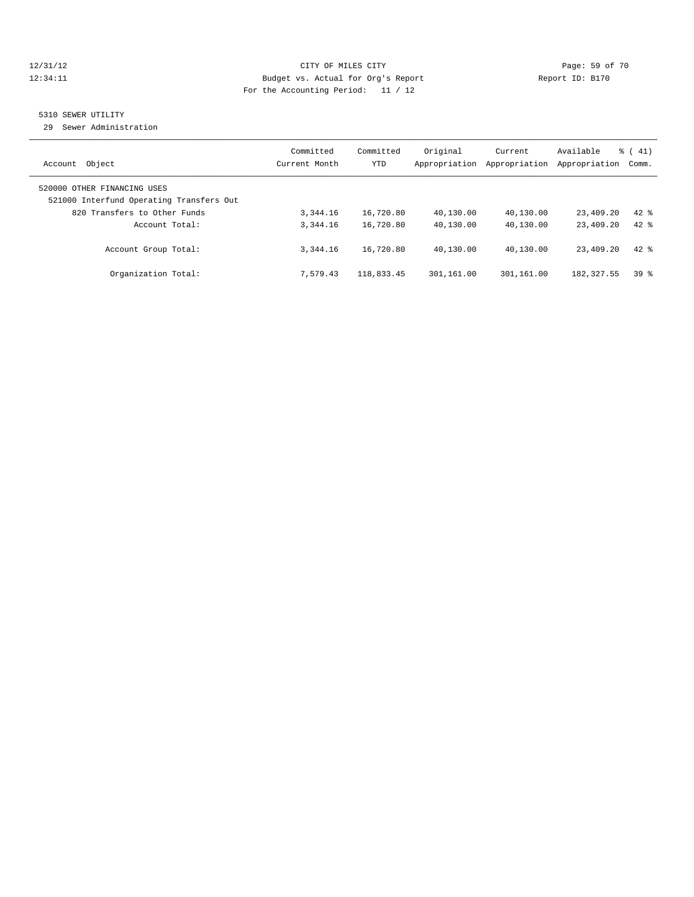CITY OF MILES CITY
Budget vs. Actual for Org's Report
For the Accounting Period: 11 / 12

12/31/12
12:34:11

Report ID: B170

5310 SEWER UTILITY

29 Sewer Administration

| Account Object | Committed Current Month | Committed YTD | Original Appropriation | Current Appropriation | Available Appropriation | % ( 41) Comm. |
|---|---|---|---|---|---|---|
| 520000 OTHER FINANCING USES | | | | | | |
| 521000 Interfund Operating Transfers Out | | | | | | |
| 820 Transfers to Other Funds | 3,344.16 | 16,720.80 | 40,130.00 | 40,130.00 | 23,409.20 | 42 % |
| Account Total: | 3,344.16 | 16,720.80 | 40,130.00 | 40,130.00 | 23,409.20 | 42 % |
| Account Group Total: | 3,344.16 | 16,720.80 | 40,130.00 | 40,130.00 | 23,409.20 | 42 % |
| Organization Total: | 7,579.43 | 118,833.45 | 301,161.00 | 301,161.00 | 182,327.55 | 39 % |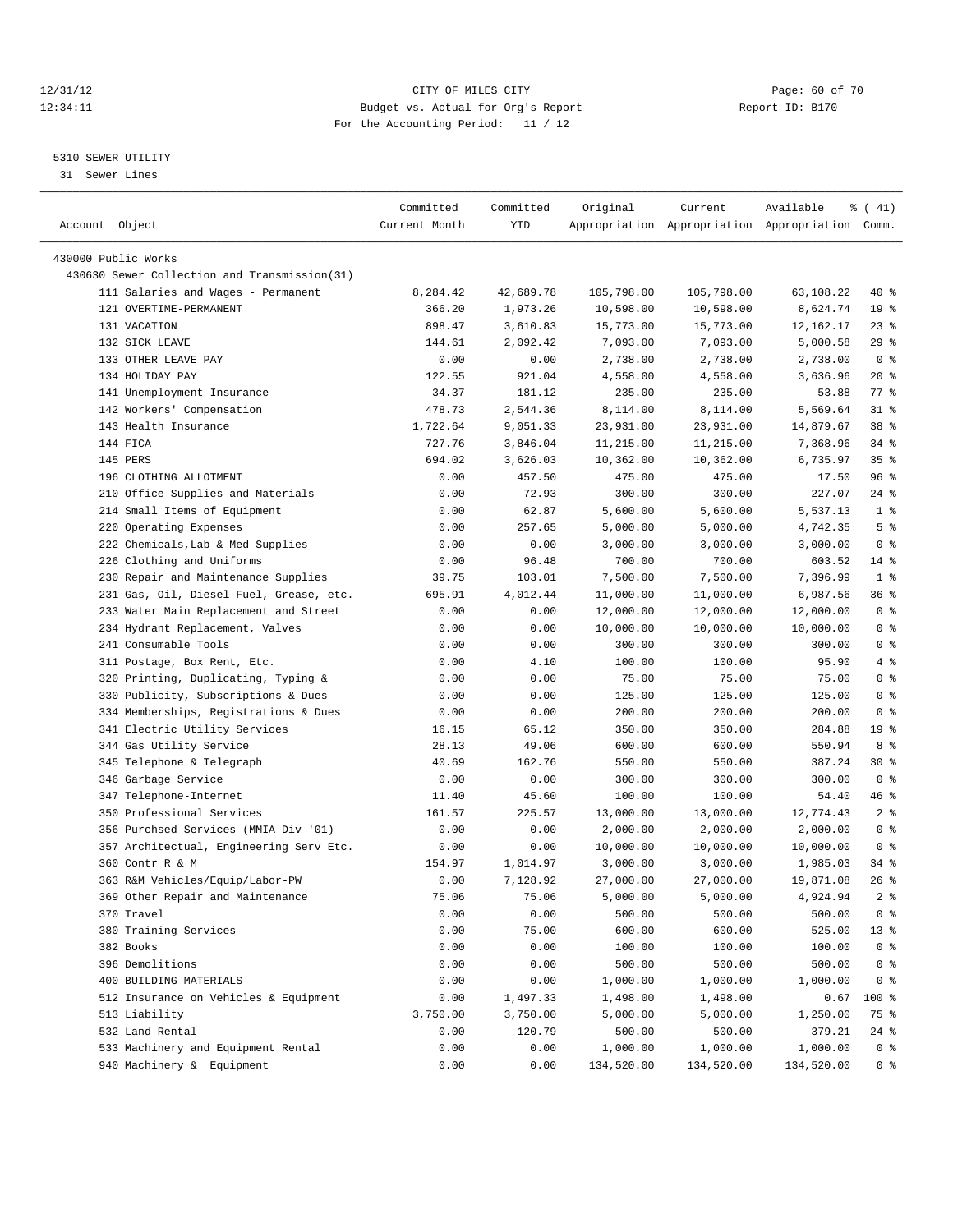CITY OF MILES CITY
Budget vs. Actual for Org's Report
For the Accounting Period: 11 / 12

12/31/12
12:34:11

Report ID: B170

5310 SEWER UTILITY
31 Sewer Lines

| Account Object | Committed Current Month | Committed YTD | Original Appropriation | Current Appropriation | Available Appropriation | % ( 41) Comm. |
|---|---|---|---|---|---|---|
| 430000 Public Works | | | | | | |
| 430630 Sewer Collection and Transmission(31) | | | | | | |
| 111 Salaries and Wages - Permanent | 8,284.42 | 42,689.78 | 105,798.00 | 105,798.00 | 63,108.22 | 40 % |
| 121 OVERTIME-PERMANENT | 366.20 | 1,973.26 | 10,598.00 | 10,598.00 | 8,624.74 | 19 % |
| 131 VACATION | 898.47 | 3,610.83 | 15,773.00 | 15,773.00 | 12,162.17 | 23 % |
| 132 SICK LEAVE | 144.61 | 2,092.42 | 7,093.00 | 7,093.00 | 5,000.58 | 29 % |
| 133 OTHER LEAVE PAY | 0.00 | 0.00 | 2,738.00 | 2,738.00 | 2,738.00 | 0 % |
| 134 HOLIDAY PAY | 122.55 | 921.04 | 4,558.00 | 4,558.00 | 3,636.96 | 20 % |
| 141 Unemployment Insurance | 34.37 | 181.12 | 235.00 | 235.00 | 53.88 | 77 % |
| 142 Workers' Compensation | 478.73 | 2,544.36 | 8,114.00 | 8,114.00 | 5,569.64 | 31 % |
| 143 Health Insurance | 1,722.64 | 9,051.33 | 23,931.00 | 23,931.00 | 14,879.67 | 38 % |
| 144 FICA | 727.76 | 3,846.04 | 11,215.00 | 11,215.00 | 7,368.96 | 34 % |
| 145 PERS | 694.02 | 3,626.03 | 10,362.00 | 10,362.00 | 6,735.97 | 35 % |
| 196 CLOTHING ALLOTMENT | 0.00 | 457.50 | 475.00 | 475.00 | 17.50 | 96 % |
| 210 Office Supplies and Materials | 0.00 | 72.93 | 300.00 | 300.00 | 227.07 | 24 % |
| 214 Small Items of Equipment | 0.00 | 62.87 | 5,600.00 | 5,600.00 | 5,537.13 | 1 % |
| 220 Operating Expenses | 0.00 | 257.65 | 5,000.00 | 5,000.00 | 4,742.35 | 5 % |
| 222 Chemicals,Lab & Med Supplies | 0.00 | 0.00 | 3,000.00 | 3,000.00 | 3,000.00 | 0 % |
| 226 Clothing and Uniforms | 0.00 | 96.48 | 700.00 | 700.00 | 603.52 | 14 % |
| 230 Repair and Maintenance Supplies | 39.75 | 103.01 | 7,500.00 | 7,500.00 | 7,396.99 | 1 % |
| 231 Gas, Oil, Diesel Fuel, Grease, etc. | 695.91 | 4,012.44 | 11,000.00 | 11,000.00 | 6,987.56 | 36 % |
| 233 Water Main Replacement and Street | 0.00 | 0.00 | 12,000.00 | 12,000.00 | 12,000.00 | 0 % |
| 234 Hydrant Replacement, Valves | 0.00 | 0.00 | 10,000.00 | 10,000.00 | 10,000.00 | 0 % |
| 241 Consumable Tools | 0.00 | 0.00 | 300.00 | 300.00 | 300.00 | 0 % |
| 311 Postage, Box Rent, Etc. | 0.00 | 4.10 | 100.00 | 100.00 | 95.90 | 4 % |
| 320 Printing, Duplicating, Typing & | 0.00 | 0.00 | 75.00 | 75.00 | 75.00 | 0 % |
| 330 Publicity, Subscriptions & Dues | 0.00 | 0.00 | 125.00 | 125.00 | 125.00 | 0 % |
| 334 Memberships, Registrations & Dues | 0.00 | 0.00 | 200.00 | 200.00 | 200.00 | 0 % |
| 341 Electric Utility Services | 16.15 | 65.12 | 350.00 | 350.00 | 284.88 | 19 % |
| 344 Gas Utility Service | 28.13 | 49.06 | 600.00 | 600.00 | 550.94 | 8 % |
| 345 Telephone & Telegraph | 40.69 | 162.76 | 550.00 | 550.00 | 387.24 | 30 % |
| 346 Garbage Service | 0.00 | 0.00 | 300.00 | 300.00 | 300.00 | 0 % |
| 347 Telephone-Internet | 11.40 | 45.60 | 100.00 | 100.00 | 54.40 | 46 % |
| 350 Professional Services | 161.57 | 225.57 | 13,000.00 | 13,000.00 | 12,774.43 | 2 % |
| 356 Purchsed Services (MMIA Div '01) | 0.00 | 0.00 | 2,000.00 | 2,000.00 | 2,000.00 | 0 % |
| 357 Architectual, Engineering Serv Etc. | 0.00 | 0.00 | 10,000.00 | 10,000.00 | 10,000.00 | 0 % |
| 360 Contr R & M | 154.97 | 1,014.97 | 3,000.00 | 3,000.00 | 1,985.03 | 34 % |
| 363 R&M Vehicles/Equip/Labor-PW | 0.00 | 7,128.92 | 27,000.00 | 27,000.00 | 19,871.08 | 26 % |
| 369 Other Repair and Maintenance | 75.06 | 75.06 | 5,000.00 | 5,000.00 | 4,924.94 | 2 % |
| 370 Travel | 0.00 | 0.00 | 500.00 | 500.00 | 500.00 | 0 % |
| 380 Training Services | 0.00 | 75.00 | 600.00 | 600.00 | 525.00 | 13 % |
| 382 Books | 0.00 | 0.00 | 100.00 | 100.00 | 100.00 | 0 % |
| 396 Demolitions | 0.00 | 0.00 | 500.00 | 500.00 | 500.00 | 0 % |
| 400 BUILDING MATERIALS | 0.00 | 0.00 | 1,000.00 | 1,000.00 | 1,000.00 | 0 % |
| 512 Insurance on Vehicles & Equipment | 0.00 | 1,497.33 | 1,498.00 | 1,498.00 | 0.67 | 100 % |
| 513 Liability | 3,750.00 | 3,750.00 | 5,000.00 | 5,000.00 | 1,250.00 | 75 % |
| 532 Land Rental | 0.00 | 120.79 | 500.00 | 500.00 | 379.21 | 24 % |
| 533 Machinery and Equipment Rental | 0.00 | 0.00 | 1,000.00 | 1,000.00 | 1,000.00 | 0 % |
| 940 Machinery & Equipment | 0.00 | 0.00 | 134,520.00 | 134,520.00 | 134,520.00 | 0 % |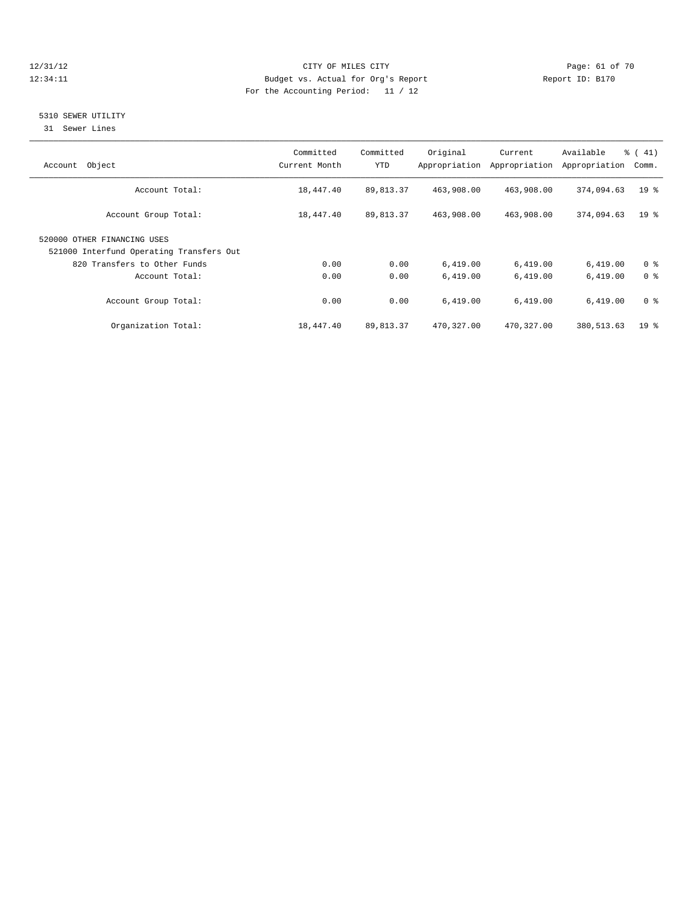12/31/12 CITY OF MILES CITY
12:34:11 Budget vs. Actual for Org's Report Report ID: B170
For the Accounting Period: 11 / 12

## 5310 SEWER UTILITY

31 Sewer Lines

| Account Object | Committed Current Month | Committed YTD | Original Appropriation | Current Appropriation | Available Appropriation | % ( 41) Comm. |
|---|---|---|---|---|---|---|
| Account Total: | 18,447.40 | 89,813.37 | 463,908.00 | 463,908.00 | 374,094.63 | 19 % |
| Account Group Total: | 18,447.40 | 89,813.37 | 463,908.00 | 463,908.00 | 374,094.63 | 19 % |
| 520000 OTHER FINANCING USES | | | | | | |
| 521000 Interfund Operating Transfers Out | | | | | | |
| 820 Transfers to Other Funds | 0.00 | 0.00 | 6,419.00 | 6,419.00 | 6,419.00 | 0 % |
| Account Total: | 0.00 | 0.00 | 6,419.00 | 6,419.00 | 6,419.00 | 0 % |
| Account Group Total: | 0.00 | 0.00 | 6,419.00 | 6,419.00 | 6,419.00 | 0 % |
| Organization Total: | 18,447.40 | 89,813.37 | 470,327.00 | 470,327.00 | 380,513.63 | 19 % |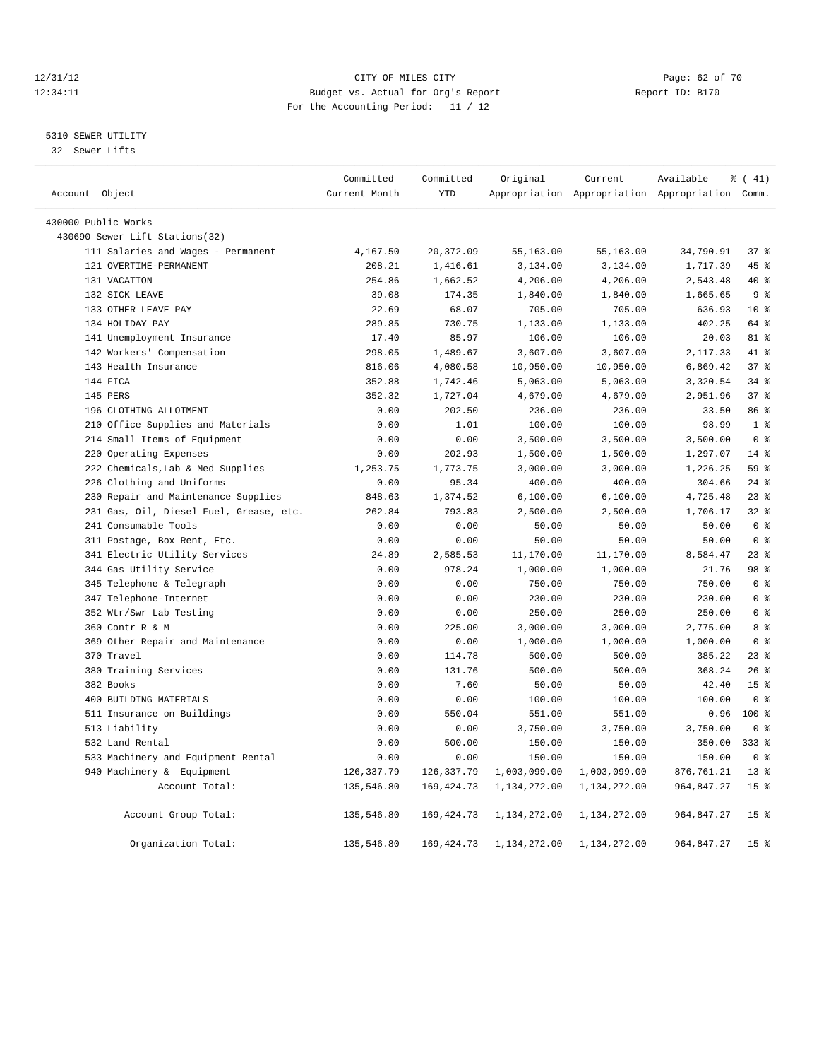CITY OF MILES CITY
Budget vs. Actual for Org's Report
For the Accounting Period: 11 / 12

12/31/12
12:34:11

Report ID: B170

5310 SEWER UTILITY
32 Sewer Lifts

| Account Object | Committed Current Month | Committed YTD | Original Appropriation | Current Appropriation | Available Appropriation | % ( 41) Comm. |
|---|---|---|---|---|---|---|
| 430000 Public Works | | | | | | |
| 430690 Sewer Lift Stations(32) | | | | | | |
| 111 Salaries and Wages - Permanent | 4,167.50 | 20,372.09 | 55,163.00 | 55,163.00 | 34,790.91 | 37 % |
| 121 OVERTIME-PERMANENT | 208.21 | 1,416.61 | 3,134.00 | 3,134.00 | 1,717.39 | 45 % |
| 131 VACATION | 254.86 | 1,662.52 | 4,206.00 | 4,206.00 | 2,543.48 | 40 % |
| 132 SICK LEAVE | 39.08 | 174.35 | 1,840.00 | 1,840.00 | 1,665.65 | 9 % |
| 133 OTHER LEAVE PAY | 22.69 | 68.07 | 705.00 | 705.00 | 636.93 | 10 % |
| 134 HOLIDAY PAY | 289.85 | 730.75 | 1,133.00 | 1,133.00 | 402.25 | 64 % |
| 141 Unemployment Insurance | 17.40 | 85.97 | 106.00 | 106.00 | 20.03 | 81 % |
| 142 Workers' Compensation | 298.05 | 1,489.67 | 3,607.00 | 3,607.00 | 2,117.33 | 41 % |
| 143 Health Insurance | 816.06 | 4,080.58 | 10,950.00 | 10,950.00 | 6,869.42 | 37 % |
| 144 FICA | 352.88 | 1,742.46 | 5,063.00 | 5,063.00 | 3,320.54 | 34 % |
| 145 PERS | 352.32 | 1,727.04 | 4,679.00 | 4,679.00 | 2,951.96 | 37 % |
| 196 CLOTHING ALLOTMENT | 0.00 | 202.50 | 236.00 | 236.00 | 33.50 | 86 % |
| 210 Office Supplies and Materials | 0.00 | 1.01 | 100.00 | 100.00 | 98.99 | 1 % |
| 214 Small Items of Equipment | 0.00 | 0.00 | 3,500.00 | 3,500.00 | 3,500.00 | 0 % |
| 220 Operating Expenses | 0.00 | 202.93 | 1,500.00 | 1,500.00 | 1,297.07 | 14 % |
| 222 Chemicals,Lab & Med Supplies | 1,253.75 | 1,773.75 | 3,000.00 | 3,000.00 | 1,226.25 | 59 % |
| 226 Clothing and Uniforms | 0.00 | 95.34 | 400.00 | 400.00 | 304.66 | 24 % |
| 230 Repair and Maintenance Supplies | 848.63 | 1,374.52 | 6,100.00 | 6,100.00 | 4,725.48 | 23 % |
| 231 Gas, Oil, Diesel Fuel, Grease, etc. | 262.84 | 793.83 | 2,500.00 | 2,500.00 | 1,706.17 | 32 % |
| 241 Consumable Tools | 0.00 | 0.00 | 50.00 | 50.00 | 50.00 | 0 % |
| 311 Postage, Box Rent, Etc. | 0.00 | 0.00 | 50.00 | 50.00 | 50.00 | 0 % |
| 341 Electric Utility Services | 24.89 | 2,585.53 | 11,170.00 | 11,170.00 | 8,584.47 | 23 % |
| 344 Gas Utility Service | 0.00 | 978.24 | 1,000.00 | 1,000.00 | 21.76 | 98 % |
| 345 Telephone & Telegraph | 0.00 | 0.00 | 750.00 | 750.00 | 750.00 | 0 % |
| 347 Telephone-Internet | 0.00 | 0.00 | 230.00 | 230.00 | 230.00 | 0 % |
| 352 Wtr/Swr Lab Testing | 0.00 | 0.00 | 250.00 | 250.00 | 250.00 | 0 % |
| 360 Contr R & M | 0.00 | 225.00 | 3,000.00 | 3,000.00 | 2,775.00 | 8 % |
| 369 Other Repair and Maintenance | 0.00 | 0.00 | 1,000.00 | 1,000.00 | 1,000.00 | 0 % |
| 370 Travel | 0.00 | 114.78 | 500.00 | 500.00 | 385.22 | 23 % |
| 380 Training Services | 0.00 | 131.76 | 500.00 | 500.00 | 368.24 | 26 % |
| 382 Books | 0.00 | 7.60 | 50.00 | 50.00 | 42.40 | 15 % |
| 400 BUILDING MATERIALS | 0.00 | 0.00 | 100.00 | 100.00 | 100.00 | 0 % |
| 511 Insurance on Buildings | 0.00 | 550.04 | 551.00 | 551.00 | 0.96 | 100 % |
| 513 Liability | 0.00 | 0.00 | 3,750.00 | 3,750.00 | 3,750.00 | 0 % |
| 532 Land Rental | 0.00 | 500.00 | 150.00 | 150.00 | -350.00 | 333 % |
| 533 Machinery and Equipment Rental | 0.00 | 0.00 | 150.00 | 150.00 | 150.00 | 0 % |
| 940 Machinery & Equipment | 126,337.79 | 126,337.79 | 1,003,099.00 | 1,003,099.00 | 876,761.21 | 13 % |
| Account Total: | 135,546.80 | 169,424.73 | 1,134,272.00 | 1,134,272.00 | 964,847.27 | 15 % |
| Account Group Total: | 135,546.80 | 169,424.73 | 1,134,272.00 | 1,134,272.00 | 964,847.27 | 15 % |
| Organization Total: | 135,546.80 | 169,424.73 | 1,134,272.00 | 1,134,272.00 | 964,847.27 | 15 % |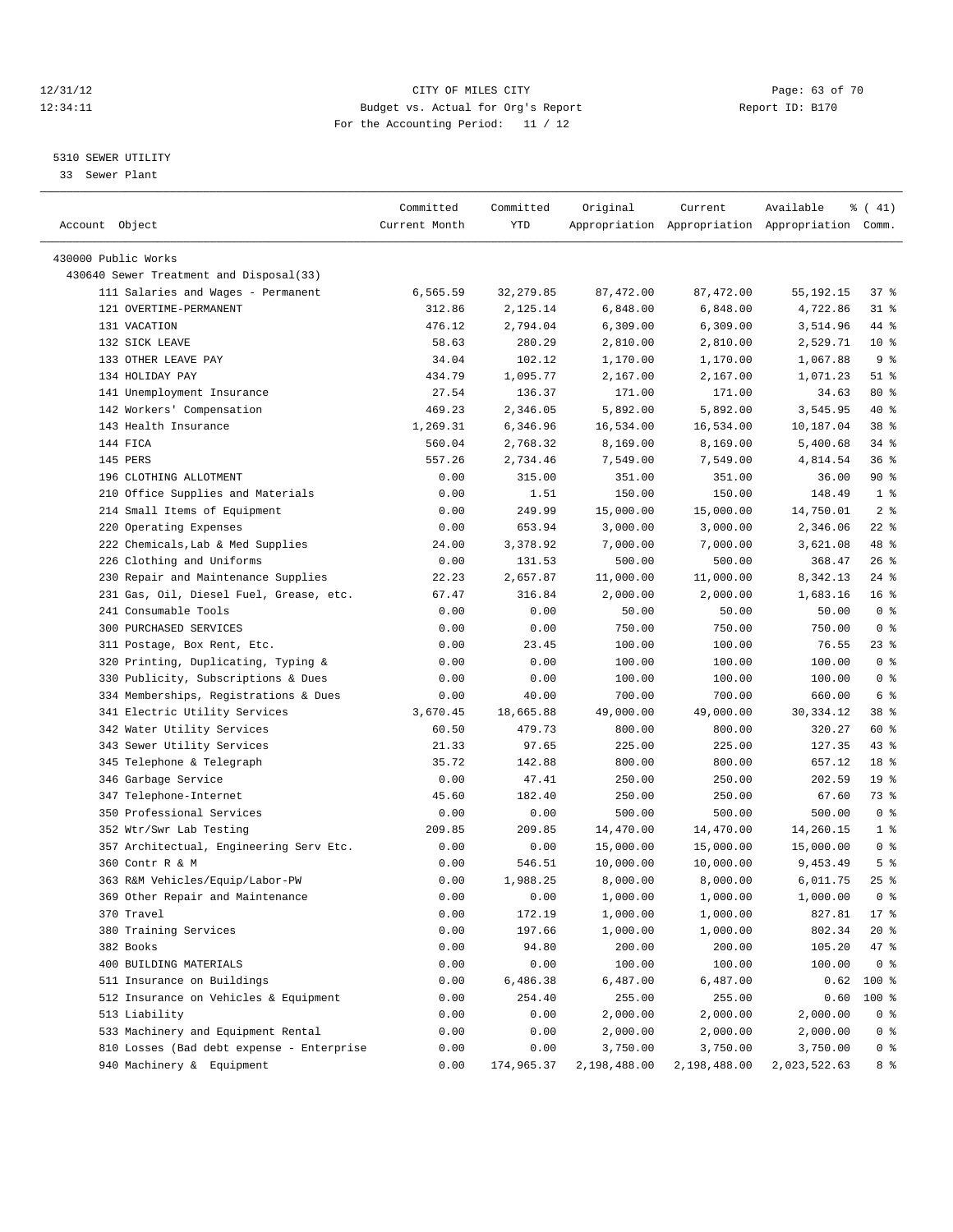12/31/12 CITY OF MILES CITY
12:34:11 Budget vs. Actual for Org's Report Report ID: B170
For the Accounting Period: 11 / 12

5310 SEWER UTILITY
33 Sewer Plant

| Account Object | Committed Current Month | Committed YTD | Original Appropriation | Current Appropriation | Available Appropriation | % ( 41) Comm. |
|---|---|---|---|---|---|---|
| 430000 Public Works | | | | | | |
| 430640 Sewer Treatment and Disposal(33) | | | | | | |
| 111 Salaries and Wages - Permanent | 6,565.59 | 32,279.85 | 87,472.00 | 87,472.00 | 55,192.15 | 37 % |
| 121 OVERTIME-PERMANENT | 312.86 | 2,125.14 | 6,848.00 | 6,848.00 | 4,722.86 | 31 % |
| 131 VACATION | 476.12 | 2,794.04 | 6,309.00 | 6,309.00 | 3,514.96 | 44 % |
| 132 SICK LEAVE | 58.63 | 280.29 | 2,810.00 | 2,810.00 | 2,529.71 | 10 % |
| 133 OTHER LEAVE PAY | 34.04 | 102.12 | 1,170.00 | 1,170.00 | 1,067.88 | 9 % |
| 134 HOLIDAY PAY | 434.79 | 1,095.77 | 2,167.00 | 2,167.00 | 1,071.23 | 51 % |
| 141 Unemployment Insurance | 27.54 | 136.37 | 171.00 | 171.00 | 34.63 | 80 % |
| 142 Workers' Compensation | 469.23 | 2,346.05 | 5,892.00 | 5,892.00 | 3,545.95 | 40 % |
| 143 Health Insurance | 1,269.31 | 6,346.96 | 16,534.00 | 16,534.00 | 10,187.04 | 38 % |
| 144 FICA | 560.04 | 2,768.32 | 8,169.00 | 8,169.00 | 5,400.68 | 34 % |
| 145 PERS | 557.26 | 2,734.46 | 7,549.00 | 7,549.00 | 4,814.54 | 36 % |
| 196 CLOTHING ALLOTMENT | 0.00 | 315.00 | 351.00 | 351.00 | 36.00 | 90 % |
| 210 Office Supplies and Materials | 0.00 | 1.51 | 150.00 | 150.00 | 148.49 | 1 % |
| 214 Small Items of Equipment | 0.00 | 249.99 | 15,000.00 | 15,000.00 | 14,750.01 | 2 % |
| 220 Operating Expenses | 0.00 | 653.94 | 3,000.00 | 3,000.00 | 2,346.06 | 22 % |
| 222 Chemicals,Lab & Med Supplies | 24.00 | 3,378.92 | 7,000.00 | 7,000.00 | 3,621.08 | 48 % |
| 226 Clothing and Uniforms | 0.00 | 131.53 | 500.00 | 500.00 | 368.47 | 26 % |
| 230 Repair and Maintenance Supplies | 22.23 | 2,657.87 | 11,000.00 | 11,000.00 | 8,342.13 | 24 % |
| 231 Gas, Oil, Diesel Fuel, Grease, etc. | 67.47 | 316.84 | 2,000.00 | 2,000.00 | 1,683.16 | 16 % |
| 241 Consumable Tools | 0.00 | 0.00 | 50.00 | 50.00 | 50.00 | 0 % |
| 300 PURCHASED SERVICES | 0.00 | 0.00 | 750.00 | 750.00 | 750.00 | 0 % |
| 311 Postage, Box Rent, Etc. | 0.00 | 23.45 | 100.00 | 100.00 | 76.55 | 23 % |
| 320 Printing, Duplicating, Typing & | 0.00 | 0.00 | 100.00 | 100.00 | 100.00 | 0 % |
| 330 Publicity, Subscriptions & Dues | 0.00 | 0.00 | 100.00 | 100.00 | 100.00 | 0 % |
| 334 Memberships, Registrations & Dues | 0.00 | 40.00 | 700.00 | 700.00 | 660.00 | 6 % |
| 341 Electric Utility Services | 3,670.45 | 18,665.88 | 49,000.00 | 49,000.00 | 30,334.12 | 38 % |
| 342 Water Utility Services | 60.50 | 479.73 | 800.00 | 800.00 | 320.27 | 60 % |
| 343 Sewer Utility Services | 21.33 | 97.65 | 225.00 | 225.00 | 127.35 | 43 % |
| 345 Telephone & Telegraph | 35.72 | 142.88 | 800.00 | 800.00 | 657.12 | 18 % |
| 346 Garbage Service | 0.00 | 47.41 | 250.00 | 250.00 | 202.59 | 19 % |
| 347 Telephone-Internet | 45.60 | 182.40 | 250.00 | 250.00 | 67.60 | 73 % |
| 350 Professional Services | 0.00 | 0.00 | 500.00 | 500.00 | 500.00 | 0 % |
| 352 Wtr/Swr Lab Testing | 209.85 | 209.85 | 14,470.00 | 14,470.00 | 14,260.15 | 1 % |
| 357 Architectual, Engineering Serv Etc. | 0.00 | 0.00 | 15,000.00 | 15,000.00 | 15,000.00 | 0 % |
| 360 Contr R & M | 0.00 | 546.51 | 10,000.00 | 10,000.00 | 9,453.49 | 5 % |
| 363 R&M Vehicles/Equip/Labor-PW | 0.00 | 1,988.25 | 8,000.00 | 8,000.00 | 6,011.75 | 25 % |
| 369 Other Repair and Maintenance | 0.00 | 0.00 | 1,000.00 | 1,000.00 | 1,000.00 | 0 % |
| 370 Travel | 0.00 | 172.19 | 1,000.00 | 1,000.00 | 827.81 | 17 % |
| 380 Training Services | 0.00 | 197.66 | 1,000.00 | 1,000.00 | 802.34 | 20 % |
| 382 Books | 0.00 | 94.80 | 200.00 | 200.00 | 105.20 | 47 % |
| 400 BUILDING MATERIALS | 0.00 | 0.00 | 100.00 | 100.00 | 100.00 | 0 % |
| 511 Insurance on Buildings | 0.00 | 6,486.38 | 6,487.00 | 6,487.00 | 0.62 | 100 % |
| 512 Insurance on Vehicles & Equipment | 0.00 | 254.40 | 255.00 | 255.00 | 0.60 | 100 % |
| 513 Liability | 0.00 | 0.00 | 2,000.00 | 2,000.00 | 2,000.00 | 0 % |
| 533 Machinery and Equipment Rental | 0.00 | 0.00 | 2,000.00 | 2,000.00 | 2,000.00 | 0 % |
| 810 Losses (Bad debt expense - Enterprise | 0.00 | 0.00 | 3,750.00 | 3,750.00 | 3,750.00 | 0 % |
| 940 Machinery & Equipment | 0.00 | 174,965.37 | 2,198,488.00 | 2,198,488.00 | 2,023,522.63 | 8 % |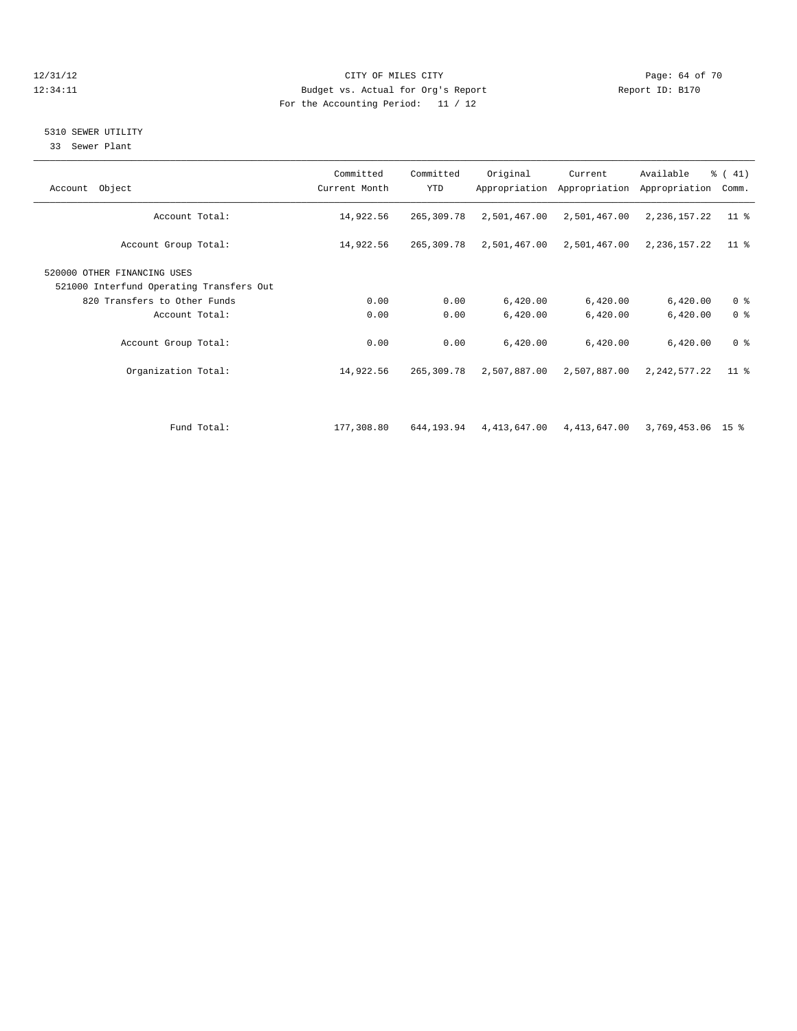CITY OF MILES CITY
Budget vs. Actual for Org's Report
For the Accounting Period: 11 / 12

12/31/12
12:34:11

Report ID: B170

## 5310 SEWER UTILITY

33 Sewer Plant

| Account Object | Committed Current Month | Committed YTD | Original Appropriation | Current Appropriation | Available Appropriation | % ( 41) Comm. |
|---|---|---|---|---|---|---|
| Account Total: | 14,922.56 | 265,309.78 | 2,501,467.00 | 2,501,467.00 | 2,236,157.22 | 11 % |
| Account Group Total: | 14,922.56 | 265,309.78 | 2,501,467.00 | 2,501,467.00 | 2,236,157.22 | 11 % |
| 520000 OTHER FINANCING USES | | | | | | |
| 521000 Interfund Operating Transfers Out | | | | | | |
| 820 Transfers to Other Funds | 0.00 | 0.00 | 6,420.00 | 6,420.00 | 6,420.00 | 0 % |
| Account Total: | 0.00 | 0.00 | 6,420.00 | 6,420.00 | 6,420.00 | 0 % |
| Account Group Total: | 0.00 | 0.00 | 6,420.00 | 6,420.00 | 6,420.00 | 0 % |
| Organization Total: | 14,922.56 | 265,309.78 | 2,507,887.00 | 2,507,887.00 | 2,242,577.22 | 11 % |
| Fund Total: | 177,308.80 | 644,193.94 | 4,413,647.00 | 4,413,647.00 | 3,769,453.06 | 15 % |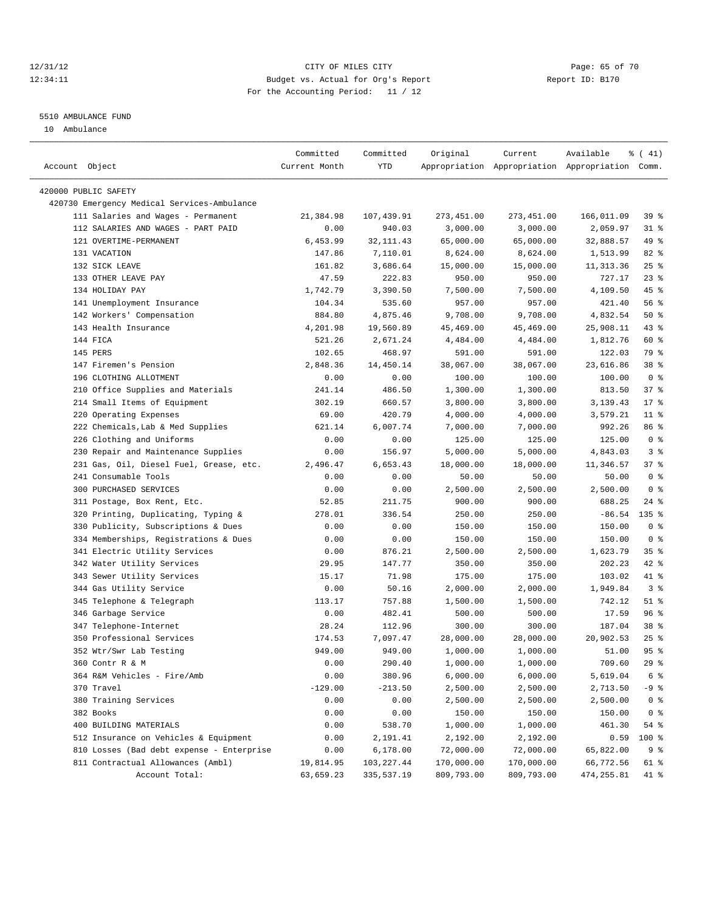CITY OF MILES CITY
Budget vs. Actual for Org's Report
For the Accounting Period: 11 / 12

12/31/12
12:34:11

Report ID: B170

## 5510 AMBULANCE FUND

10 Ambulance

| Account Object | Committed Current Month | Committed YTD | Original Appropriation | Current Appropriation | Available Appropriation | % ( 41) Comm. |
|---|---|---|---|---|---|---|
| 420000 PUBLIC SAFETY | | | | | | |
| 420730 Emergency Medical Services-Ambulance | | | | | | |
| 111 Salaries and Wages - Permanent | 21,384.98 | 107,439.91 | 273,451.00 | 273,451.00 | 166,011.09 | 39 % |
| 112 SALARIES AND WAGES - PART PAID | 0.00 | 940.03 | 3,000.00 | 3,000.00 | 2,059.97 | 31 % |
| 121 OVERTIME-PERMANENT | 6,453.99 | 32,111.43 | 65,000.00 | 65,000.00 | 32,888.57 | 49 % |
| 131 VACATION | 147.86 | 7,110.01 | 8,624.00 | 8,624.00 | 1,513.99 | 82 % |
| 132 SICK LEAVE | 161.82 | 3,686.64 | 15,000.00 | 15,000.00 | 11,313.36 | 25 % |
| 133 OTHER LEAVE PAY | 47.59 | 222.83 | 950.00 | 950.00 | 727.17 | 23 % |
| 134 HOLIDAY PAY | 1,742.79 | 3,390.50 | 7,500.00 | 7,500.00 | 4,109.50 | 45 % |
| 141 Unemployment Insurance | 104.34 | 535.60 | 957.00 | 957.00 | 421.40 | 56 % |
| 142 Workers' Compensation | 884.80 | 4,875.46 | 9,708.00 | 9,708.00 | 4,832.54 | 50 % |
| 143 Health Insurance | 4,201.98 | 19,560.89 | 45,469.00 | 45,469.00 | 25,908.11 | 43 % |
| 144 FICA | 521.26 | 2,671.24 | 4,484.00 | 4,484.00 | 1,812.76 | 60 % |
| 145 PERS | 102.65 | 468.97 | 591.00 | 591.00 | 122.03 | 79 % |
| 147 Firemen's Pension | 2,848.36 | 14,450.14 | 38,067.00 | 38,067.00 | 23,616.86 | 38 % |
| 196 CLOTHING ALLOTMENT | 0.00 | 0.00 | 100.00 | 100.00 | 100.00 | 0 % |
| 210 Office Supplies and Materials | 241.14 | 486.50 | 1,300.00 | 1,300.00 | 813.50 | 37 % |
| 214 Small Items of Equipment | 302.19 | 660.57 | 3,800.00 | 3,800.00 | 3,139.43 | 17 % |
| 220 Operating Expenses | 69.00 | 420.79 | 4,000.00 | 4,000.00 | 3,579.21 | 11 % |
| 222 Chemicals,Lab & Med Supplies | 621.14 | 6,007.74 | 7,000.00 | 7,000.00 | 992.26 | 86 % |
| 226 Clothing and Uniforms | 0.00 | 0.00 | 125.00 | 125.00 | 125.00 | 0 % |
| 230 Repair and Maintenance Supplies | 0.00 | 156.97 | 5,000.00 | 5,000.00 | 4,843.03 | 3 % |
| 231 Gas, Oil, Diesel Fuel, Grease, etc. | 2,496.47 | 6,653.43 | 18,000.00 | 18,000.00 | 11,346.57 | 37 % |
| 241 Consumable Tools | 0.00 | 0.00 | 50.00 | 50.00 | 50.00 | 0 % |
| 300 PURCHASED SERVICES | 0.00 | 0.00 | 2,500.00 | 2,500.00 | 2,500.00 | 0 % |
| 311 Postage, Box Rent, Etc. | 52.85 | 211.75 | 900.00 | 900.00 | 688.25 | 24 % |
| 320 Printing, Duplicating, Typing & | 278.01 | 336.54 | 250.00 | 250.00 | -86.54 | 135 % |
| 330 Publicity, Subscriptions & Dues | 0.00 | 0.00 | 150.00 | 150.00 | 150.00 | 0 % |
| 334 Memberships, Registrations & Dues | 0.00 | 0.00 | 150.00 | 150.00 | 150.00 | 0 % |
| 341 Electric Utility Services | 0.00 | 876.21 | 2,500.00 | 2,500.00 | 1,623.79 | 35 % |
| 342 Water Utility Services | 29.95 | 147.77 | 350.00 | 350.00 | 202.23 | 42 % |
| 343 Sewer Utility Services | 15.17 | 71.98 | 175.00 | 175.00 | 103.02 | 41 % |
| 344 Gas Utility Service | 0.00 | 50.16 | 2,000.00 | 2,000.00 | 1,949.84 | 3 % |
| 345 Telephone & Telegraph | 113.17 | 757.88 | 1,500.00 | 1,500.00 | 742.12 | 51 % |
| 346 Garbage Service | 0.00 | 482.41 | 500.00 | 500.00 | 17.59 | 96 % |
| 347 Telephone-Internet | 28.24 | 112.96 | 300.00 | 300.00 | 187.04 | 38 % |
| 350 Professional Services | 174.53 | 7,097.47 | 28,000.00 | 28,000.00 | 20,902.53 | 25 % |
| 352 Wtr/Swr Lab Testing | 949.00 | 949.00 | 1,000.00 | 1,000.00 | 51.00 | 95 % |
| 360 Contr R & M | 0.00 | 290.40 | 1,000.00 | 1,000.00 | 709.60 | 29 % |
| 364 R&M Vehicles - Fire/Amb | 0.00 | 380.96 | 6,000.00 | 6,000.00 | 5,619.04 | 6 % |
| 370 Travel | -129.00 | -213.50 | 2,500.00 | 2,500.00 | 2,713.50 | -9 % |
| 380 Training Services | 0.00 | 0.00 | 2,500.00 | 2,500.00 | 2,500.00 | 0 % |
| 382 Books | 0.00 | 0.00 | 150.00 | 150.00 | 150.00 | 0 % |
| 400 BUILDING MATERIALS | 0.00 | 538.70 | 1,000.00 | 1,000.00 | 461.30 | 54 % |
| 512 Insurance on Vehicles & Equipment | 0.00 | 2,191.41 | 2,192.00 | 2,192.00 | 0.59 | 100 % |
| 810 Losses (Bad debt expense - Enterprise | 0.00 | 6,178.00 | 72,000.00 | 72,000.00 | 65,822.00 | 9 % |
| 811 Contractual Allowances (Ambl) | 19,814.95 | 103,227.44 | 170,000.00 | 170,000.00 | 66,772.56 | 61 % |
| Account Total: | 63,659.23 | 335,537.19 | 809,793.00 | 809,793.00 | 474,255.81 | 41 % |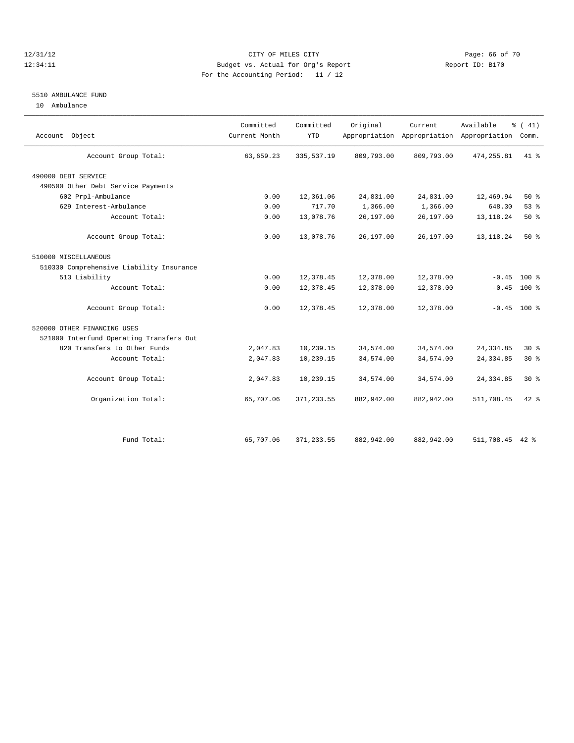CITY OF MILES CITY
Budget vs. Actual for Org's Report
For the Accounting Period: 11 / 12

12/31/12
12:34:11

Report ID: B170

## 5510 AMBULANCE FUND

10 Ambulance

| Account Object | Committed Current Month | Committed YTD | Original Appropriation | Current Appropriation | Available Appropriation | % ( 41) Comm. |
|---|---|---|---|---|---|---|
| Account Group Total: | 63,659.23 | 335,537.19 | 809,793.00 | 809,793.00 | 474,255.81 | 41 % |
| 490000 DEBT SERVICE | | | | | | |
| 490500 Other Debt Service Payments | | | | | | |
| 602 Prpl-Ambulance | 0.00 | 12,361.06 | 24,831.00 | 24,831.00 | 12,469.94 | 50 % |
| 629 Interest-Ambulance | 0.00 | 717.70 | 1,366.00 | 1,366.00 | 648.30 | 53 % |
| Account Total: | 0.00 | 13,078.76 | 26,197.00 | 26,197.00 | 13,118.24 | 50 % |
| Account Group Total: | 0.00 | 13,078.76 | 26,197.00 | 26,197.00 | 13,118.24 | 50 % |
| 510000 MISCELLANEOUS | | | | | | |
| 510330 Comprehensive Liability Insurance | | | | | | |
| 513 Liability | 0.00 | 12,378.45 | 12,378.00 | 12,378.00 | -0.45 | 100 % |
| Account Total: | 0.00 | 12,378.45 | 12,378.00 | 12,378.00 | -0.45 | 100 % |
| Account Group Total: | 0.00 | 12,378.45 | 12,378.00 | 12,378.00 | -0.45 | 100 % |
| 520000 OTHER FINANCING USES | | | | | | |
| 521000 Interfund Operating Transfers Out | | | | | | |
| 820 Transfers to Other Funds | 2,047.83 | 10,239.15 | 34,574.00 | 34,574.00 | 24,334.85 | 30 % |
| Account Total: | 2,047.83 | 10,239.15 | 34,574.00 | 34,574.00 | 24,334.85 | 30 % |
| Account Group Total: | 2,047.83 | 10,239.15 | 34,574.00 | 34,574.00 | 24,334.85 | 30 % |
| Organization Total: | 65,707.06 | 371,233.55 | 882,942.00 | 882,942.00 | 511,708.45 | 42 % |
| Fund Total: | 65,707.06 | 371,233.55 | 882,942.00 | 882,942.00 | 511,708.45 | 42 % |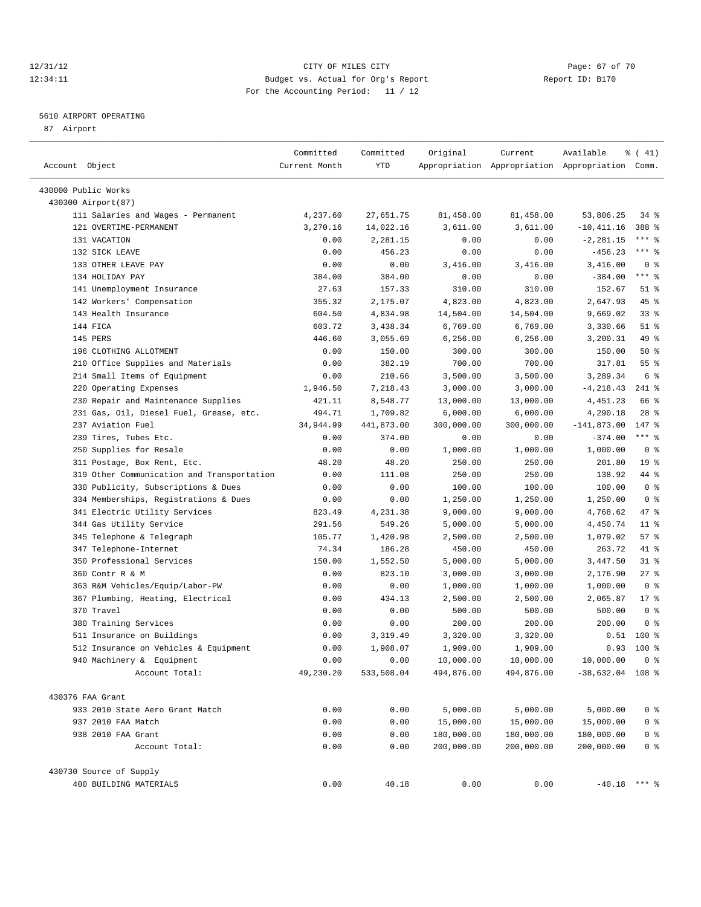CITY OF MILES CITY
Budget vs. Actual for Org's Report
For the Accounting Period: 11 / 12

12/31/12
12:34:11

Report ID: B170

5610 AIRPORT OPERATING
87 Airport

| Account Object | Committed Current Month | Committed YTD | Original Appropriation | Current Appropriation | Available Appropriation | % ( 41) Comm. |
|---|---|---|---|---|---|---|
| 430000 Public Works | | | | | | |
| 430300 Airport(87) | | | | | | |
| 111 Salaries and Wages - Permanent | 4,237.60 | 27,651.75 | 81,458.00 | 81,458.00 | 53,806.25 | 34 % |
| 121 OVERTIME-PERMANENT | 3,270.16 | 14,022.16 | 3,611.00 | 3,611.00 | -10,411.16 | 388 % |
| 131 VACATION | 0.00 | 2,281.15 | 0.00 | 0.00 | -2,281.15 | *** % |
| 132 SICK LEAVE | 0.00 | 456.23 | 0.00 | 0.00 | -456.23 | *** % |
| 133 OTHER LEAVE PAY | 0.00 | 0.00 | 3,416.00 | 3,416.00 | 3,416.00 | 0 % |
| 134 HOLIDAY PAY | 384.00 | 384.00 | 0.00 | 0.00 | -384.00 | *** % |
| 141 Unemployment Insurance | 27.63 | 157.33 | 310.00 | 310.00 | 152.67 | 51 % |
| 142 Workers' Compensation | 355.32 | 2,175.07 | 4,823.00 | 4,823.00 | 2,647.93 | 45 % |
| 143 Health Insurance | 604.50 | 4,834.98 | 14,504.00 | 14,504.00 | 9,669.02 | 33 % |
| 144 FICA | 603.72 | 3,438.34 | 6,769.00 | 6,769.00 | 3,330.66 | 51 % |
| 145 PERS | 446.60 | 3,055.69 | 6,256.00 | 6,256.00 | 3,200.31 | 49 % |
| 196 CLOTHING ALLOTMENT | 0.00 | 150.00 | 300.00 | 300.00 | 150.00 | 50 % |
| 210 Office Supplies and Materials | 0.00 | 382.19 | 700.00 | 700.00 | 317.81 | 55 % |
| 214 Small Items of Equipment | 0.00 | 210.66 | 3,500.00 | 3,500.00 | 3,289.34 | 6 % |
| 220 Operating Expenses | 1,946.50 | 7,218.43 | 3,000.00 | 3,000.00 | -4,218.43 | 241 % |
| 230 Repair and Maintenance Supplies | 421.11 | 8,548.77 | 13,000.00 | 13,000.00 | 4,451.23 | 66 % |
| 231 Gas, Oil, Diesel Fuel, Grease, etc. | 494.71 | 1,709.82 | 6,000.00 | 6,000.00 | 4,290.18 | 28 % |
| 237 Aviation Fuel | 34,944.99 | 441,873.00 | 300,000.00 | 300,000.00 | -141,873.00 | 147 % |
| 239 Tires, Tubes Etc. | 0.00 | 374.00 | 0.00 | 0.00 | -374.00 | *** % |
| 250 Supplies for Resale | 0.00 | 0.00 | 1,000.00 | 1,000.00 | 1,000.00 | 0 % |
| 311 Postage, Box Rent, Etc. | 48.20 | 48.20 | 250.00 | 250.00 | 201.80 | 19 % |
| 319 Other Communication and Transportation | 0.00 | 111.08 | 250.00 | 250.00 | 138.92 | 44 % |
| 330 Publicity, Subscriptions & Dues | 0.00 | 0.00 | 100.00 | 100.00 | 100.00 | 0 % |
| 334 Memberships, Registrations & Dues | 0.00 | 0.00 | 1,250.00 | 1,250.00 | 1,250.00 | 0 % |
| 341 Electric Utility Services | 823.49 | 4,231.38 | 9,000.00 | 9,000.00 | 4,768.62 | 47 % |
| 344 Gas Utility Service | 291.56 | 549.26 | 5,000.00 | 5,000.00 | 4,450.74 | 11 % |
| 345 Telephone & Telegraph | 105.77 | 1,420.98 | 2,500.00 | 2,500.00 | 1,079.02 | 57 % |
| 347 Telephone-Internet | 74.34 | 186.28 | 450.00 | 450.00 | 263.72 | 41 % |
| 350 Professional Services | 150.00 | 1,552.50 | 5,000.00 | 5,000.00 | 3,447.50 | 31 % |
| 360 Contr R & M | 0.00 | 823.10 | 3,000.00 | 3,000.00 | 2,176.90 | 27 % |
| 363 R&M Vehicles/Equip/Labor-PW | 0.00 | 0.00 | 1,000.00 | 1,000.00 | 1,000.00 | 0 % |
| 367 Plumbing, Heating, Electrical | 0.00 | 434.13 | 2,500.00 | 2,500.00 | 2,065.87 | 17 % |
| 370 Travel | 0.00 | 0.00 | 500.00 | 500.00 | 500.00 | 0 % |
| 380 Training Services | 0.00 | 0.00 | 200.00 | 200.00 | 200.00 | 0 % |
| 511 Insurance on Buildings | 0.00 | 3,319.49 | 3,320.00 | 3,320.00 | 0.51 | 100 % |
| 512 Insurance on Vehicles & Equipment | 0.00 | 1,908.07 | 1,909.00 | 1,909.00 | 0.93 | 100 % |
| 940 Machinery & Equipment | 0.00 | 0.00 | 10,000.00 | 10,000.00 | 10,000.00 | 0 % |
| Account Total: | 49,230.20 | 533,508.04 | 494,876.00 | 494,876.00 | -38,632.04 | 108 % |
| 430376 FAA Grant | | | | | | |
| 933 2010 State Aero Grant Match | 0.00 | 0.00 | 5,000.00 | 5,000.00 | 5,000.00 | 0 % |
| 937 2010 FAA Match | 0.00 | 0.00 | 15,000.00 | 15,000.00 | 15,000.00 | 0 % |
| 938 2010 FAA Grant | 0.00 | 0.00 | 180,000.00 | 180,000.00 | 180,000.00 | 0 % |
| Account Total: | 0.00 | 0.00 | 200,000.00 | 200,000.00 | 200,000.00 | 0 % |
| 430730 Source of Supply | | | | | | |
| 400 BUILDING MATERIALS | 0.00 | 40.18 | 0.00 | 0.00 | -40.18 | *** % |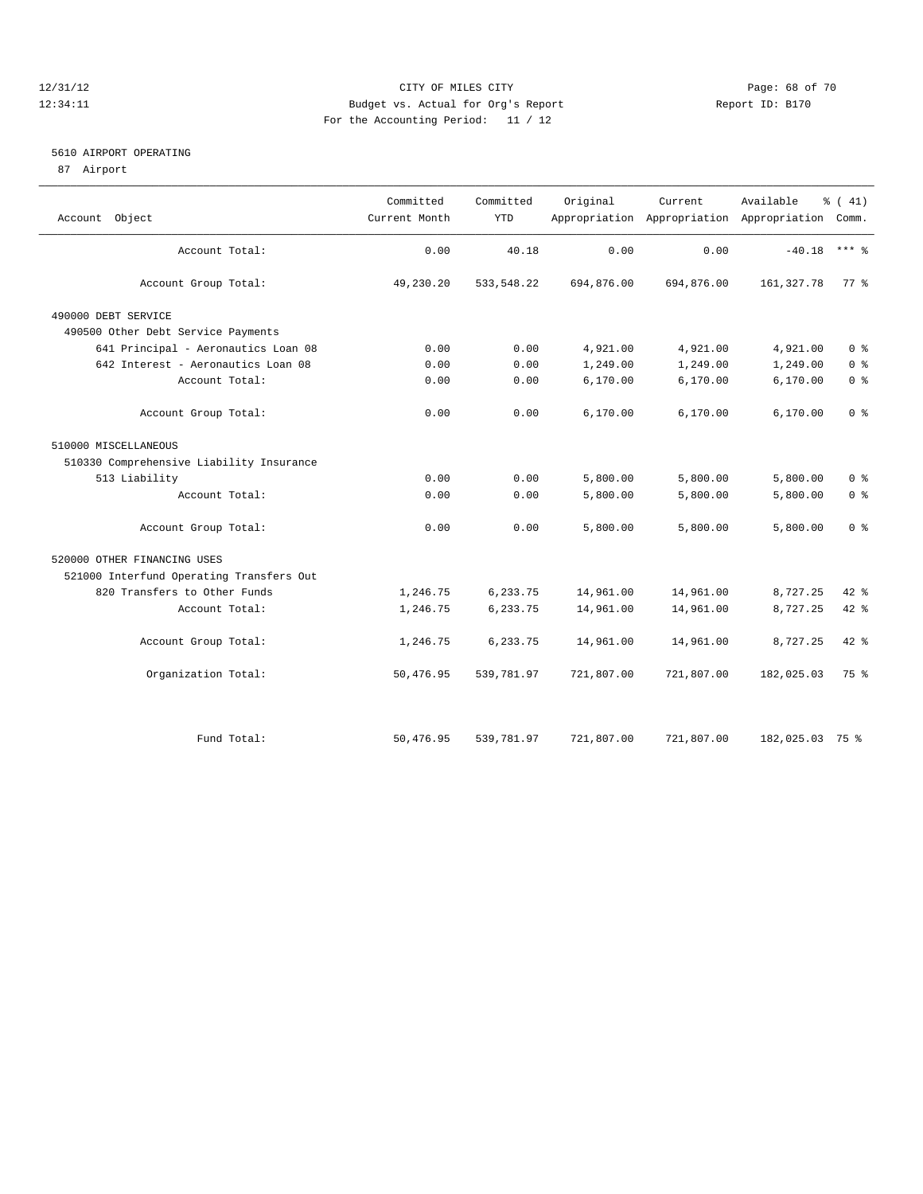CITY OF MILES CITY
Budget vs. Actual for Org's Report
For the Accounting Period: 11 / 12

12/31/12
12:34:11

Report ID: B170

## 5610 AIRPORT OPERATING

87 Airport

| Account Object | Committed Current Month | Committed YTD | Original Appropriation | Current Appropriation | Available Appropriation | % ( 41) Comm. |
|---|---|---|---|---|---|---|
| Account Total: | 0.00 | 40.18 | 0.00 | 0.00 | -40.18 | *** % |
| Account Group Total: | 49,230.20 | 533,548.22 | 694,876.00 | 694,876.00 | 161,327.78 | 77 % |
| 490000 DEBT SERVICE | | | | | | |
| 490500 Other Debt Service Payments | | | | | | |
| 641 Principal - Aeronautics Loan 08 | 0.00 | 0.00 | 4,921.00 | 4,921.00 | 4,921.00 | 0 % |
| 642 Interest - Aeronautics Loan 08 | 0.00 | 0.00 | 1,249.00 | 1,249.00 | 1,249.00 | 0 % |
| Account Total: | 0.00 | 0.00 | 6,170.00 | 6,170.00 | 6,170.00 | 0 % |
| Account Group Total: | 0.00 | 0.00 | 6,170.00 | 6,170.00 | 6,170.00 | 0 % |
| 510000 MISCELLANEOUS | | | | | | |
| 510330 Comprehensive Liability Insurance | | | | | | |
| 513 Liability | 0.00 | 0.00 | 5,800.00 | 5,800.00 | 5,800.00 | 0 % |
| Account Total: | 0.00 | 0.00 | 5,800.00 | 5,800.00 | 5,800.00 | 0 % |
| Account Group Total: | 0.00 | 0.00 | 5,800.00 | 5,800.00 | 5,800.00 | 0 % |
| 520000 OTHER FINANCING USES | | | | | | |
| 521000 Interfund Operating Transfers Out | | | | | | |
| 820 Transfers to Other Funds | 1,246.75 | 6,233.75 | 14,961.00 | 14,961.00 | 8,727.25 | 42 % |
| Account Total: | 1,246.75 | 6,233.75 | 14,961.00 | 14,961.00 | 8,727.25 | 42 % |
| Account Group Total: | 1,246.75 | 6,233.75 | 14,961.00 | 14,961.00 | 8,727.25 | 42 % |
| Organization Total: | 50,476.95 | 539,781.97 | 721,807.00 | 721,807.00 | 182,025.03 | 75 % |
| Fund Total: | 50,476.95 | 539,781.97 | 721,807.00 | 721,807.00 | 182,025.03 | 75 % |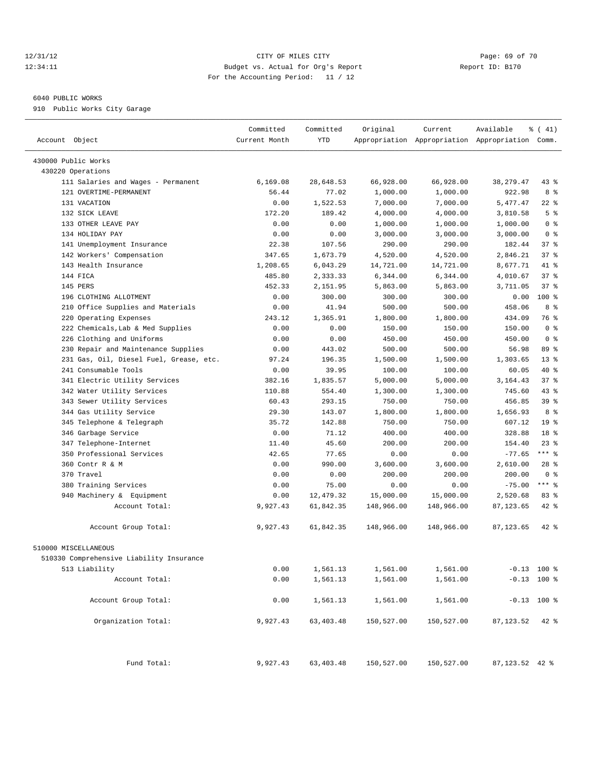12/31/12 CITY OF MILES CITY
12:34:11 Budget vs. Actual for Org's Report Report ID: B170
For the Accounting Period: 11 / 12

6040 PUBLIC WORKS
910 Public Works City Garage

| Account Object | Committed Current Month | Committed YTD | Original Appropriation | Current Appropriation | Available Appropriation | % ( 41) Comm. |
|---|---|---|---|---|---|---|
| 430000 Public Works | | | | | | |
| 430220 Operations | | | | | | |
| 111 Salaries and Wages - Permanent | 6,169.08 | 28,648.53 | 66,928.00 | 66,928.00 | 38,279.47 | 43 % |
| 121 OVERTIME-PERMANENT | 56.44 | 77.02 | 1,000.00 | 1,000.00 | 922.98 | 8 % |
| 131 VACATION | 0.00 | 1,522.53 | 7,000.00 | 7,000.00 | 5,477.47 | 22 % |
| 132 SICK LEAVE | 172.20 | 189.42 | 4,000.00 | 4,000.00 | 3,810.58 | 5 % |
| 133 OTHER LEAVE PAY | 0.00 | 0.00 | 1,000.00 | 1,000.00 | 1,000.00 | 0 % |
| 134 HOLIDAY PAY | 0.00 | 0.00 | 3,000.00 | 3,000.00 | 3,000.00 | 0 % |
| 141 Unemployment Insurance | 22.38 | 107.56 | 290.00 | 290.00 | 182.44 | 37 % |
| 142 Workers' Compensation | 347.65 | 1,673.79 | 4,520.00 | 4,520.00 | 2,846.21 | 37 % |
| 143 Health Insurance | 1,208.65 | 6,043.29 | 14,721.00 | 14,721.00 | 8,677.71 | 41 % |
| 144 FICA | 485.80 | 2,333.33 | 6,344.00 | 6,344.00 | 4,010.67 | 37 % |
| 145 PERS | 452.33 | 2,151.95 | 5,863.00 | 5,863.00 | 3,711.05 | 37 % |
| 196 CLOTHING ALLOTMENT | 0.00 | 300.00 | 300.00 | 300.00 | 0.00 | 100 % |
| 210 Office Supplies and Materials | 0.00 | 41.94 | 500.00 | 500.00 | 458.06 | 8 % |
| 220 Operating Expenses | 243.12 | 1,365.91 | 1,800.00 | 1,800.00 | 434.09 | 76 % |
| 222 Chemicals,Lab & Med Supplies | 0.00 | 0.00 | 150.00 | 150.00 | 150.00 | 0 % |
| 226 Clothing and Uniforms | 0.00 | 0.00 | 450.00 | 450.00 | 450.00 | 0 % |
| 230 Repair and Maintenance Supplies | 0.00 | 443.02 | 500.00 | 500.00 | 56.98 | 89 % |
| 231 Gas, Oil, Diesel Fuel, Grease, etc. | 97.24 | 196.35 | 1,500.00 | 1,500.00 | 1,303.65 | 13 % |
| 241 Consumable Tools | 0.00 | 39.95 | 100.00 | 100.00 | 60.05 | 40 % |
| 341 Electric Utility Services | 382.16 | 1,835.57 | 5,000.00 | 5,000.00 | 3,164.43 | 37 % |
| 342 Water Utility Services | 110.88 | 554.40 | 1,300.00 | 1,300.00 | 745.60 | 43 % |
| 343 Sewer Utility Services | 60.43 | 293.15 | 750.00 | 750.00 | 456.85 | 39 % |
| 344 Gas Utility Service | 29.30 | 143.07 | 1,800.00 | 1,800.00 | 1,656.93 | 8 % |
| 345 Telephone & Telegraph | 35.72 | 142.88 | 750.00 | 750.00 | 607.12 | 19 % |
| 346 Garbage Service | 0.00 | 71.12 | 400.00 | 400.00 | 328.88 | 18 % |
| 347 Telephone-Internet | 11.40 | 45.60 | 200.00 | 200.00 | 154.40 | 23 % |
| 350 Professional Services | 42.65 | 77.65 | 0.00 | 0.00 | -77.65 | *** % |
| 360 Contr R & M | 0.00 | 990.00 | 3,600.00 | 3,600.00 | 2,610.00 | 28 % |
| 370 Travel | 0.00 | 0.00 | 200.00 | 200.00 | 200.00 | 0 % |
| 380 Training Services | 0.00 | 75.00 | 0.00 | 0.00 | -75.00 | *** % |
| 940 Machinery & Equipment | 0.00 | 12,479.32 | 15,000.00 | 15,000.00 | 2,520.68 | 83 % |
| Account Total: | 9,927.43 | 61,842.35 | 148,966.00 | 148,966.00 | 87,123.65 | 42 % |
| Account Group Total: | 9,927.43 | 61,842.35 | 148,966.00 | 148,966.00 | 87,123.65 | 42 % |
| 510000 MISCELLANEOUS | | | | | | |
| 510330 Comprehensive Liability Insurance | | | | | | |
| 513 Liability | 0.00 | 1,561.13 | 1,561.00 | 1,561.00 | -0.13 | 100 % |
| Account Total: | 0.00 | 1,561.13 | 1,561.00 | 1,561.00 | -0.13 | 100 % |
| Account Group Total: | 0.00 | 1,561.13 | 1,561.00 | 1,561.00 | -0.13 | 100 % |
| Organization Total: | 9,927.43 | 63,403.48 | 150,527.00 | 150,527.00 | 87,123.52 | 42 % |
| Fund Total: | 9,927.43 | 63,403.48 | 150,527.00 | 150,527.00 | 87,123.52 | 42 % |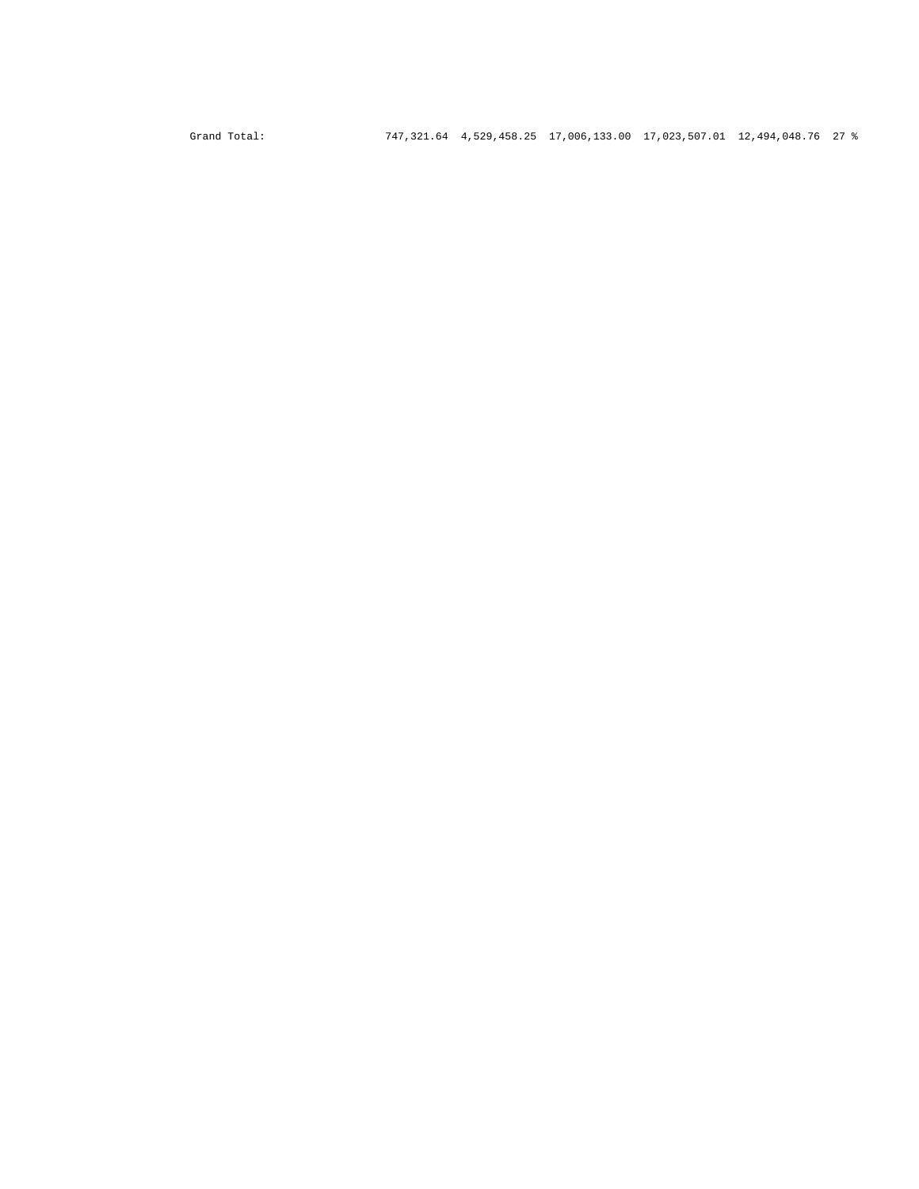| | | | | | | |
|---|---|---|---|---|---|---|
| Grand Total: | 747,321.64 | 4,529,458.25 | 17,006,133.00 | 17,023,507.01 | 12,494,048.76 | 27 % |